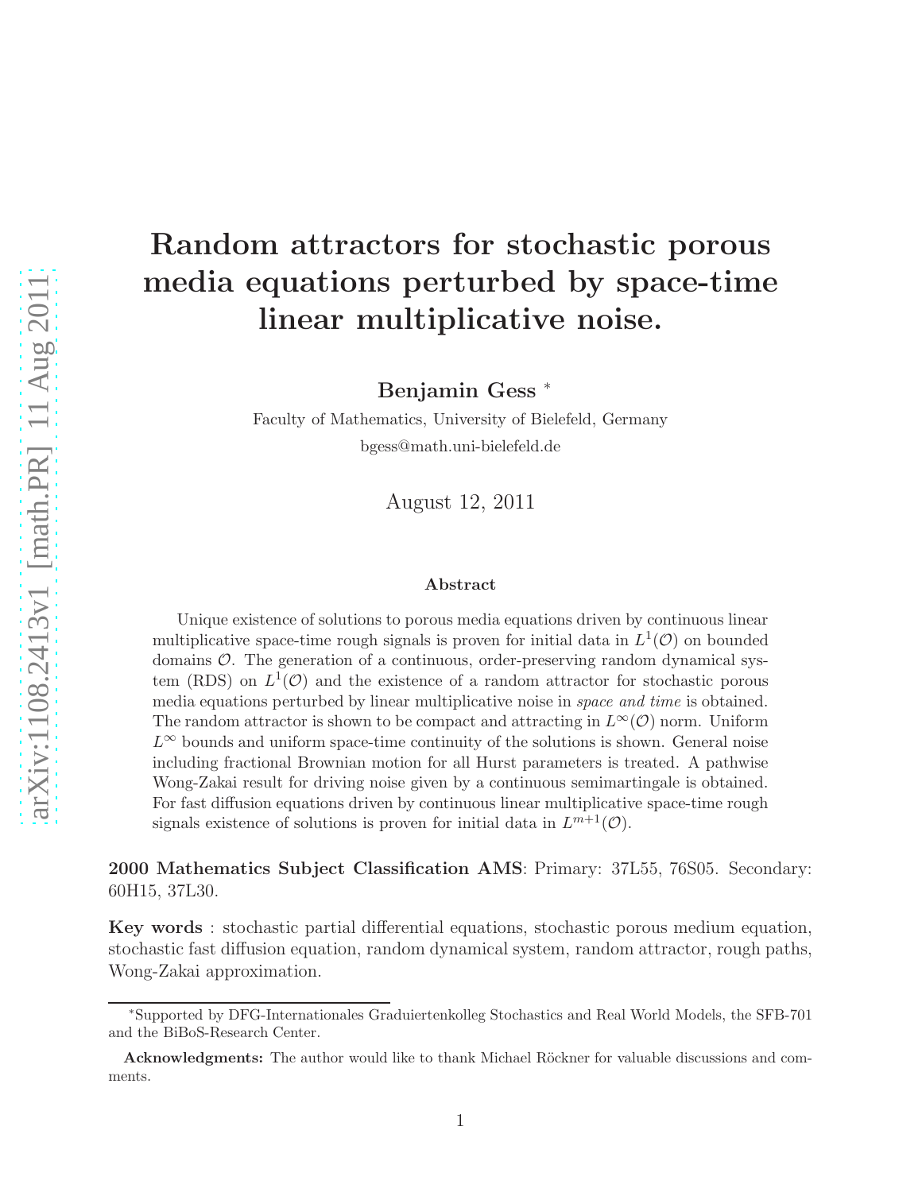# Random attractors for stochastic porous media equations perturbed by space-time linear multiplicative noise.

**Benjamin Gess** [*]

Faculty of Mathematics, University of Bielefeld, Germany

bgess@math.uni-bielefeld.de

August 12, 2011

### Abstract

Unique existence of solutions to porous media equations driven by continuous linear multiplicative space-time rough signals is proven for initial data in $L^1(\mathcal{O})$ on bounded domains $\mathcal{O}$. The generation of a continuous, order-preserving random dynamical system (RDS) on $L^1(\mathcal{O})$ and the existence of a random attractor for stochastic porous media equations perturbed by linear multiplicative noise in *space and time* is obtained. The random attractor is shown to be compact and attracting in $L^\infty(\mathcal{O})$ norm. Uniform $L^\infty$ bounds and uniform space-time continuity of the solutions is shown. General noise including fractional Brownian motion for all Hurst parameters is treated. A pathwise Wong-Zakai result for driving noise given by a continuous semimartingale is obtained. For fast diffusion equations driven by continuous linear multiplicative space-time rough signals existence of solutions is proven for initial data in $L^{m+1}(\mathcal{O})$.

**2000 Mathematics Subject Classification AMS**: Primary: 37L55, 76S05. Secondary: 60H15, 37L30.

**Key words** : stochastic partial differential equations, stochastic porous medium equation, stochastic fast diffusion equation, random dynamical system, random attractor, rough paths, Wong-Zakai approximation.

---

[*] Supported by DFG-Internationales Graduiertenkolleg Stochastics and Real World Models, the SFB-701 and the BiBoS-Research Center.

**Acknowledgments:** The author would like to thank Michael Röckner for valuable discussions and comments.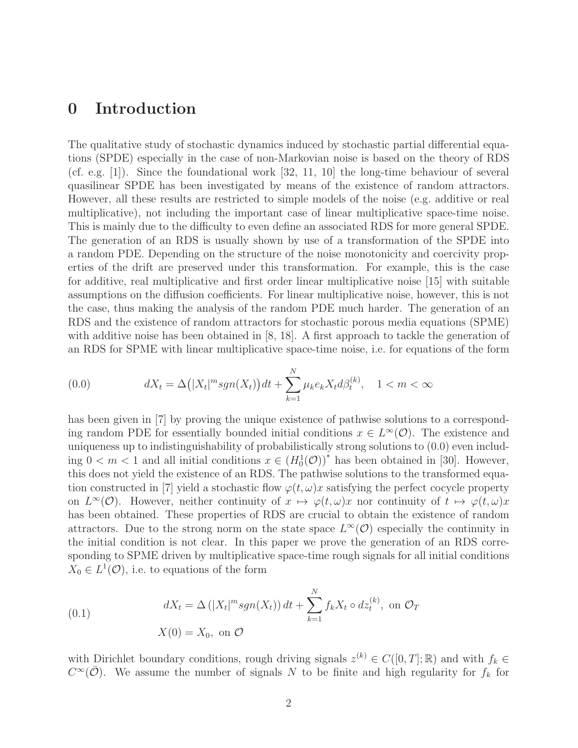# 0 Introduction

The qualitative study of stochastic dynamics induced by stochastic partial differential equations (SPDE) especially in the case of non-Markovian noise is based on the theory of RDS (cf. e.g. [1]). Since the foundational work [32, 11, 10] the long-time behaviour of several quasilinear SPDE has been investigated by means of the existence of random attractors. However, all these results are restricted to simple models of the noise (e.g. additive or real multiplicative), not including the important case of linear multiplicative space-time noise. This is mainly due to the difficulty to even define an associated RDS for more general SPDE. The generation of an RDS is usually shown by use of a transformation of the SPDE into a random PDE. Depending on the structure of the noise monotonicity and coercivity properties of the drift are preserved under this transformation. For example, this is the case for additive, real multiplicative and first order linear multiplicative noise [15] with suitable assumptions on the diffusion coefficients. For linear multiplicative noise, however, this is not the case, thus making the analysis of the random PDE much harder. The generation of an RDS and the existence of random attractors for stochastic porous media equations (SPME) with additive noise has been obtained in [8, 18]. A first approach to tackle the generation of an RDS for SPME with linear multiplicative space-time noise, i.e. for equations of the form

$$dX_t = \Delta\big(|X_t|^m sgn(X_t)\big)\,dt + \sum_{k=1}^{N} \mu_k e_k X_t d\beta_t^{(k)}, \quad 1 < m < \infty \tag{0.0}$$

has been given in [7] by proving the unique existence of pathwise solutions to a corresponding random PDE for essentially bounded initial conditions $x \in L^\infty(\mathcal{O})$. The existence and uniqueness up to indistinguishability of probabilistically strong solutions to (0.0) even including $0 < m < 1$ and all initial conditions $x \in \left(H_0^1(\mathcal{O})\right)^*$ has been obtained in [30]. However, this does not yield the existence of an RDS. The pathwise solutions to the transformed equation constructed in [7] yield a stochastic flow $\varphi(t,\omega)x$ satisfying the perfect cocycle property on $L^\infty(\mathcal{O})$. However, neither continuity of $x \mapsto \varphi(t,\omega)x$ nor continuity of $t \mapsto \varphi(t,\omega)x$ has been obtained. These properties of RDS are crucial to obtain the existence of random attractors. Due to the strong norm on the state space $L^\infty(\mathcal{O})$ especially the continuity in the initial condition is not clear. In this paper we prove the generation of an RDS corresponding to SPME driven by multiplicative space-time rough signals for all initial conditions $X_0 \in L^1(\mathcal{O})$, i.e. to equations of the form

$$\begin{aligned} dX_t &= \Delta\left(|X_t|^m sgn(X_t)\right)dt + \sum_{k=1}^{N} f_k X_t \circ dz_t^{(k)}, \text{ on } \mathcal{O}_T \\ X(0) &= X_0, \text{ on } \mathcal{O} \end{aligned} \tag{0.1}$$

with Dirichlet boundary conditions, rough driving signals $z^{(k)} \in C([0,T];\mathbb{R})$ and with $f_k \in C^\infty(\bar{\mathcal{O}})$. We assume the number of signals $N$ to be finite and high regularity for $f_k$ for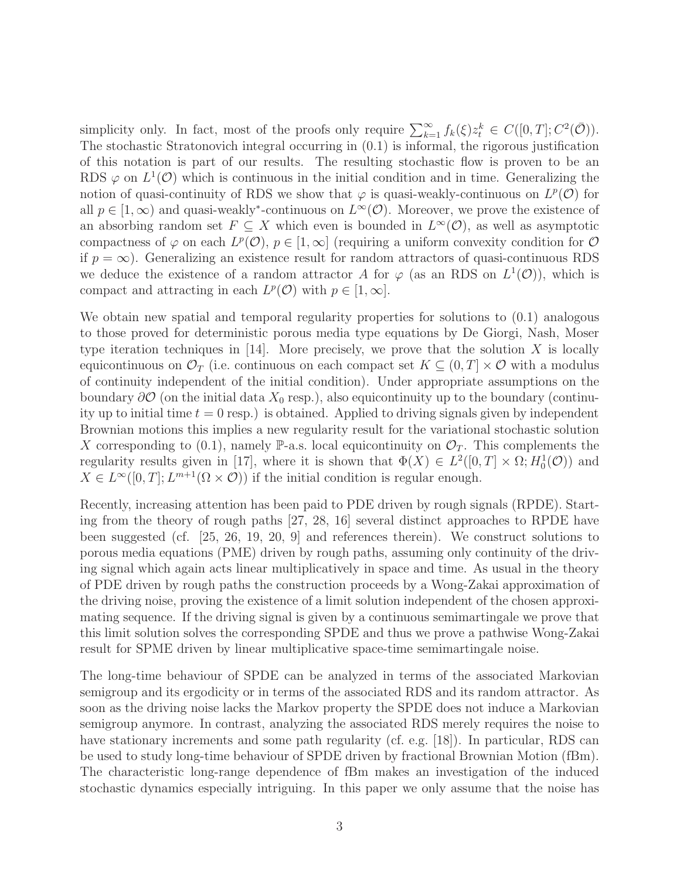simplicity only. In fact, most of the proofs only require $\sum_{k=1}^{\infty} f_k(\xi) z_t^k \in C([0,T]; C^2(\bar{\mathcal{O}}))$. The stochastic Stratonovich integral occurring in (0.1) is informal, the rigorous justification of this notation is part of our results. The resulting stochastic flow is proven to be an RDS $\varphi$ on $L^1(\mathcal{O})$ which is continuous in the initial condition and in time. Generalizing the notion of quasi-continuity of RDS we show that $\varphi$ is quasi-weakly-continuous on $L^p(\mathcal{O})$ for all $p \in [1, \infty)$ and quasi-weakly$^*$-continuous on $L^\infty(\mathcal{O})$. Moreover, we prove the existence of an absorbing random set $F \subseteq X$ which even is bounded in $L^\infty(\mathcal{O})$, as well as asymptotic compactness of $\varphi$ on each $L^p(\mathcal{O})$, $p \in [1, \infty]$ (requiring a uniform convexity condition for $\mathcal{O}$ if $p = \infty$). Generalizing an existence result for random attractors of quasi-continuous RDS we deduce the existence of a random attractor $A$ for $\varphi$ (as an RDS on $L^1(\mathcal{O})$), which is compact and attracting in each $L^p(\mathcal{O})$ with $p \in [1, \infty]$.

We obtain new spatial and temporal regularity properties for solutions to (0.1) analogous to those proved for deterministic porous media type equations by De Giorgi, Nash, Moser type iteration techniques in [14]. More precisely, we prove that the solution $X$ is locally equicontinuous on $\mathcal{O}_T$ (i.e. continuous on each compact set $K \subseteq (0,T] \times \mathcal{O}$ with a modulus of continuity independent of the initial condition). Under appropriate assumptions on the boundary $\partial\mathcal{O}$ (on the initial data $X_0$ resp.), also equicontinuity up to the boundary (continuity up to initial time $t = 0$ resp.) is obtained. Applied to driving signals given by independent Brownian motions this implies a new regularity result for the variational stochastic solution $X$ corresponding to (0.1), namely $\mathbb{P}$-a.s. local equicontinuity on $\mathcal{O}_T$. This complements the regularity results given in [17], where it is shown that $\Phi(X) \in L^2([0,T] \times \Omega; H_0^1(\mathcal{O}))$ and $X \in L^\infty([0,T]; L^{m+1}(\Omega \times \mathcal{O}))$ if the initial condition is regular enough.

Recently, increasing attention has been paid to PDE driven by rough signals (RPDE). Starting from the theory of rough paths [27, 28, 16] several distinct approaches to RPDE have been suggested (cf. [25, 26, 19, 20, 9] and references therein). We construct solutions to porous media equations (PME) driven by rough paths, assuming only continuity of the driving signal which again acts linear multiplicatively in space and time. As usual in the theory of PDE driven by rough paths the construction proceeds by a Wong-Zakai approximation of the driving noise, proving the existence of a limit solution independent of the chosen approximating sequence. If the driving signal is given by a continuous semimartingale we prove that this limit solution solves the corresponding SPDE and thus we prove a pathwise Wong-Zakai result for SPME driven by linear multiplicative space-time semimartingale noise.

The long-time behaviour of SPDE can be analyzed in terms of the associated Markovian semigroup and its ergodicity or in terms of the associated RDS and its random attractor. As soon as the driving noise lacks the Markov property the SPDE does not induce a Markovian semigroup anymore. In contrast, analyzing the associated RDS merely requires the noise to have stationary increments and some path regularity (cf. e.g. [18]). In particular, RDS can be used to study long-time behaviour of SPDE driven by fractional Brownian Motion (fBm). The characteristic long-range dependence of fBm makes an investigation of the induced stochastic dynamics especially intriguing. In this paper we only assume that the noise has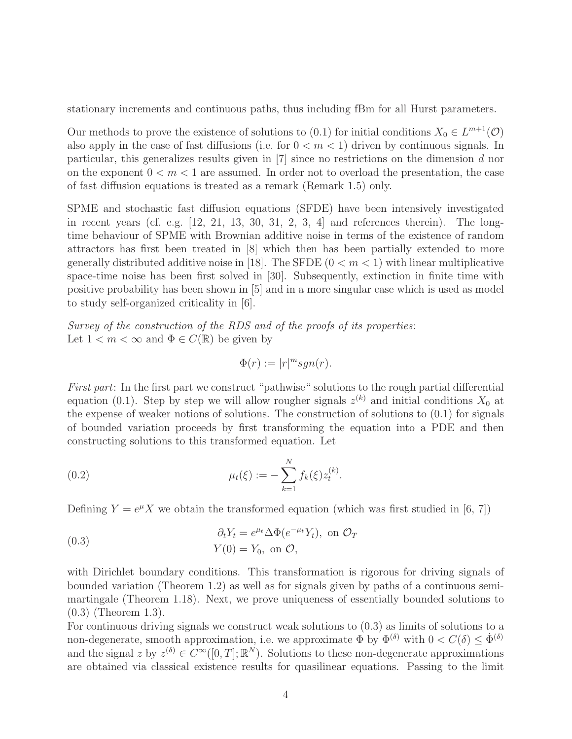stationary increments and continuous paths, thus including fBm for all Hurst parameters.

Our methods to prove the existence of solutions to (0.1) for initial conditions $X_0 \in L^{m+1}(\mathcal{O})$ also apply in the case of fast diffusions (i.e. for $0 < m < 1$) driven by continuous signals. In particular, this generalizes results given in [7] since no restrictions on the dimension $d$ nor on the exponent $0 < m < 1$ are assumed. In order not to overload the presentation, the case of fast diffusion equations is treated as a remark (Remark 1.5) only.

SPME and stochastic fast diffusion equations (SFDE) have been intensively investigated in recent years (cf. e.g. [12, 21, 13, 30, 31, 2, 3, 4] and references therein). The long-time behaviour of SPME with Brownian additive noise in terms of the existence of random attractors has first been treated in [8] which then has been partially extended to more generally distributed additive noise in [18]. The SFDE ($0 < m < 1$) with linear multiplicative space-time noise has been first solved in [30]. Subsequently, extinction in finite time with positive probability has been shown in [5] and in a more singular case which is used as model to study self-organized criticality in [6].

*Survey of the construction of the RDS and of the proofs of its properties*:
Let $1 < m < \infty$ and $\Phi \in C(\mathbb{R})$ be given by

$$\Phi(r) := |r|^m sgn(r).$$

*First part*: In the first part we construct "pathwise" solutions to the rough partial differential equation (0.1). Step by step we will allow rougher signals $z^{(k)}$ and initial conditions $X_0$ at the expense of weaker notions of solutions. The construction of solutions to (0.1) for signals of bounded variation proceeds by first transforming the equation into a PDE and then constructing solutions to this transformed equation. Let

$$\mu_t(\xi) := -\sum_{k=1}^{N} f_k(\xi) z_t^{(k)}. \tag{0.2}$$

Defining $Y = e^{\mu} X$ we obtain the transformed equation (which was first studied in [6, 7])

$$\begin{aligned} \partial_t Y_t &= e^{\mu_t} \Delta \Phi(e^{-\mu_t} Y_t), \text{ on } \mathcal{O}_T \\ Y(0) &= Y_0, \text{ on } \mathcal{O}, \end{aligned} \tag{0.3}$$

with Dirichlet boundary conditions. This transformation is rigorous for driving signals of bounded variation (Theorem 1.2) as well as for signals given by paths of a continuous semi-martingale (Theorem 1.18). Next, we prove uniqueness of essentially bounded solutions to (0.3) (Theorem 1.3).

For continuous driving signals we construct weak solutions to (0.3) as limits of solutions to a non-degenerate, smooth approximation, i.e. we approximate $\Phi$ by $\Phi^{(\delta)}$ with $0 < C(\delta) \leq \dot{\Phi}^{(\delta)}$ and the signal $z$ by $z^{(\delta)} \in C^{\infty}([0,T];\mathbb{R}^N)$. Solutions to these non-degenerate approximations are obtained via classical existence results for quasilinear equations. Passing to the limit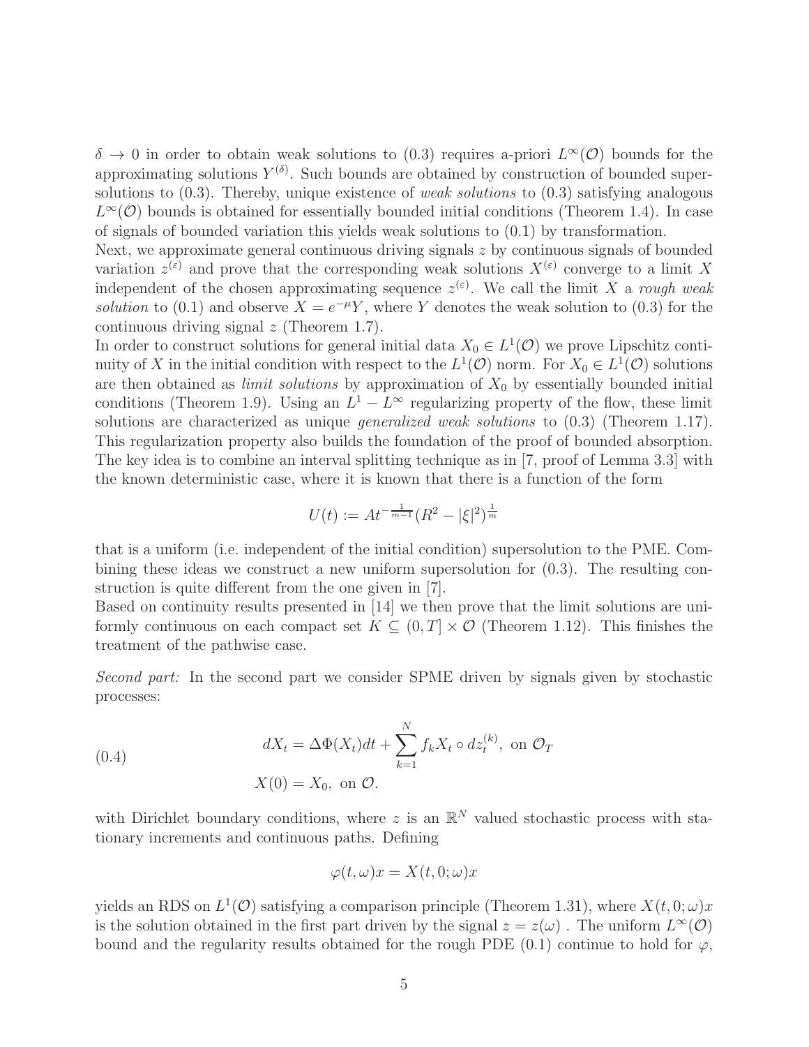$\delta \to 0$ in order to obtain weak solutions to (0.3) requires a-priori $L^\infty(\mathcal{O})$ bounds for the approximating solutions $Y^{(\delta)}$. Such bounds are obtained by construction of bounded supersolutions to (0.3). Thereby, unique existence of *weak solutions* to (0.3) satisfying analogous $L^\infty(\mathcal{O})$ bounds is obtained for essentially bounded initial conditions (Theorem 1.4). In case of signals of bounded variation this yields weak solutions to (0.1) by transformation.
Next, we approximate general continuous driving signals $z$ by continuous signals of bounded variation $z^{(\varepsilon)}$ and prove that the corresponding weak solutions $X^{(\varepsilon)}$ converge to a limit $X$ independent of the chosen approximating sequence $z^{(\varepsilon)}$. We call the limit $X$ a *rough weak solution* to (0.1) and observe $X = e^{-\mu}Y$, where $Y$ denotes the weak solution to (0.3) for the continuous driving signal $z$ (Theorem 1.7).
In order to construct solutions for general initial data $X_0 \in L^1(\mathcal{O})$ we prove Lipschitz continuity of $X$ in the initial condition with respect to the $L^1(\mathcal{O})$ norm. For $X_0 \in L^1(\mathcal{O})$ solutions are then obtained as *limit solutions* by approximation of $X_0$ by essentially bounded initial conditions (Theorem 1.9). Using an $L^1 - L^\infty$ regularizing property of the flow, these limit solutions are characterized as unique *generalized weak solutions* to (0.3) (Theorem 1.17). This regularization property also builds the foundation of the proof of bounded absorption. The key idea is to combine an interval splitting technique as in [7, proof of Lemma 3.3] with the known deterministic case, where it is known that there is a function of the form

$$U(t) := At^{-\frac{1}{m-1}}(R^2 - |\xi|^2)^{\frac{1}{m}}$$

that is a uniform (i.e. independent of the initial condition) supersolution to the PME. Combining these ideas we construct a new uniform supersolution for (0.3). The resulting construction is quite different from the one given in [7].
Based on continuity results presented in [14] we then prove that the limit solutions are uniformly continuous on each compact set $K \subseteq (0,T] \times \mathcal{O}$ (Theorem 1.12). This finishes the treatment of the pathwise case.

*Second part:* In the second part we consider SPME driven by signals given by stochastic processes:

$$\begin{aligned} dX_t &= \Delta\Phi(X_t)dt + \sum_{k=1}^{N} f_k X_t \circ dz_t^{(k)}, \text{ on } \mathcal{O}_T \\ X(0) &= X_0, \text{ on } \mathcal{O}. \end{aligned} \tag{0.4}$$

with Dirichlet boundary conditions, where $z$ is an $\mathbb{R}^N$ valued stochastic process with stationary increments and continuous paths. Defining

$$\varphi(t,\omega)x = X(t,0;\omega)x$$

yields an RDS on $L^1(\mathcal{O})$ satisfying a comparison principle (Theorem 1.31), where $X(t,0;\omega)x$ is the solution obtained in the first part driven by the signal $z = z(\omega)$ . The uniform $L^\infty(\mathcal{O})$ bound and the regularity results obtained for the rough PDE (0.1) continue to hold for $\varphi$,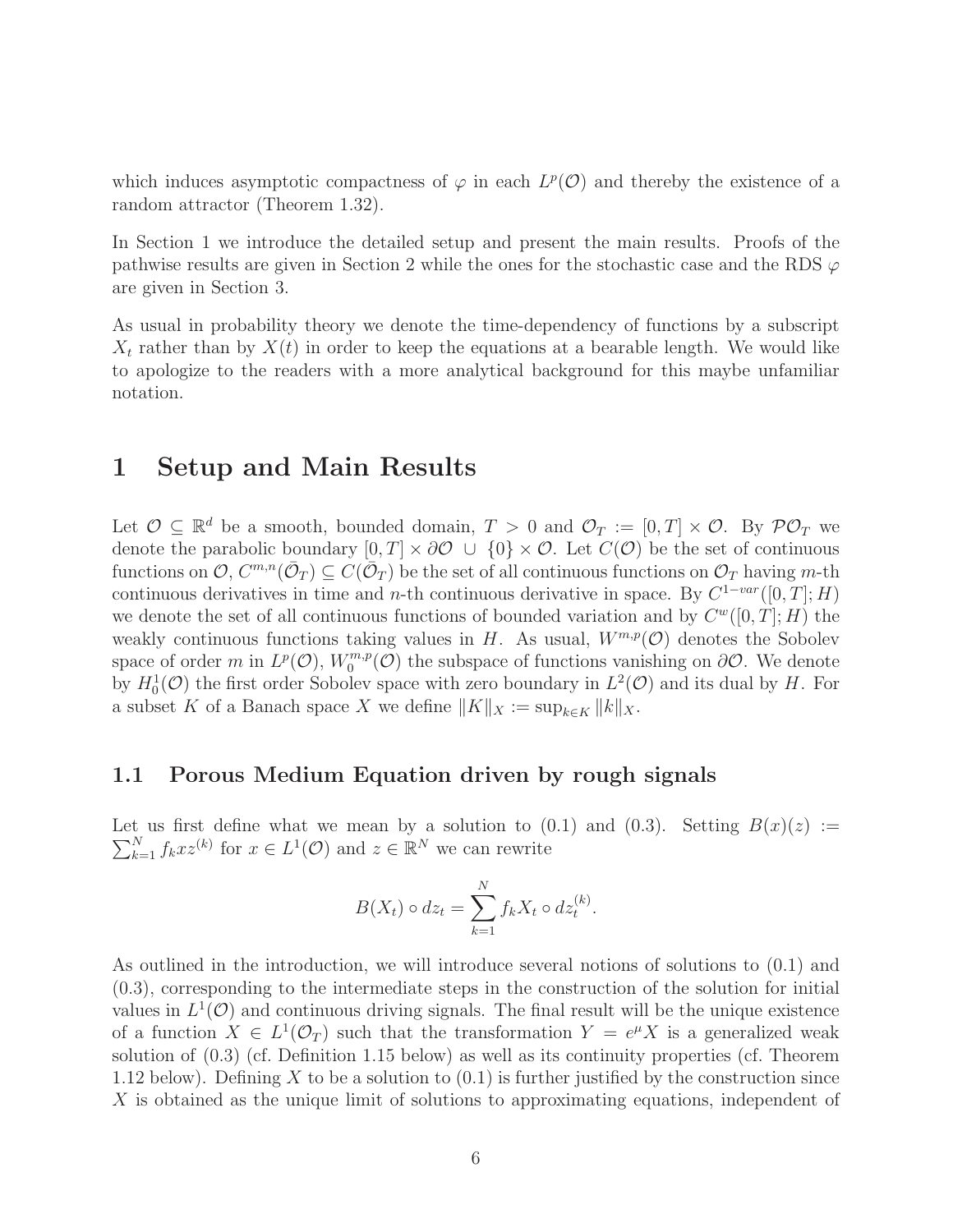which induces asymptotic compactness of $\varphi$ in each $L^p(\mathcal{O})$ and thereby the existence of a random attractor (Theorem 1.32).

In Section 1 we introduce the detailed setup and present the main results. Proofs of the pathwise results are given in Section 2 while the ones for the stochastic case and the RDS $\varphi$ are given in Section 3.

As usual in probability theory we denote the time-dependency of functions by a subscript $X_t$ rather than by $X(t)$ in order to keep the equations at a bearable length. We would like to apologize to the readers with a more analytical background for this maybe unfamiliar notation.

# 1 Setup and Main Results

Let $\mathcal{O} \subseteq \mathbb{R}^d$ be a smooth, bounded domain, $T > 0$ and $\mathcal{O}_T := [0,T] \times \mathcal{O}$. By $\mathcal{PO}_T$ we denote the parabolic boundary $[0,T] \times \partial\mathcal{O} \,\cup\, \{0\} \times \mathcal{O}$. Let $C(\mathcal{O})$ be the set of continuous functions on $\mathcal{O}$, $C^{m,n}(\bar{\mathcal{O}}_T) \subseteq C(\bar{\mathcal{O}}_T)$ be the set of all continuous functions on $\mathcal{O}_T$ having $m$-th continuous derivatives in time and $n$-th continuous derivative in space. By $C^{1-var}([0,T];H)$ we denote the set of all continuous functions of bounded variation and by $C^w([0,T];H)$ the weakly continuous functions taking values in $H$. As usual, $W^{m,p}(\mathcal{O})$ denotes the Sobolev space of order $m$ in $L^p(\mathcal{O})$, $W_0^{m,p}(\mathcal{O})$ the subspace of functions vanishing on $\partial\mathcal{O}$. We denote by $H_0^1(\mathcal{O})$ the first order Sobolev space with zero boundary in $L^2(\mathcal{O})$ and its dual by $H$. For a subset $K$ of a Banach space $X$ we define $\|K\|_X := \sup_{k\in K} \|k\|_X$.

## 1.1 Porous Medium Equation driven by rough signals

Let us first define what we mean by a solution to (0.1) and (0.3). Setting $B(x)(z) := \sum_{k=1}^N f_k x z^{(k)}$ for $x \in L^1(\mathcal{O})$ and $z \in \mathbb{R}^N$ we can rewrite

$$B(X_t) \circ dz_t = \sum_{k=1}^N f_k X_t \circ dz_t^{(k)}.$$

As outlined in the introduction, we will introduce several notions of solutions to (0.1) and (0.3), corresponding to the intermediate steps in the construction of the solution for initial values in $L^1(\mathcal{O})$ and continuous driving signals. The final result will be the unique existence of a function $X \in L^1(\mathcal{O}_T)$ such that the transformation $Y = e^{\mu}X$ is a generalized weak solution of (0.3) (cf. Definition 1.15 below) as well as its continuity properties (cf. Theorem 1.12 below). Defining $X$ to be a solution to (0.1) is further justified by the construction since $X$ is obtained as the unique limit of solutions to approximating equations, independent of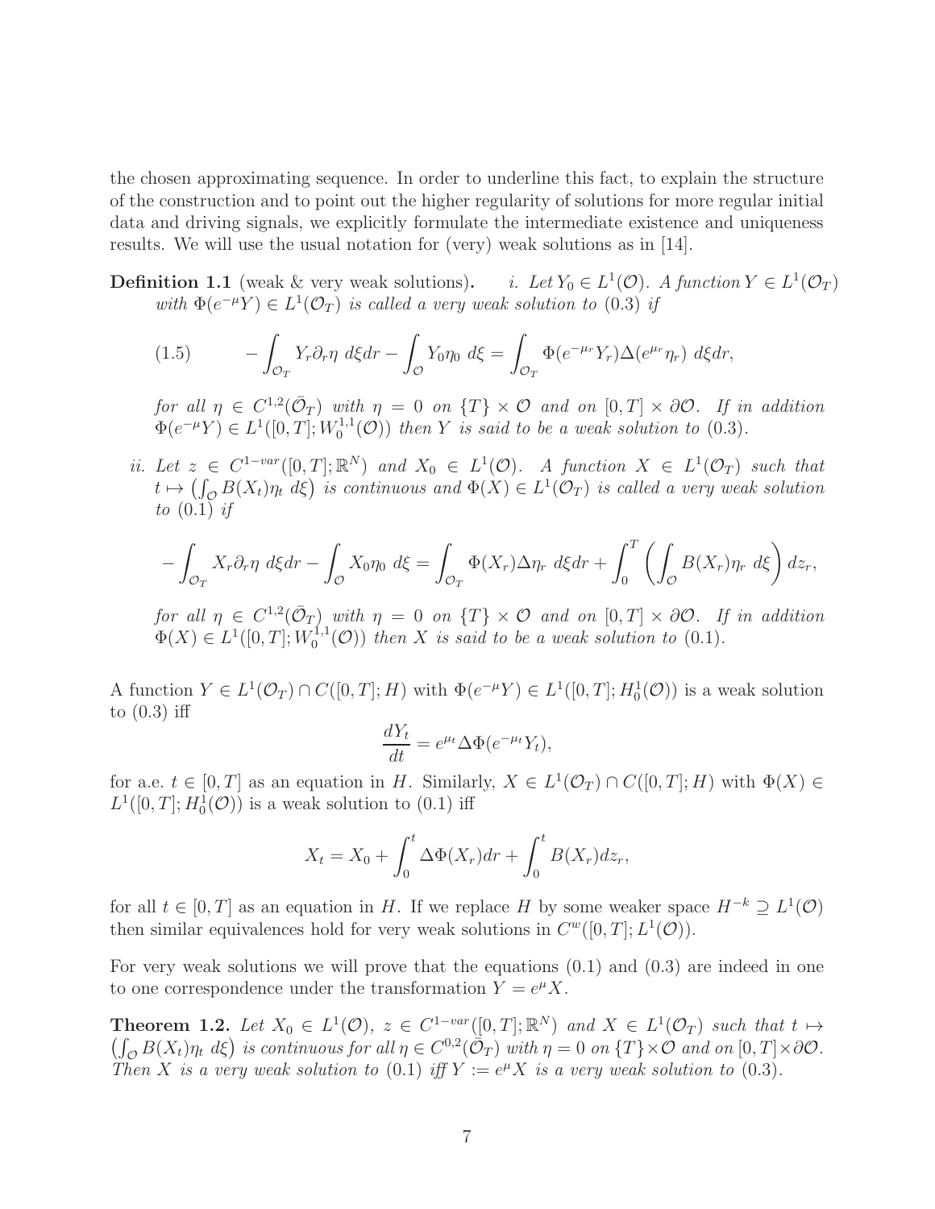the chosen approximating sequence. In order to underline this fact, to explain the structure of the construction and to point out the higher regularity of solutions for more regular initial data and driving signals, we explicitly formulate the intermediate existence and uniqueness results. We will use the usual notation for (very) weak solutions as in [14].

**Definition 1.1** (weak & very weak solutions). *i. Let $Y_0 \in L^1(\mathcal{O})$. A function $Y \in L^1(\mathcal{O}_T)$ with $\Phi(e^{-\mu}Y) \in L^1(\mathcal{O}_T)$ is called a very weak solution to (0.3) if*

$$-\int_{\mathcal{O}_T} Y_r \partial_r \eta \, d\xi dr - \int_{\mathcal{O}} Y_0 \eta_0 \, d\xi = \int_{\mathcal{O}_T} \Phi(e^{-\mu_r} Y_r) \Delta(e^{\mu_r} \eta_r) \, d\xi dr, \tag{1.5}$$

*for all $\eta \in C^{1,2}(\bar{\mathcal{O}}_T)$ with $\eta = 0$ on $\{T\} \times \mathcal{O}$ and on $[0,T] \times \partial\mathcal{O}$. If in addition $\Phi(e^{-\mu}Y) \in L^1([0,T]; W_0^{1,1}(\mathcal{O}))$ then $Y$ is said to be a weak solution to (0.3).*

*ii. Let $z \in C^{1-var}([0,T];\mathbb{R}^N)$ and $X_0 \in L^1(\mathcal{O})$. A function $X \in L^1(\mathcal{O}_T)$ such that $t \mapsto \left(\int_{\mathcal{O}} B(X_t)\eta_t \, d\xi\right)$ is continuous and $\Phi(X) \in L^1(\mathcal{O}_T)$ is called a very weak solution to (0.1) if*

$$-\int_{\mathcal{O}_T} X_r \partial_r \eta \, d\xi dr - \int_{\mathcal{O}} X_0 \eta_0 \, d\xi = \int_{\mathcal{O}_T} \Phi(X_r) \Delta \eta_r \, d\xi dr + \int_0^T \left( \int_{\mathcal{O}} B(X_r) \eta_r \, d\xi \right) dz_r,$$

*for all $\eta \in C^{1,2}(\bar{\mathcal{O}}_T)$ with $\eta = 0$ on $\{T\} \times \mathcal{O}$ and on $[0,T] \times \partial\mathcal{O}$. If in addition $\Phi(X) \in L^1([0,T]; W_0^{1,1}(\mathcal{O}))$ then $X$ is said to be a weak solution to (0.1).*

A function $Y \in L^1(\mathcal{O}_T) \cap C([0,T];H)$ with $\Phi(e^{-\mu}Y) \in L^1([0,T];H_0^1(\mathcal{O}))$ is a weak solution to (0.3) iff

$$\frac{dY_t}{dt} = e^{\mu_t} \Delta \Phi(e^{-\mu_t} Y_t),$$

for a.e. $t \in [0,T]$ as an equation in $H$. Similarly, $X \in L^1(\mathcal{O}_T) \cap C([0,T];H)$ with $\Phi(X) \in L^1([0,T];H_0^1(\mathcal{O}))$ is a weak solution to (0.1) iff

$$X_t = X_0 + \int_0^t \Delta \Phi(X_r) dr + \int_0^t B(X_r) dz_r,$$

for all $t \in [0,T]$ as an equation in $H$. If we replace $H$ by some weaker space $H^{-k} \supseteq L^1(\mathcal{O})$ then similar equivalences hold for very weak solutions in $C^w([0,T];L^1(\mathcal{O}))$.

For very weak solutions we will prove that the equations (0.1) and (0.3) are indeed in one to one correspondence under the transformation $Y = e^{\mu} X$.

**Theorem 1.2.** *Let $X_0 \in L^1(\mathcal{O})$, $z \in C^{1-var}([0,T];\mathbb{R}^N)$ and $X \in L^1(\mathcal{O}_T)$ such that $t \mapsto \left(\int_{\mathcal{O}} B(X_t)\eta_t \, d\xi\right)$ is continuous for all $\eta \in C^{0,2}(\bar{\mathcal{O}}_T)$ with $\eta = 0$ on $\{T\} \times \mathcal{O}$ and on $[0,T] \times \partial\mathcal{O}$. Then $X$ is a very weak solution to (0.1) iff $Y := e^{\mu} X$ is a very weak solution to (0.3).*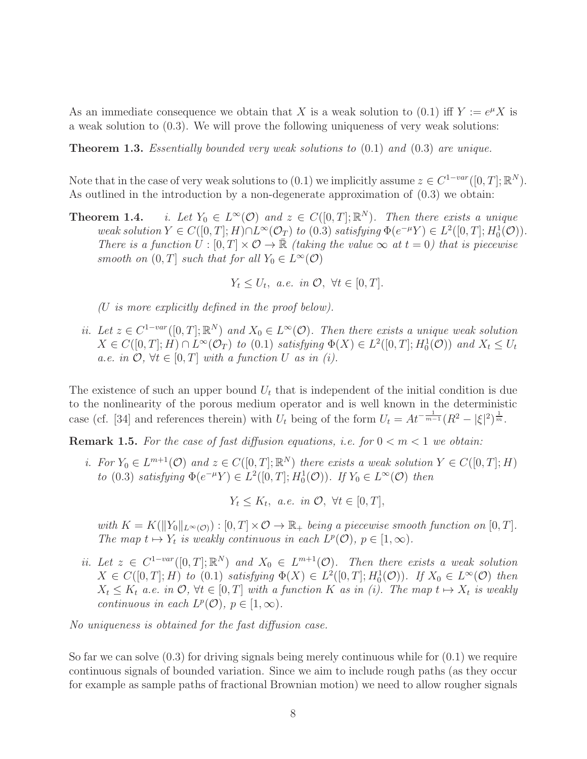As an immediate consequence we obtain that $X$ is a weak solution to (0.1) iff $Y := e^{\mu}X$ is a weak solution to (0.3). We will prove the following uniqueness of very weak solutions:

**Theorem 1.3.** *Essentially bounded very weak solutions to* (0.1) *and* (0.3) *are unique.*

Note that in the case of very weak solutions to (0.1) we implicitly assume $z \in C^{1-var}([0,T];\mathbb{R}^N)$. As outlined in the introduction by a non-degenerate approximation of (0.3) we obtain:

**Theorem 1.4.** *i. Let $Y_0 \in L^\infty(\mathcal{O})$ and $z \in C([0,T];\mathbb{R}^N)$. Then there exists a unique weak solution $Y \in C([0,T];H) \cap L^\infty(\mathcal{O}_T)$ to* (0.3) *satisfying $\Phi(e^{-\mu}Y) \in L^2([0,T];H_0^1(\mathcal{O}))$. There is a function $U : [0,T] \times \mathcal{O} \to \bar{\mathbb{R}}$ (taking the value $\infty$ at $t = 0$) that is piecewise smooth on $(0,T]$ such that for all $Y_0 \in L^\infty(\mathcal{O})$*

$$Y_t \le U_t, \text{ a.e. in } \mathcal{O}, \ \forall t \in [0,T].$$

*($U$ is more explicitly defined in the proof below).*

*ii. Let $z \in C^{1-var}([0,T];\mathbb{R}^N)$ and $X_0 \in L^\infty(\mathcal{O})$. Then there exists a unique weak solution $X \in C([0,T];H) \cap L^\infty(\mathcal{O}_T)$ to* (0.1) *satisfying $\Phi(X) \in L^2([0,T];H_0^1(\mathcal{O}))$ and $X_t \le U_t$ a.e. in $\mathcal{O}$, $\forall t \in [0,T]$ with a function $U$ as in (i).*

The existence of such an upper bound $U_t$ that is independent of the initial condition is due to the nonlinearity of the porous medium operator and is well known in the deterministic case (cf. [34] and references therein) with $U_t$ being of the form $U_t = At^{-\frac{1}{m-1}}(R^2 - |\xi|^2)^{\frac{1}{m}}$.

**Remark 1.5.** *For the case of fast diffusion equations, i.e. for $0 < m < 1$ we obtain:*

*i. For $Y_0 \in L^{m+1}(\mathcal{O})$ and $z \in C([0,T];\mathbb{R}^N)$ there exists a weak solution $Y \in C([0,T];H)$ to* (0.3) *satisfying $\Phi(e^{-\mu}Y) \in L^2([0,T];H_0^1(\mathcal{O}))$. If $Y_0 \in L^\infty(\mathcal{O})$ then*

$$Y_t \le K_t, \text{ a.e. in } \mathcal{O}, \ \forall t \in [0,T],$$

*with $K = K(\|Y_0\|_{L^\infty(\mathcal{O})}) : [0,T] \times \mathcal{O} \to \mathbb{R}_+$ being a piecewise smooth function on $[0,T]$. The map $t \mapsto Y_t$ is weakly continuous in each $L^p(\mathcal{O})$, $p \in [1,\infty)$.*

*ii. Let $z \in C^{1-var}([0,T];\mathbb{R}^N)$ and $X_0 \in L^{m+1}(\mathcal{O})$. Then there exists a weak solution $X \in C([0,T];H)$ to* (0.1) *satisfying $\Phi(X) \in L^2([0,T];H_0^1(\mathcal{O}))$. If $X_0 \in L^\infty(\mathcal{O})$ then $X_t \le K_t$ a.e. in $\mathcal{O}$, $\forall t \in [0,T]$ with a function $K$ as in (i). The map $t \mapsto X_t$ is weakly continuous in each $L^p(\mathcal{O})$, $p \in [1,\infty)$.*

*No uniqueness is obtained for the fast diffusion case.*

So far we can solve (0.3) for driving signals being merely continuous while for (0.1) we require continuous signals of bounded variation. Since we aim to include rough paths (as they occur for example as sample paths of fractional Brownian motion) we need to allow rougher signals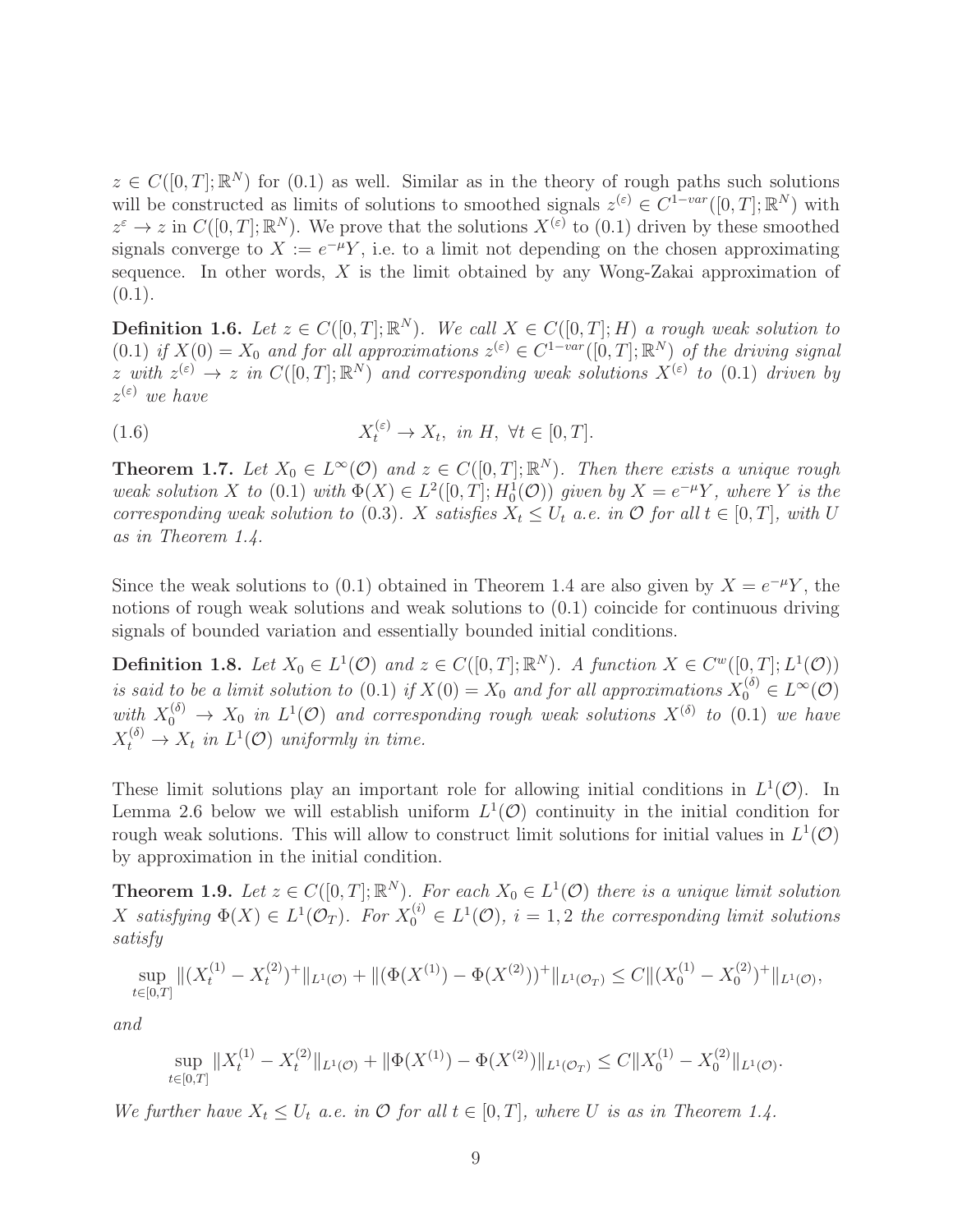$z \in C([0,T];\mathbb{R}^N)$ for (0.1) as well. Similar as in the theory of rough paths such solutions will be constructed as limits of solutions to smoothed signals $z^{(\varepsilon)} \in C^{1-var}([0,T];\mathbb{R}^N)$ with $z^{\varepsilon} \to z$ in $C([0,T];\mathbb{R}^N)$. We prove that the solutions $X^{(\varepsilon)}$ to (0.1) driven by these smoothed signals converge to $X := e^{-\mu}Y$, i.e. to a limit not depending on the chosen approximating sequence. In other words, $X$ is the limit obtained by any Wong-Zakai approximation of (0.1).

**Definition 1.6.** *Let $z \in C([0,T];\mathbb{R}^N)$. We call $X \in C([0,T];H)$ a rough weak solution to (0.1) if $X(0) = X_0$ and for all approximations $z^{(\varepsilon)} \in C^{1-var}([0,T];\mathbb{R}^N)$ of the driving signal $z$ with $z^{(\varepsilon)} \to z$ in $C([0,T];\mathbb{R}^N)$ and corresponding weak solutions $X^{(\varepsilon)}$ to (0.1) driven by $z^{(\varepsilon)}$ we have*

$$X_t^{(\varepsilon)} \to X_t, \text{ in } H, \ \forall t \in [0,T]. \tag{1.6}$$

**Theorem 1.7.** *Let $X_0 \in L^\infty(\mathcal{O})$ and $z \in C([0,T];\mathbb{R}^N)$. Then there exists a unique rough weak solution $X$ to (0.1) with $\Phi(X) \in L^2([0,T];H_0^1(\mathcal{O}))$ given by $X = e^{-\mu}Y$, where $Y$ is the corresponding weak solution to (0.3). $X$ satisfies $X_t \le U_t$ a.e. in $\mathcal{O}$ for all $t \in [0,T]$, with $U$ as in Theorem 1.4.*

Since the weak solutions to (0.1) obtained in Theorem 1.4 are also given by $X = e^{-\mu}Y$, the notions of rough weak solutions and weak solutions to (0.1) coincide for continuous driving signals of bounded variation and essentially bounded initial conditions.

**Definition 1.8.** *Let $X_0 \in L^1(\mathcal{O})$ and $z \in C([0,T];\mathbb{R}^N)$. A function $X \in C^w([0,T];L^1(\mathcal{O}))$ is said to be a limit solution to (0.1) if $X(0) = X_0$ and for all approximations $X_0^{(\delta)} \in L^\infty(\mathcal{O})$ with $X_0^{(\delta)} \to X_0$ in $L^1(\mathcal{O})$ and corresponding rough weak solutions $X^{(\delta)}$ to (0.1) we have $X_t^{(\delta)} \to X_t$ in $L^1(\mathcal{O})$ uniformly in time.*

These limit solutions play an important role for allowing initial conditions in $L^1(\mathcal{O})$. In Lemma 2.6 below we will establish uniform $L^1(\mathcal{O})$ continuity in the initial condition for rough weak solutions. This will allow to construct limit solutions for initial values in $L^1(\mathcal{O})$ by approximation in the initial condition.

**Theorem 1.9.** *Let $z \in C([0,T];\mathbb{R}^N)$. For each $X_0 \in L^1(\mathcal{O})$ there is a unique limit solution $X$ satisfying $\Phi(X) \in L^1(\mathcal{O}_T)$. For $X_0^{(i)} \in L^1(\mathcal{O})$, $i = 1,2$ the corresponding limit solutions satisfy*

$$\sup_{t\in[0,T]} \|(X_t^{(1)} - X_t^{(2)})^+\|_{L^1(\mathcal{O})} + \|(\Phi(X^{(1)}) - \Phi(X^{(2)}))^+\|_{L^1(\mathcal{O}_T)} \le C\|(X_0^{(1)} - X_0^{(2)})^+\|_{L^1(\mathcal{O})},$$

*and*

$$\sup_{t\in[0,T]} \|X_t^{(1)} - X_t^{(2)}\|_{L^1(\mathcal{O})} + \|\Phi(X^{(1)}) - \Phi(X^{(2)})\|_{L^1(\mathcal{O}_T)} \le C\|X_0^{(1)} - X_0^{(2)}\|_{L^1(\mathcal{O})}.$$

*We further have $X_t \le U_t$ a.e. in $\mathcal{O}$ for all $t \in [0,T]$, where $U$ is as in Theorem 1.4.*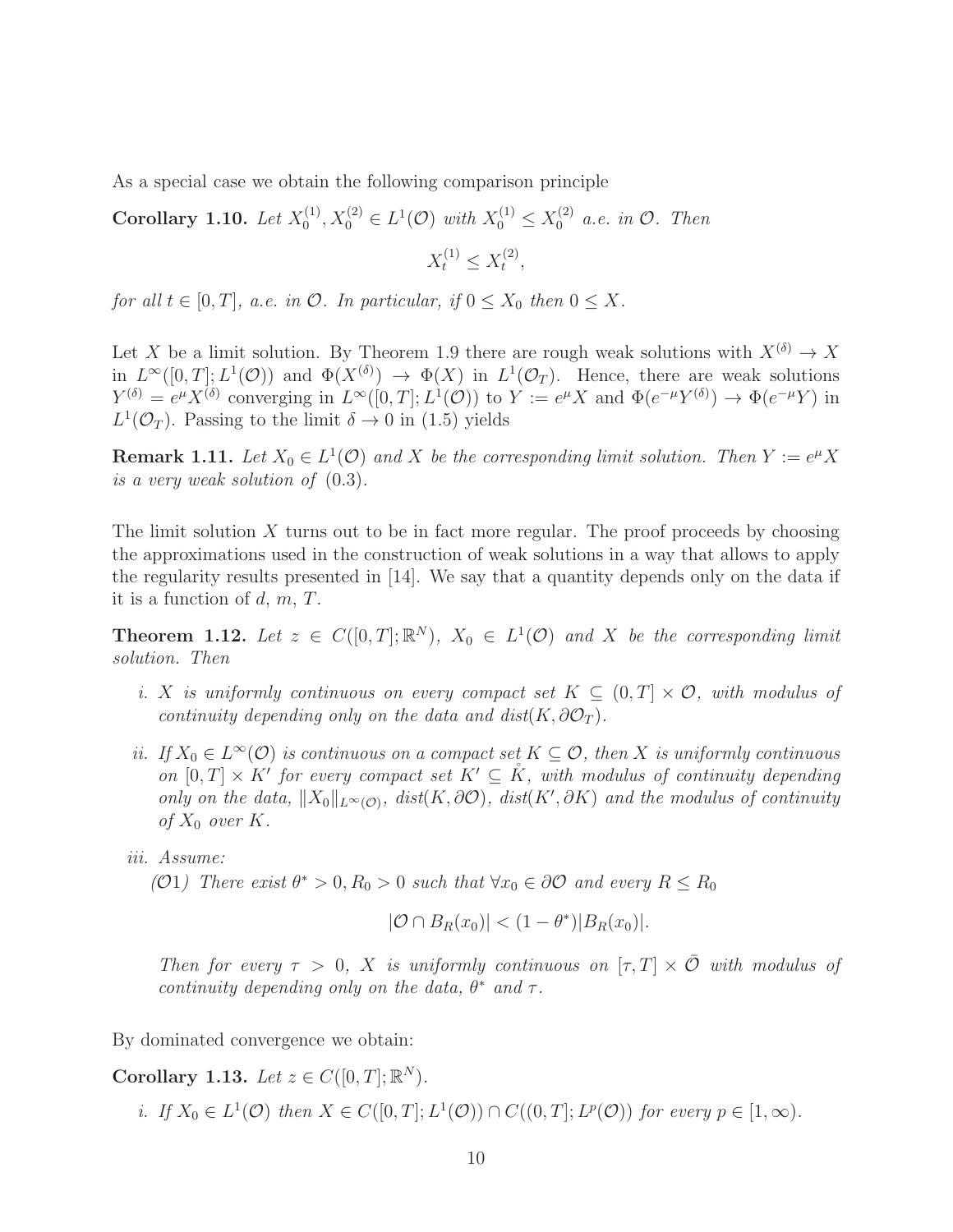As a special case we obtain the following comparison principle

**Corollary 1.10.** *Let $X_0^{(1)}, X_0^{(2)} \in L^1(\mathcal{O})$ with $X_0^{(1)} \le X_0^{(2)}$ a.e. in $\mathcal{O}$. Then*

$$X_t^{(1)} \le X_t^{(2)},$$

*for all $t \in [0,T]$, a.e. in $\mathcal{O}$. In particular, if $0 \le X_0$ then $0 \le X$.*

Let $X$ be a limit solution. By Theorem 1.9 there are rough weak solutions with $X^{(\delta)} \to X$ in $L^\infty([0,T]; L^1(\mathcal{O}))$ and $\Phi(X^{(\delta)}) \to \Phi(X)$ in $L^1(\mathcal{O}_T)$. Hence, there are weak solutions $Y^{(\delta)} = e^\mu X^{(\delta)}$ converging in $L^\infty([0,T]; L^1(\mathcal{O}))$ to $Y := e^\mu X$ and $\Phi(e^{-\mu} Y^{(\delta)}) \to \Phi(e^{-\mu} Y)$ in $L^1(\mathcal{O}_T)$. Passing to the limit $\delta \to 0$ in (1.5) yields

**Remark 1.11.** *Let $X_0 \in L^1(\mathcal{O})$ and $X$ be the corresponding limit solution. Then $Y := e^\mu X$ is a very weak solution of (0.3).*

The limit solution $X$ turns out to be in fact more regular. The proof proceeds by choosing the approximations used in the construction of weak solutions in a way that allows to apply the regularity results presented in [14]. We say that a quantity depends only on the data if it is a function of $d$, $m$, $T$.

**Theorem 1.12.** *Let $z \in C([0,T]; \mathbb{R}^N)$, $X_0 \in L^1(\mathcal{O})$ and $X$ be the corresponding limit solution. Then*

*i. $X$ is uniformly continuous on every compact set $K \subseteq (0,T] \times \mathcal{O}$, with modulus of continuity depending only on the data and $dist(K, \partial\mathcal{O}_T)$.*

*ii. If $X_0 \in L^\infty(\mathcal{O})$ is continuous on a compact set $K \subseteq \mathcal{O}$, then $X$ is uniformly continuous on $[0,T] \times K'$ for every compact set $K' \subseteq \mathring{K}$, with modulus of continuity depending only on the data, $\|X_0\|_{L^\infty(\mathcal{O})}$, $dist(K, \partial\mathcal{O})$, $dist(K', \partial K)$ and the modulus of continuity of $X_0$ over $K$.*

*iii. Assume:*

*($\mathcal{O}1$) There exist $\theta^* > 0, R_0 > 0$ such that $\forall x_0 \in \partial\mathcal{O}$ and every $R \le R_0$*

$$|\mathcal{O} \cap B_R(x_0)| < (1-\theta^*)|B_R(x_0)|.$$

*Then for every $\tau > 0$, $X$ is uniformly continuous on $[\tau, T] \times \bar{\mathcal{O}}$ with modulus of continuity depending only on the data, $\theta^*$ and $\tau$.*

By dominated convergence we obtain:

**Corollary 1.13.** *Let $z \in C([0,T]; \mathbb{R}^N)$.*

*i. If $X_0 \in L^1(\mathcal{O})$ then $X \in C([0,T]; L^1(\mathcal{O})) \cap C((0,T]; L^p(\mathcal{O}))$ for every $p \in [1, \infty)$.*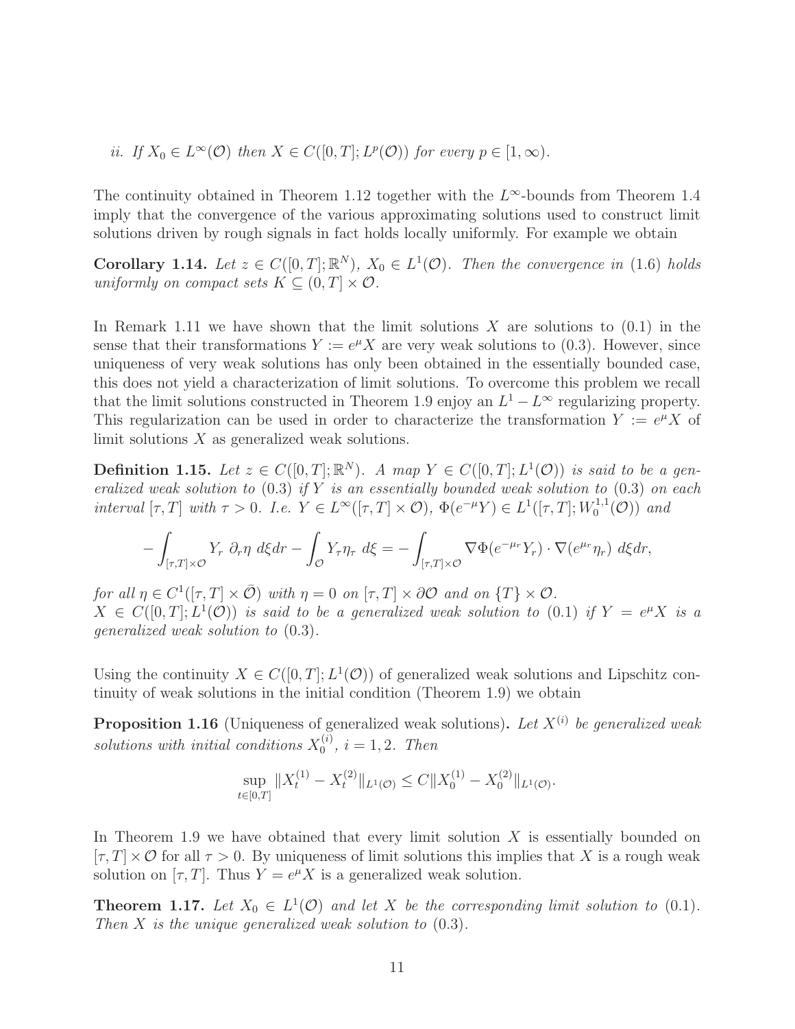*ii. If $X_0 \in L^\infty(\mathcal{O})$ then $X \in C([0,T]; L^p(\mathcal{O}))$ for every $p \in [1,\infty)$.*

The continuity obtained in Theorem 1.12 together with the $L^\infty$-bounds from Theorem 1.4 imply that the convergence of the various approximating solutions used to construct limit solutions driven by rough signals in fact holds locally uniformly. For example we obtain

**Corollary 1.14.** *Let $z \in C([0,T]; \mathbb{R}^N)$, $X_0 \in L^1(\mathcal{O})$. Then the convergence in (1.6) holds uniformly on compact sets $K \subseteq (0,T] \times \mathcal{O}$.*

In Remark 1.11 we have shown that the limit solutions $X$ are solutions to (0.1) in the sense that their transformations $Y := e^\mu X$ are very weak solutions to (0.3). However, since uniqueness of very weak solutions has only been obtained in the essentially bounded case, this does not yield a characterization of limit solutions. To overcome this problem we recall that the limit solutions constructed in Theorem 1.9 enjoy an $L^1 - L^\infty$ regularizing property. This regularization can be used in order to characterize the transformation $Y := e^\mu X$ of limit solutions $X$ as generalized weak solutions.

**Definition 1.15.** *Let $z \in C([0,T]; \mathbb{R}^N)$. A map $Y \in C([0,T]; L^1(\mathcal{O}))$ is said to be a generalized weak solution to (0.3) if $Y$ is an essentially bounded weak solution to (0.3) on each interval $[\tau, T]$ with $\tau > 0$. I.e. $Y \in L^\infty([\tau,T] \times \mathcal{O})$, $\Phi(e^{-\mu}Y) \in L^1([\tau,T]; W_0^{1,1}(\mathcal{O}))$ and*

$$-\int_{[\tau,T]\times\mathcal{O}} Y_r \; \partial_r \eta \; d\xi dr - \int_{\mathcal{O}} Y_\tau \eta_\tau \; d\xi = -\int_{[\tau,T]\times\mathcal{O}} \nabla\Phi(e^{-\mu_r} Y_r) \cdot \nabla(e^{\mu_r}\eta_r) \; d\xi dr,$$

*for all $\eta \in C^1([\tau,T] \times \bar{\mathcal{O}})$ with $\eta = 0$ on $[\tau,T] \times \partial\mathcal{O}$ and on $\{T\} \times \mathcal{O}$.*
*$X \in C([0,T]; L^1(\mathcal{O}))$ is said to be a generalized weak solution to (0.1) if $Y = e^\mu X$ is a generalized weak solution to (0.3).*

Using the continuity $X \in C([0,T]; L^1(\mathcal{O}))$ of generalized weak solutions and Lipschitz continuity of weak solutions in the initial condition (Theorem 1.9) we obtain

**Proposition 1.16** (Uniqueness of generalized weak solutions)**.** *Let $X^{(i)}$ be generalized weak solutions with initial conditions $X_0^{(i)}$, $i = 1,2$. Then*

$$\sup_{t\in[0,T]} \|X_t^{(1)} - X_t^{(2)}\|_{L^1(\mathcal{O})} \leq C\|X_0^{(1)} - X_0^{(2)}\|_{L^1(\mathcal{O})}.$$

In Theorem 1.9 we have obtained that every limit solution $X$ is essentially bounded on $[\tau,T] \times \mathcal{O}$ for all $\tau > 0$. By uniqueness of limit solutions this implies that $X$ is a rough weak solution on $[\tau,T]$. Thus $Y = e^\mu X$ is a generalized weak solution.

**Theorem 1.17.** *Let $X_0 \in L^1(\mathcal{O})$ and let $X$ be the corresponding limit solution to (0.1). Then $X$ is the unique generalized weak solution to (0.3).*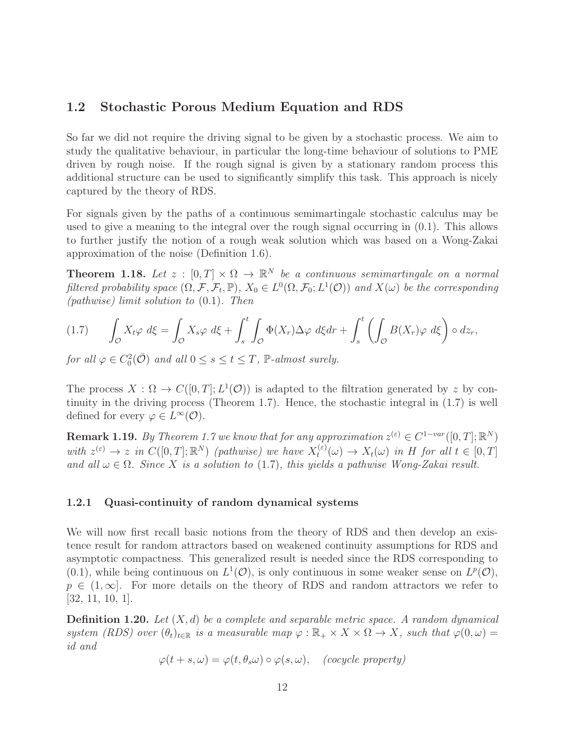## 1.2 Stochastic Porous Medium Equation and RDS

So far we did not require the driving signal to be given by a stochastic process. We aim to study the qualitative behaviour, in particular the long-time behaviour of solutions to PME driven by rough noise. If the rough signal is given by a stationary random process this additional structure can be used to significantly simplify this task. This approach is nicely captured by the theory of RDS.

For signals given by the paths of a continuous semimartingale stochastic calculus may be used to give a meaning to the integral over the rough signal occurring in (0.1). This allows to further justify the notion of a rough weak solution which was based on a Wong-Zakai approximation of the noise (Definition 1.6).

**Theorem 1.18.** *Let $z : [0,T] \times \Omega \to \mathbb{R}^N$ be a continuous semimartingale on a normal filtered probability space $(\Omega, \mathcal{F}, \mathcal{F}_t, \mathbb{P})$, $X_0 \in L^0(\Omega, \mathcal{F}_0; L^1(\mathcal{O}))$ and $X(\omega)$ be the corresponding (pathwise) limit solution to* (0.1)*. Then*

$$
(1.7) \qquad \int_{\mathcal{O}} X_t \varphi \; d\xi = \int_{\mathcal{O}} X_s \varphi \; d\xi + \int_s^t \int_{\mathcal{O}} \Phi(X_r) \Delta\varphi \; d\xi dr + \int_s^t \left( \int_{\mathcal{O}} B(X_r)\varphi \; d\xi \right) \circ dz_r,
$$

*for all $\varphi \in C_0^2(\bar{\mathcal{O}})$ and all $0 \le s \le t \le T$, $\mathbb{P}$-almost surely.*

The process $X : \Omega \to C([0,T]; L^1(\mathcal{O}))$ is adapted to the filtration generated by $z$ by continuity in the driving process (Theorem 1.7). Hence, the stochastic integral in (1.7) is well defined for every $\varphi \in L^\infty(\mathcal{O})$.

**Remark 1.19.** *By Theorem 1.7 we know that for any approximation $z^{(\varepsilon)} \in C^{1-var}([0,T]; \mathbb{R}^N)$ with $z^{(\varepsilon)} \to z$ in $C([0,T]; \mathbb{R}^N)$ (pathwise) we have $X_t^{(\varepsilon)}(\omega) \to X_t(\omega)$ in $H$ for all $t \in [0,T]$ and all $\omega \in \Omega$. Since $X$ is a solution to* (1.7)*, this yields a pathwise Wong-Zakai result.*

### 1.2.1 Quasi-continuity of random dynamical systems

We will now first recall basic notions from the theory of RDS and then develop an existence result for random attractors based on weakened continuity assumptions for RDS and asymptotic compactness. This generalized result is needed since the RDS corresponding to (0.1), while being continuous on $L^1(\mathcal{O})$, is only continuous in some weaker sense on $L^p(\mathcal{O})$, $p \in (1, \infty]$. For more details on the theory of RDS and random attractors we refer to [32, 11, 10, 1].

**Definition 1.20.** *Let $(X, d)$ be a complete and separable metric space. A random dynamical system (RDS) over $(\theta_t)_{t\in\mathbb{R}}$ is a measurable map $\varphi : \mathbb{R}_+ \times X \times \Omega \to X$, such that $\varphi(0, \omega) = id$ and*

$$
\varphi(t+s, \omega) = \varphi(t, \theta_s\omega) \circ \varphi(s, \omega), \quad \textit{(cocycle property)}
$$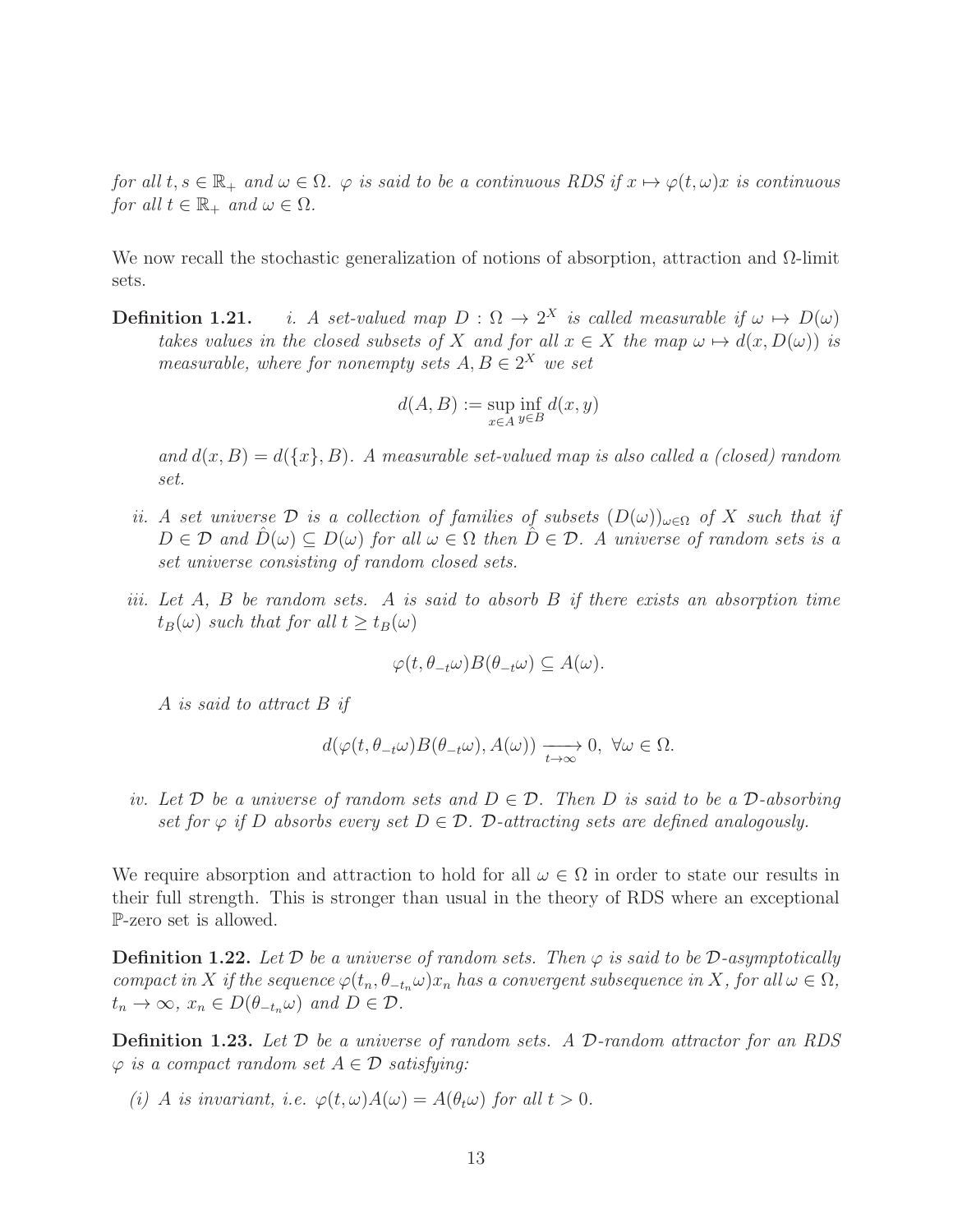*for all $t, s \in \mathbb{R}_+$ and $\omega \in \Omega$. $\varphi$ is said to be a continuous RDS if $x \mapsto \varphi(t,\omega)x$ is continuous for all $t \in \mathbb{R}_+$ and $\omega \in \Omega$.*

We now recall the stochastic generalization of notions of absorption, attraction and $\Omega$-limit sets.

**Definition 1.21.** *i. A set-valued map $D : \Omega \to 2^X$ is called measurable if $\omega \mapsto D(\omega)$ takes values in the closed subsets of $X$ and for all $x \in X$ the map $\omega \mapsto d(x, D(\omega))$ is measurable, where for nonempty sets $A, B \in 2^X$ we set*

$$d(A,B) := \sup_{x\in A} \inf_{y\in B} d(x,y)$$

*and $d(x,B) = d(\{x\},B)$. A measurable set-valued map is also called a (closed) random set.*

*ii. A set universe $\mathcal{D}$ is a collection of families of subsets $(D(\omega))_{\omega\in\Omega}$ of $X$ such that if $D \in \mathcal{D}$ and $\hat{D}(\omega) \subseteq D(\omega)$ for all $\omega \in \Omega$ then $\hat{D} \in \mathcal{D}$. A universe of random sets is a set universe consisting of random closed sets.*

*iii. Let $A$, $B$ be random sets. $A$ is said to absorb $B$ if there exists an absorption time $t_B(\omega)$ such that for all $t \geq t_B(\omega)$*

$$\varphi(t, \theta_{-t}\omega)B(\theta_{-t}\omega) \subseteq A(\omega).$$

*$A$ is said to attract $B$ if*

$$d(\varphi(t,\theta_{-t}\omega)B(\theta_{-t}\omega), A(\omega)) \xrightarrow[t\to\infty]{} 0, \ \forall \omega \in \Omega.$$

*iv. Let $\mathcal{D}$ be a universe of random sets and $D \in \mathcal{D}$. Then $D$ is said to be a $\mathcal{D}$-absorbing set for $\varphi$ if $D$ absorbs every set $D \in \mathcal{D}$. $\mathcal{D}$-attracting sets are defined analogously.*

We require absorption and attraction to hold for all $\omega \in \Omega$ in order to state our results in their full strength. This is stronger than usual in the theory of RDS where an exceptional $\mathbb{P}$-zero set is allowed.

**Definition 1.22.** *Let $\mathcal{D}$ be a universe of random sets. Then $\varphi$ is said to be $\mathcal{D}$-asymptotically compact in $X$ if the sequence $\varphi(t_n, \theta_{-t_n}\omega)x_n$ has a convergent subsequence in $X$, for all $\omega \in \Omega$, $t_n \to \infty$, $x_n \in D(\theta_{-t_n}\omega)$ and $D \in \mathcal{D}$.*

**Definition 1.23.** *Let $\mathcal{D}$ be a universe of random sets. A $\mathcal{D}$-random attractor for an RDS $\varphi$ is a compact random set $A \in \mathcal{D}$ satisfying:*

*(i) $A$ is invariant, i.e. $\varphi(t,\omega)A(\omega) = A(\theta_t\omega)$ for all $t > 0$.*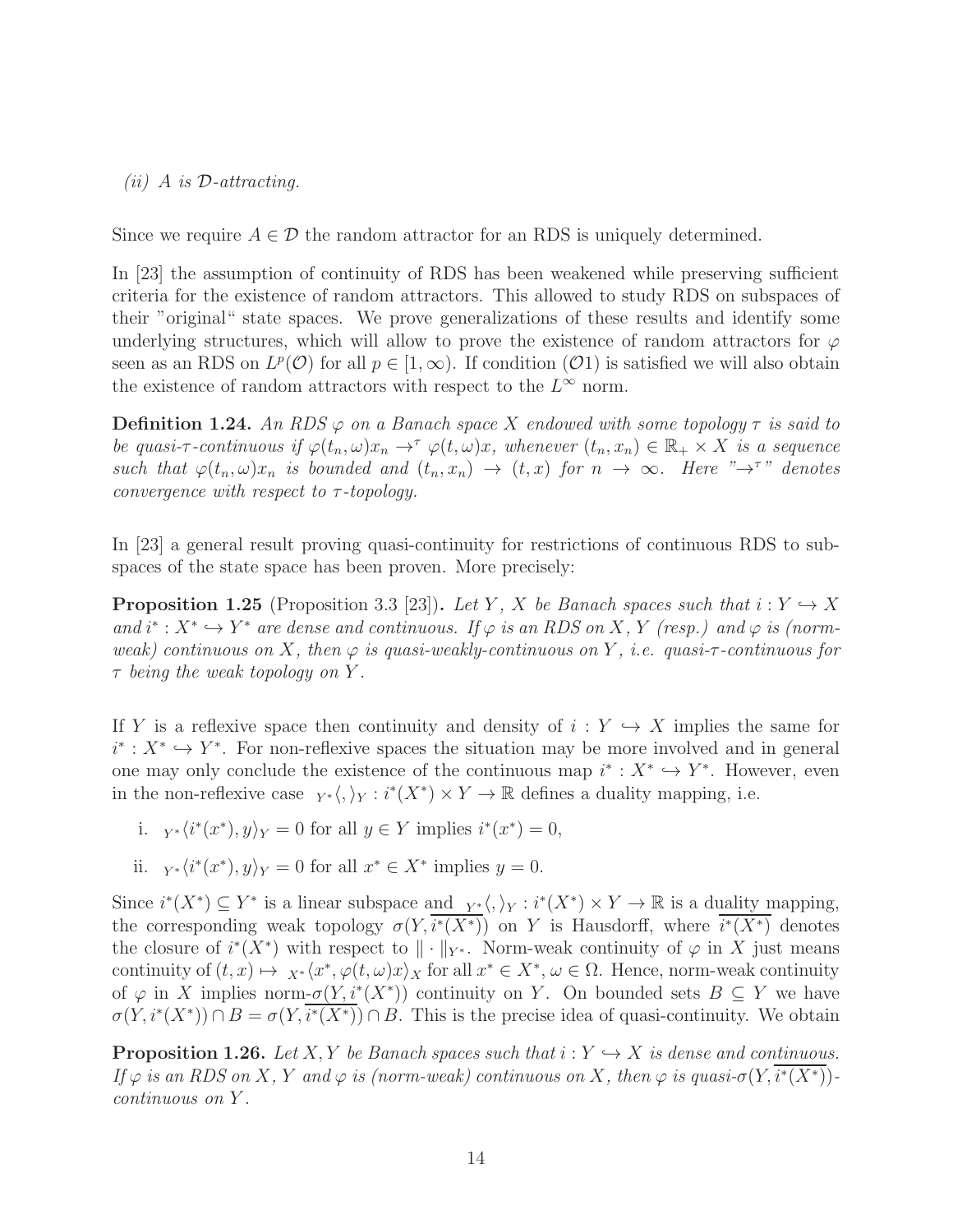*(ii) $A$ is $\mathcal{D}$-attracting.*

Since we require $A \in \mathcal{D}$ the random attractor for an RDS is uniquely determined.

In [23] the assumption of continuity of RDS has been weakened while preserving sufficient criteria for the existence of random attractors. This allowed to study RDS on subspaces of their "original" state spaces. We prove generalizations of these results and identify some underlying structures, which will allow to prove the existence of random attractors for $\varphi$ seen as an RDS on $L^p(\mathcal{O})$ for all $p \in [1, \infty)$. If condition $(\mathcal{O}1)$ is satisfied we will also obtain the existence of random attractors with respect to the $L^\infty$ norm.

**Definition 1.24.** *An RDS $\varphi$ on a Banach space $X$ endowed with some topology $\tau$ is said to be quasi-$\tau$-continuous if $\varphi(t_n, \omega)x_n \to^\tau \varphi(t, \omega)x$, whenever $(t_n, x_n) \in \mathbb{R}_+ \times X$ is a sequence such that $\varphi(t_n, \omega)x_n$ is bounded and $(t_n, x_n) \to (t, x)$ for $n \to \infty$. Here "$\to^\tau$" denotes convergence with respect to $\tau$-topology.*

In [23] a general result proving quasi-continuity for restrictions of continuous RDS to subspaces of the state space has been proven. More precisely:

**Proposition 1.25** (Proposition 3.3 [23]). *Let $Y$, $X$ be Banach spaces such that $i : Y \hookrightarrow X$ and $i^* : X^* \hookrightarrow Y^*$ are dense and continuous. If $\varphi$ is an RDS on $X$, $Y$ (resp.) and $\varphi$ is (norm-weak) continuous on $X$, then $\varphi$ is quasi-weakly-continuous on $Y$, i.e. quasi-$\tau$-continuous for $\tau$ being the weak topology on $Y$.*

If $Y$ is a reflexive space then continuity and density of $i : Y \hookrightarrow X$ implies the same for $i^* : X^* \hookrightarrow Y^*$. For non-reflexive spaces the situation may be more involved and in general one may only conclude the existence of the continuous map $i^* : X^* \hookrightarrow Y^*$. However, even in the non-reflexive case ${}_{Y^*}\langle, \rangle_Y : i^*(X^*) \times Y \to \mathbb{R}$ defines a duality mapping, i.e.

i. ${}_{Y^*}\langle i^*(x^*), y \rangle_Y = 0$ for all $y \in Y$ implies $i^*(x^*) = 0$,

ii. ${}_{Y^*}\langle i^*(x^*), y \rangle_Y = 0$ for all $x^* \in X^*$ implies $y = 0$.

Since $i^*(X^*) \subseteq Y^*$ is a linear subspace and ${}_{Y^*}\langle, \rangle_Y : i^*(X^*) \times Y \to \mathbb{R}$ is a duality mapping, the corresponding weak topology $\sigma(Y, \overline{i^*(X^*)})$ on $Y$ is Hausdorff, where $\overline{i^*(X^*)}$ denotes the closure of $i^*(X^*)$ with respect to $\| \cdot \|_{Y^*}$. Norm-weak continuity of $\varphi$ in $X$ just means continuity of $(t, x) \mapsto {}_{X^*}\langle x^*, \varphi(t, \omega)x \rangle_X$ for all $x^* \in X^*$, $\omega \in \Omega$. Hence, norm-weak continuity of $\varphi$ in $X$ implies norm-$\sigma(Y, i^*(X^*))$ continuity on $Y$. On bounded sets $B \subseteq Y$ we have $\sigma(Y, i^*(X^*)) \cap B = \sigma(Y, \overline{i^*(X^*)}) \cap B$. This is the precise idea of quasi-continuity. We obtain

**Proposition 1.26.** *Let $X, Y$ be Banach spaces such that $i : Y \hookrightarrow X$ is dense and continuous. If $\varphi$ is an RDS on $X$, $Y$ and $\varphi$ is (norm-weak) continuous on $X$, then $\varphi$ is quasi-$\sigma(Y, \overline{i^*(X^*)})$-continuous on $Y$.*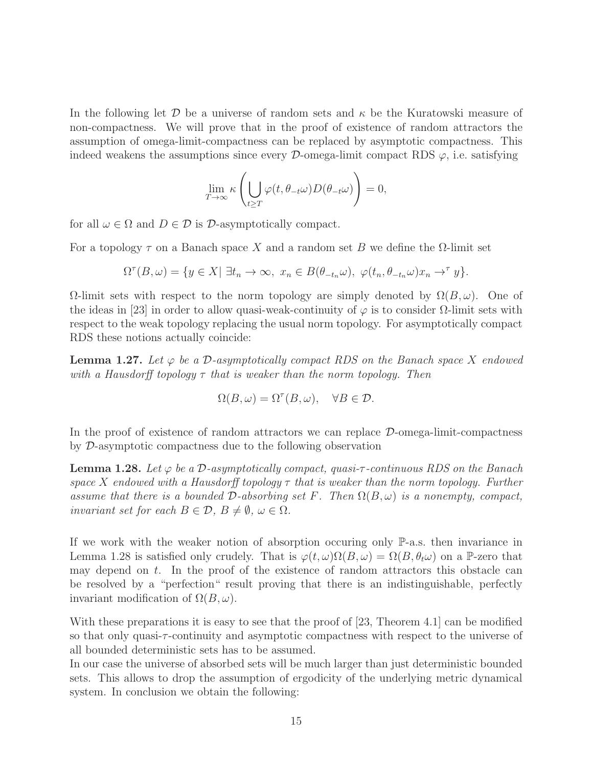In the following let $\mathcal{D}$ be a universe of random sets and $\kappa$ be the Kuratowski measure of non-compactness. We will prove that in the proof of existence of random attractors the assumption of omega-limit-compactness can be replaced by asymptotic compactness. This indeed weakens the assumptions since every $\mathcal{D}$-omega-limit compact RDS $\varphi$, i.e. satisfying

$$\lim_{T\to\infty} \kappa\left(\bigcup_{t\geq T} \varphi(t,\theta_{-t}\omega)D(\theta_{-t}\omega)\right) = 0,$$

for all $\omega \in \Omega$ and $D \in \mathcal{D}$ is $\mathcal{D}$-asymptotically compact.

For a topology $\tau$ on a Banach space $X$ and a random set $B$ we define the $\Omega$-limit set

$$\Omega^\tau(B,\omega) = \{y \in X \mid \exists t_n \to \infty,\ x_n \in B(\theta_{-t_n}\omega),\ \varphi(t_n,\theta_{-t_n}\omega)x_n \to^\tau y\}.$$

$\Omega$-limit sets with respect to the norm topology are simply denoted by $\Omega(B,\omega)$. One of the ideas in [23] in order to allow quasi-weak-continuity of $\varphi$ is to consider $\Omega$-limit sets with respect to the weak topology replacing the usual norm topology. For asymptotically compact RDS these notions actually coincide:

**Lemma 1.27.** *Let $\varphi$ be a $\mathcal{D}$-asymptotically compact RDS on the Banach space $X$ endowed with a Hausdorff topology $\tau$ that is weaker than the norm topology. Then*

$$\Omega(B,\omega) = \Omega^\tau(B,\omega), \quad \forall B \in \mathcal{D}.$$

In the proof of existence of random attractors we can replace $\mathcal{D}$-omega-limit-compactness by $\mathcal{D}$-asymptotic compactness due to the following observation

**Lemma 1.28.** *Let $\varphi$ be a $\mathcal{D}$-asymptotically compact, quasi-$\tau$-continuous RDS on the Banach space $X$ endowed with a Hausdorff topology $\tau$ that is weaker than the norm topology. Further assume that there is a bounded $\mathcal{D}$-absorbing set $F$. Then $\Omega(B,\omega)$ is a nonempty, compact, invariant set for each $B \in \mathcal{D}$, $B \neq \emptyset$, $\omega \in \Omega$.*

If we work with the weaker notion of absorption occuring only $\mathbb{P}$-a.s. then invariance in Lemma 1.28 is satisfied only crudely. That is $\varphi(t,\omega)\Omega(B,\omega) = \Omega(B,\theta_t\omega)$ on a $\mathbb{P}$-zero that may depend on $t$. In the proof of the existence of random attractors this obstacle can be resolved by a "perfection" result proving that there is an indistinguishable, perfectly invariant modification of $\Omega(B,\omega)$.

With these preparations it is easy to see that the proof of [23, Theorem 4.1] can be modified so that only quasi-$\tau$-continuity and asymptotic compactness with respect to the universe of all bounded deterministic sets has to be assumed.
In our case the universe of absorbed sets will be much larger than just deterministic bounded sets. This allows to drop the assumption of ergodicity of the underlying metric dynamical system. In conclusion we obtain the following: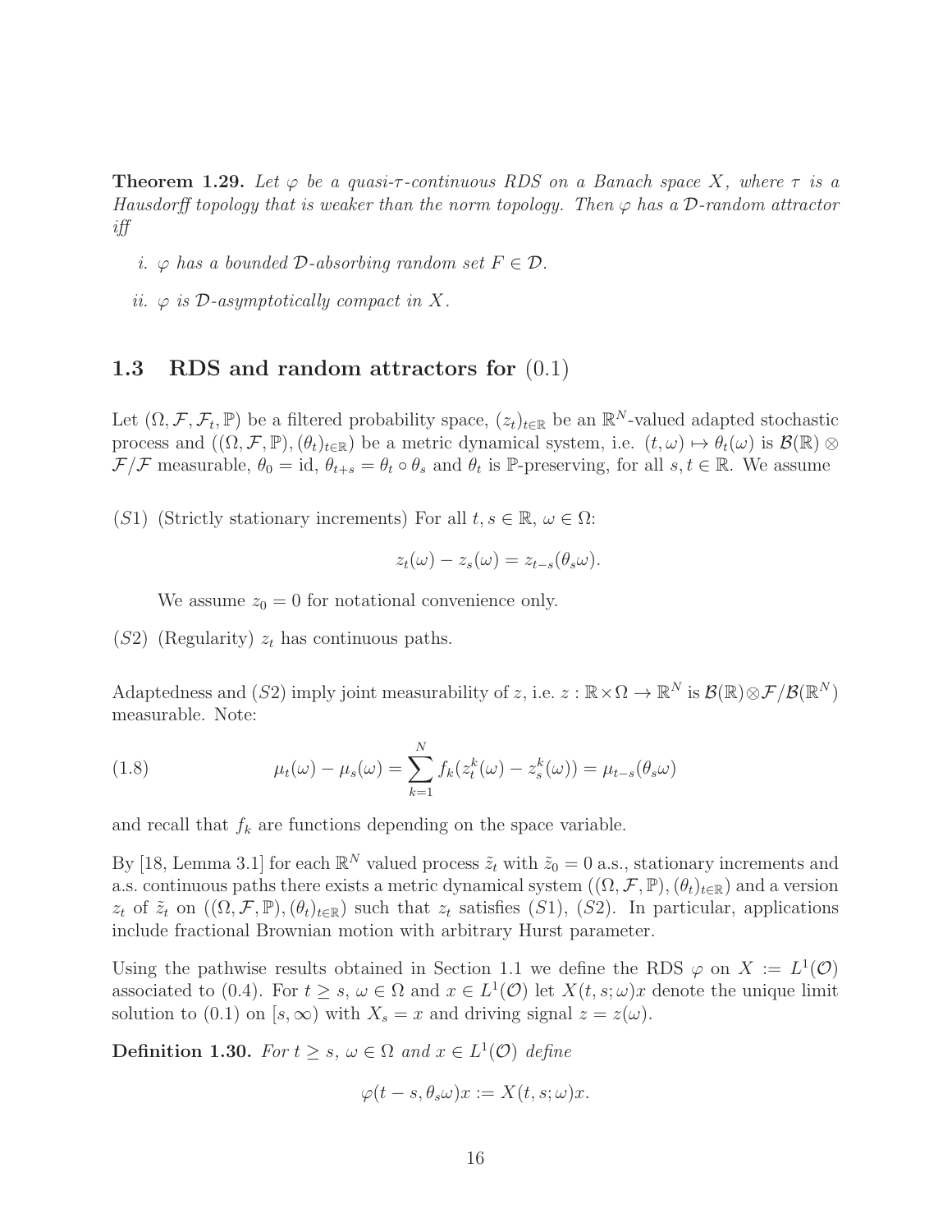**Theorem 1.29.** *Let $\varphi$ be a quasi-$\tau$-continuous RDS on a Banach space $X$, where $\tau$ is a Hausdorff topology that is weaker than the norm topology. Then $\varphi$ has a $\mathcal{D}$-random attractor iff*

*i. $\varphi$ has a bounded $\mathcal{D}$-absorbing random set $F \in \mathcal{D}$.*

*ii. $\varphi$ is $\mathcal{D}$-asymptotically compact in $X$.*

## 1.3 RDS and random attractors for (0.1)

Let $(\Omega, \mathcal{F}, \mathcal{F}_t, \mathbb{P})$ be a filtered probability space, $(z_t)_{t\in\mathbb{R}}$ be an $\mathbb{R}^N$-valued adapted stochastic process and $((\Omega, \mathcal{F}, \mathbb{P}), (\theta_t)_{t\in\mathbb{R}})$ be a metric dynamical system, i.e. $(t, \omega) \mapsto \theta_t(\omega)$ is $\mathcal{B}(\mathbb{R}) \otimes \mathcal{F}/\mathcal{F}$ measurable, $\theta_0 = \mathrm{id}$, $\theta_{t+s} = \theta_t \circ \theta_s$ and $\theta_t$ is $\mathbb{P}$-preserving, for all $s, t \in \mathbb{R}$. We assume

$(S1)$ (Strictly stationary increments) For all $t, s \in \mathbb{R}$, $\omega \in \Omega$:

$$z_t(\omega) - z_s(\omega) = z_{t-s}(\theta_s\omega).$$

We assume $z_0 = 0$ for notational convenience only.

$(S2)$ (Regularity) $z_t$ has continuous paths.

Adaptedness and $(S2)$ imply joint measurability of $z$, i.e. $z : \mathbb{R}\times\Omega \to \mathbb{R}^N$ is $\mathcal{B}(\mathbb{R})\otimes\mathcal{F}/\mathcal{B}(\mathbb{R}^N)$ measurable. Note:

$$\mu_t(\omega) - \mu_s(\omega) = \sum_{k=1}^{N} f_k(z_t^k(\omega) - z_s^k(\omega)) = \mu_{t-s}(\theta_s\omega) \tag{1.8}$$

and recall that $f_k$ are functions depending on the space variable.

By [18, Lemma 3.1] for each $\mathbb{R}^N$ valued process $\tilde{z}_t$ with $\tilde{z}_0 = 0$ a.s., stationary increments and a.s. continuous paths there exists a metric dynamical system $((\Omega, \mathcal{F}, \mathbb{P}), (\theta_t)_{t\in\mathbb{R}})$ and a version $z_t$ of $\tilde{z}_t$ on $((\Omega, \mathcal{F}, \mathbb{P}), (\theta_t)_{t\in\mathbb{R}})$ such that $z_t$ satisfies $(S1)$, $(S2)$. In particular, applications include fractional Brownian motion with arbitrary Hurst parameter.

Using the pathwise results obtained in Section 1.1 we define the RDS $\varphi$ on $X := L^1(\mathcal{O})$ associated to (0.4). For $t \geq s$, $\omega \in \Omega$ and $x \in L^1(\mathcal{O})$ let $X(t, s; \omega)x$ denote the unique limit solution to (0.1) on $[s, \infty)$ with $X_s = x$ and driving signal $z = z(\omega)$.

**Definition 1.30.** *For $t \geq s$, $\omega \in \Omega$ and $x \in L^1(\mathcal{O})$ define*

$$\varphi(t - s, \theta_s\omega)x := X(t, s; \omega)x.$$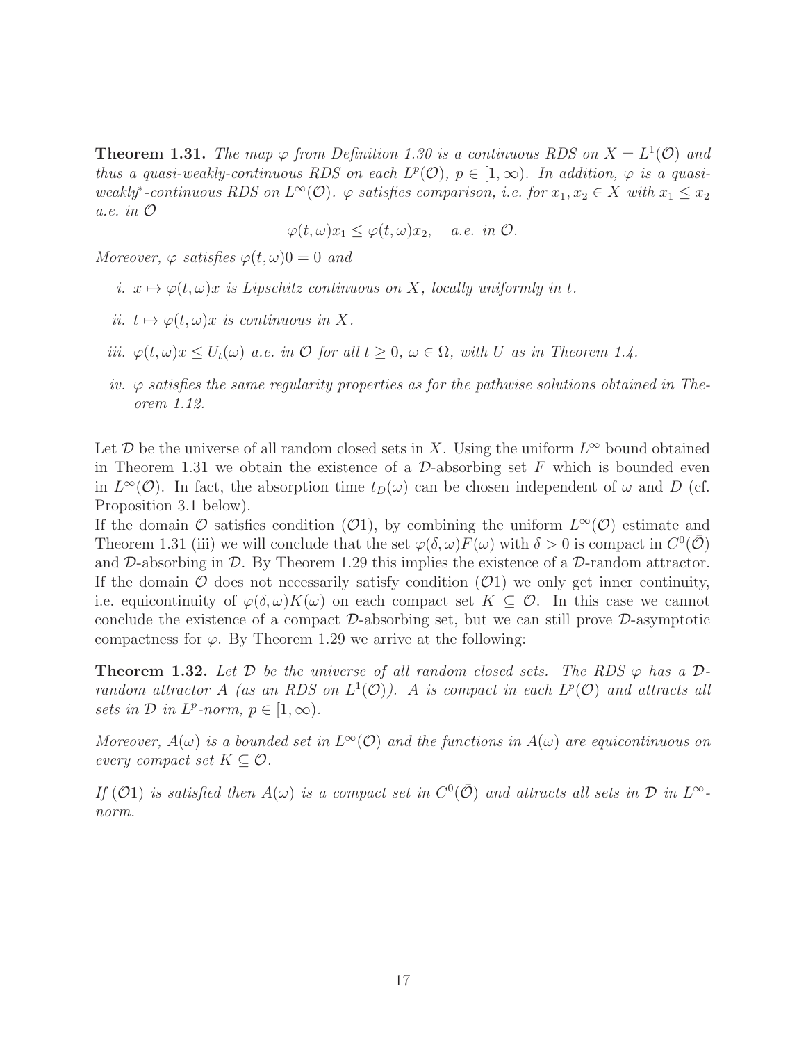**Theorem 1.31.** *The map $\varphi$ from Definition 1.30 is a continuous RDS on $X = L^1(\mathcal{O})$ and thus a quasi-weakly-continuous RDS on each $L^p(\mathcal{O})$, $p \in [1, \infty)$. In addition, $\varphi$ is a quasi-weakly$^*$-continuous RDS on $L^\infty(\mathcal{O})$. $\varphi$ satisfies comparison, i.e. for $x_1, x_2 \in X$ with $x_1 \leq x_2$ a.e. in $\mathcal{O}$*

$$\varphi(t, \omega)x_1 \leq \varphi(t, \omega)x_2, \quad a.e. \ in \ \mathcal{O}.$$

*Moreover, $\varphi$ satisfies $\varphi(t, \omega)0 = 0$ and*

*i. $x \mapsto \varphi(t, \omega)x$ is Lipschitz continuous on $X$, locally uniformly in $t$.*

*ii. $t \mapsto \varphi(t, \omega)x$ is continuous in $X$.*

*iii. $\varphi(t, \omega)x \leq U_t(\omega)$ a.e. in $\mathcal{O}$ for all $t \geq 0$, $\omega \in \Omega$, with $U$ as in Theorem 1.4.*

*iv. $\varphi$ satisfies the same regularity properties as for the pathwise solutions obtained in Theorem 1.12.*

Let $\mathcal{D}$ be the universe of all random closed sets in $X$. Using the uniform $L^\infty$ bound obtained in Theorem 1.31 we obtain the existence of a $\mathcal{D}$-absorbing set $F$ which is bounded even in $L^\infty(\mathcal{O})$. In fact, the absorption time $t_D(\omega)$ can be chosen independent of $\omega$ and $D$ (cf. Proposition 3.1 below).

If the domain $\mathcal{O}$ satisfies condition ($\mathcal{O}1$), by combining the uniform $L^\infty(\mathcal{O})$ estimate and Theorem 1.31 (iii) we will conclude that the set $\varphi(\delta, \omega)F(\omega)$ with $\delta > 0$ is compact in $C^0(\bar{\mathcal{O}})$ and $\mathcal{D}$-absorbing in $\mathcal{D}$. By Theorem 1.29 this implies the existence of a $\mathcal{D}$-random attractor. If the domain $\mathcal{O}$ does not necessarily satisfy condition ($\mathcal{O}1$) we only get inner continuity, i.e. equicontinuity of $\varphi(\delta, \omega)K(\omega)$ on each compact set $K \subseteq \mathcal{O}$. In this case we cannot conclude the existence of a compact $\mathcal{D}$-absorbing set, but we can still prove $\mathcal{D}$-asymptotic compactness for $\varphi$. By Theorem 1.29 we arrive at the following:

**Theorem 1.32.** *Let $\mathcal{D}$ be the universe of all random closed sets. The RDS $\varphi$ has a $\mathcal{D}$-random attractor $A$ (as an RDS on $L^1(\mathcal{O})$). $A$ is compact in each $L^p(\mathcal{O})$ and attracts all sets in $\mathcal{D}$ in $L^p$-norm, $p \in [1, \infty)$.*

*Moreover, $A(\omega)$ is a bounded set in $L^\infty(\mathcal{O})$ and the functions in $A(\omega)$ are equicontinuous on every compact set $K \subseteq \mathcal{O}$.*

*If ($\mathcal{O}1$) is satisfied then $A(\omega)$ is a compact set in $C^0(\bar{\mathcal{O}})$ and attracts all sets in $\mathcal{D}$ in $L^\infty$-norm.*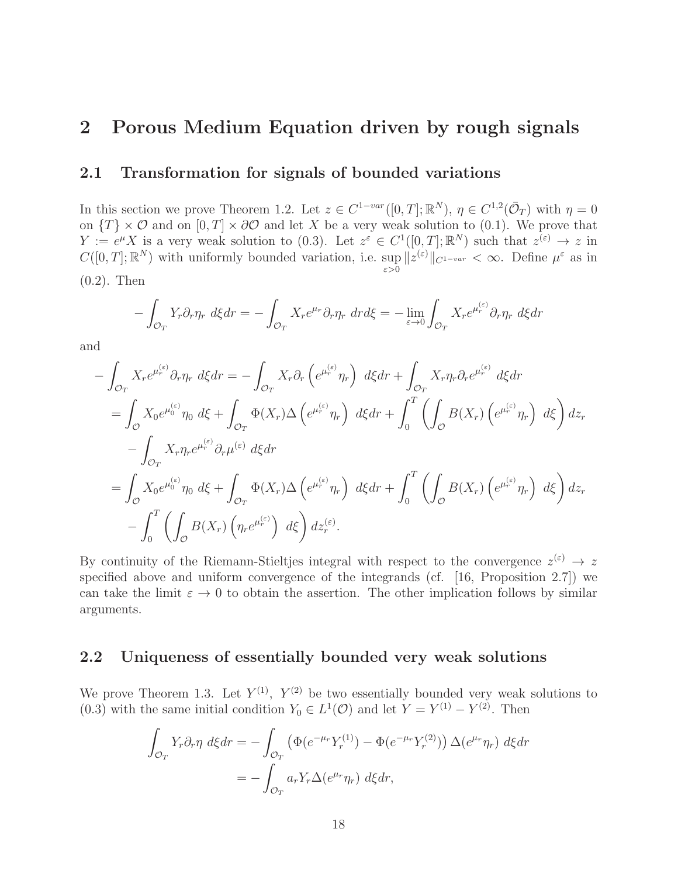# 2 Porous Medium Equation driven by rough signals

## 2.1 Transformation for signals of bounded variations

In this section we prove Theorem 1.2. Let $z \in C^{1-var}([0,T];\mathbb{R}^N)$, $\eta \in C^{1,2}(\bar{\mathcal{O}}_T)$ with $\eta = 0$ on $\{T\} \times \mathcal{O}$ and on $[0,T] \times \partial\mathcal{O}$ and let $X$ be a very weak solution to (0.1). We prove that $Y := e^{\mu} X$ is a very weak solution to (0.3). Let $z^{\varepsilon} \in C^1([0,T];\mathbb{R}^N)$ such that $z^{(\varepsilon)} \to z$ in $C([0,T];\mathbb{R}^N)$ with uniformly bounded variation, i.e. $\sup_{\varepsilon>0} \|z^{(\varepsilon)}\|_{C^{1-var}} < \infty$. Define $\mu^{\varepsilon}$ as in (0.2). Then

$$
-\int_{\mathcal{O}_T} Y_r \partial_r \eta_r \; d\xi dr = -\int_{\mathcal{O}_T} X_r e^{\mu_r} \partial_r \eta_r \; dr d\xi = -\lim_{\varepsilon \to 0} \int_{\mathcal{O}_T} X_r e^{\mu_r^{(\varepsilon)}} \partial_r \eta_r \; d\xi dr
$$

and

$$
\begin{aligned}
-\int_{\mathcal{O}_T} X_r e^{\mu_r^{(\varepsilon)}} \partial_r \eta_r \; d\xi dr &= -\int_{\mathcal{O}_T} X_r \partial_r \left( e^{\mu_r^{(\varepsilon)}} \eta_r \right) \; d\xi dr + \int_{\mathcal{O}_T} X_r \eta_r \partial_r e^{\mu_r^{(\varepsilon)}} \; d\xi dr \\
&= \int_{\mathcal{O}} X_0 e^{\mu_0^{(\varepsilon)}} \eta_0 \; d\xi + \int_{\mathcal{O}_T} \Phi(X_r) \Delta \left( e^{\mu_r^{(\varepsilon)}} \eta_r \right) \; d\xi dr + \int_0^T \left( \int_{\mathcal{O}} B(X_r) \left( e^{\mu_r^{(\varepsilon)}} \eta_r \right) \; d\xi \right) dz_r \\
&\quad - \int_{\mathcal{O}_T} X_r \eta_r e^{\mu_r^{(\varepsilon)}} \partial_r \mu^{(\varepsilon)} \; d\xi dr \\
&= \int_{\mathcal{O}} X_0 e^{\mu_0^{(\varepsilon)}} \eta_0 \; d\xi + \int_{\mathcal{O}_T} \Phi(X_r) \Delta \left( e^{\mu_r^{(\varepsilon)}} \eta_r \right) \; d\xi dr + \int_0^T \left( \int_{\mathcal{O}} B(X_r) \left( e^{\mu_r^{(\varepsilon)}} \eta_r \right) \; d\xi \right) dz_r \\
&\quad - \int_0^T \left( \int_{\mathcal{O}} B(X_r) \left( \eta_r e^{\mu_r^{(\varepsilon)}} \right) \; d\xi \right) dz_r^{(\varepsilon)}.
\end{aligned}
$$

By continuity of the Riemann-Stieltjes integral with respect to the convergence $z^{(\varepsilon)} \to z$ specified above and uniform convergence of the integrands (cf. [16, Proposition 2.7]) we can take the limit $\varepsilon \to 0$ to obtain the assertion. The other implication follows by similar arguments.

## 2.2 Uniqueness of essentially bounded very weak solutions

We prove Theorem 1.3. Let $Y^{(1)}$, $Y^{(2)}$ be two essentially bounded very weak solutions to (0.3) with the same initial condition $Y_0 \in L^1(\mathcal{O})$ and let $Y = Y^{(1)} - Y^{(2)}$. Then

$$
\begin{aligned}
\int_{\mathcal{O}_T} Y_r \partial_r \eta \; d\xi dr &= -\int_{\mathcal{O}_T} \left( \Phi(e^{-\mu_r} Y_r^{(1)}) - \Phi(e^{-\mu_r} Y_r^{(2)}) \right) \Delta(e^{\mu_r} \eta_r) \; d\xi dr \\
&= -\int_{\mathcal{O}_T} a_r Y_r \Delta(e^{\mu_r} \eta_r) \; d\xi dr,
\end{aligned}
$$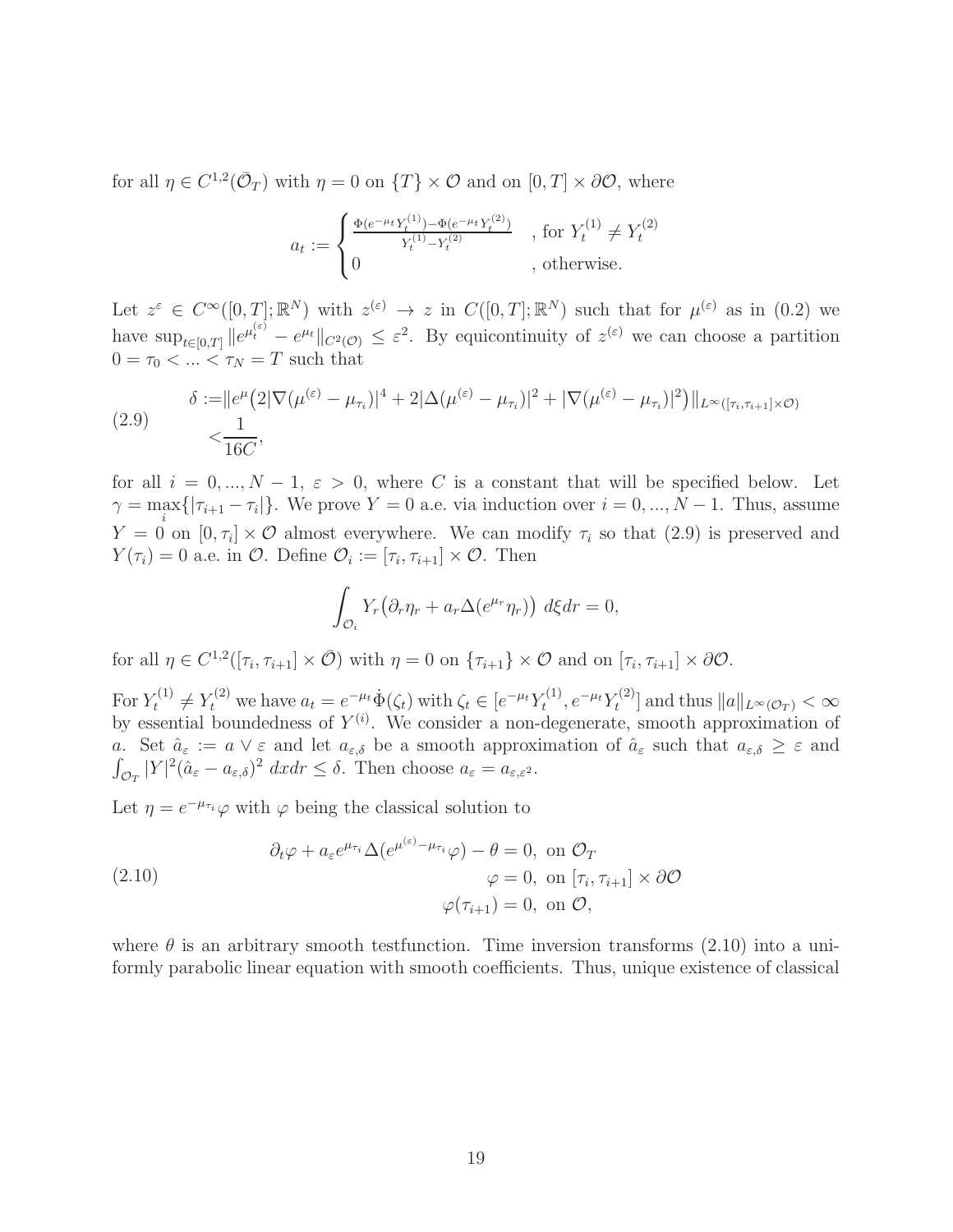for all $\eta \in C^{1,2}(\bar{\mathcal{O}}_T)$ with $\eta = 0$ on $\{T\} \times \mathcal{O}$ and on $[0,T] \times \partial\mathcal{O}$, where

$$a_t := \begin{cases} \frac{\Phi(e^{-\mu_t} Y_t^{(1)}) - \Phi(e^{-\mu_t} Y_t^{(2)})}{Y_t^{(1)} - Y_t^{(2)}} & \text{, for } Y_t^{(1)} \neq Y_t^{(2)} \\ 0 & \text{, otherwise.} \end{cases}$$

Let $z^\varepsilon \in C^\infty([0,T];\mathbb{R}^N)$ with $z^{(\varepsilon)} \to z$ in $C([0,T];\mathbb{R}^N)$ such that for $\mu^{(\varepsilon)}$ as in (0.2) we have $\sup_{t\in[0,T]} \|e^{\mu_t^{(\varepsilon)}} - e^{\mu_t}\|_{C^2(\mathcal{O})} \leq \varepsilon^2$. By equicontinuity of $z^{(\varepsilon)}$ we can choose a partition $0 = \tau_0 < ... < \tau_N = T$ such that

$$\begin{aligned} \delta :=& \|e^{\mu}\big(2|\nabla(\mu^{(\varepsilon)} - \mu_{\tau_i})|^4 + 2|\Delta(\mu^{(\varepsilon)} - \mu_{\tau_i})|^2 + |\nabla(\mu^{(\varepsilon)} - \mu_{\tau_i})|^2\big)\|_{L^\infty([\tau_i,\tau_{i+1}]\times\mathcal{O})} \\ <& \frac{1}{16C}, \end{aligned} \tag{2.9}$$

for all $i = 0, ..., N-1$, $\varepsilon > 0$, where $C$ is a constant that will be specified below. Let $\gamma = \max_i\{|\tau_{i+1} - \tau_i|\}$. We prove $Y = 0$ a.e. via induction over $i = 0, ..., N-1$. Thus, assume $Y = 0$ on $[0,\tau_i] \times \mathcal{O}$ almost everywhere. We can modify $\tau_i$ so that (2.9) is preserved and $Y(\tau_i) = 0$ a.e. in $\mathcal{O}$. Define $\mathcal{O}_i := [\tau_i, \tau_{i+1}] \times \mathcal{O}$. Then

$$\int_{\mathcal{O}_i} Y_r\big(\partial_r \eta_r + a_r \Delta(e^{\mu_r}\eta_r)\big)\, d\xi dr = 0,$$

for all $\eta \in C^{1,2}([\tau_i,\tau_{i+1}] \times \bar{\mathcal{O}})$ with $\eta = 0$ on $\{\tau_{i+1}\} \times \mathcal{O}$ and on $[\tau_i, \tau_{i+1}] \times \partial\mathcal{O}$.

For $Y_t^{(1)} \neq Y_t^{(2)}$ we have $a_t = e^{-\mu_t}\dot{\Phi}(\zeta_t)$ with $\zeta_t \in [e^{-\mu_t}Y_t^{(1)}, e^{-\mu_t}Y_t^{(2)}]$ and thus $\|a\|_{L^\infty(\mathcal{O}_T)} < \infty$ by essential boundedness of $Y^{(i)}$. We consider a non-degenerate, smooth approximation of $a$. Set $\hat{a}_\varepsilon := a \vee \varepsilon$ and let $a_{\varepsilon,\delta}$ be a smooth approximation of $\hat{a}_\varepsilon$ such that $a_{\varepsilon,\delta} \geq \varepsilon$ and $\int_{\mathcal{O}_T} |Y|^2(\hat{a}_\varepsilon - a_{\varepsilon,\delta})^2\, dxdr \leq \delta$. Then choose $a_\varepsilon = a_{\varepsilon,\varepsilon^2}$.

Let $\eta = e^{-\mu_{\tau_i}}\varphi$ with $\varphi$ being the classical solution to

$$\begin{aligned} \partial_t \varphi + a_\varepsilon e^{\mu_{\tau_i}} \Delta(e^{\mu^{(\varepsilon)} - \mu_{\tau_i}}\varphi) - \theta = 0, &\text{ on } \mathcal{O}_T \\ \varphi = 0, &\text{ on } [\tau_i, \tau_{i+1}] \times \partial\mathcal{O} \\ \varphi(\tau_{i+1}) = 0, &\text{ on } \mathcal{O}, \end{aligned} \tag{2.10}$$

where $\theta$ is an arbitrary smooth testfunction. Time inversion transforms (2.10) into a uniformly parabolic linear equation with smooth coefficients. Thus, unique existence of classical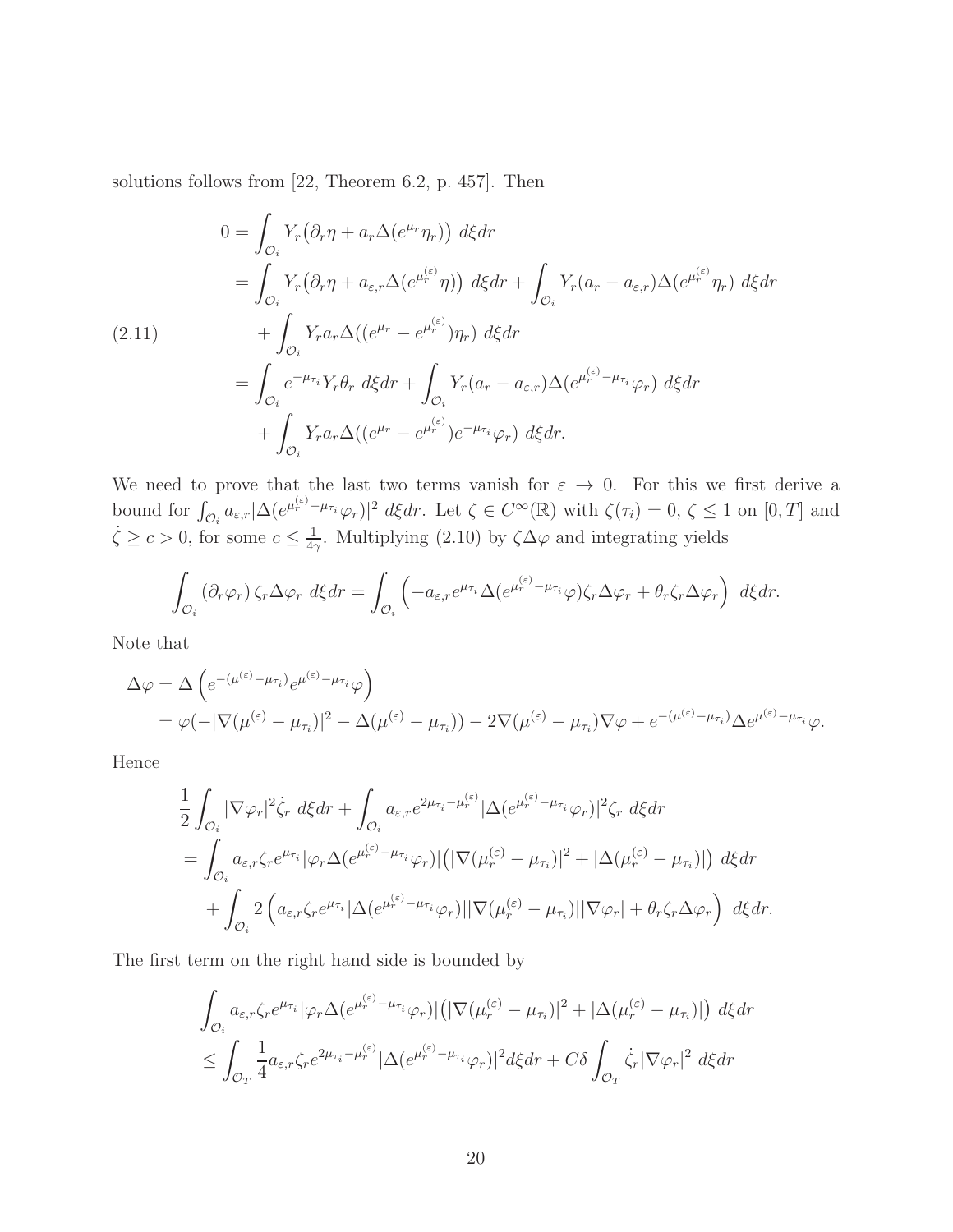solutions follows from [22, Theorem 6.2, p. 457]. Then

$$
\begin{aligned}
0 &= \int_{\mathcal{O}_i} Y_r\big(\partial_r \eta + a_r \Delta(e^{\mu_r}\eta_r)\big)\ d\xi dr \\
&= \int_{\mathcal{O}_i} Y_r\big(\partial_r \eta + a_{\varepsilon,r} \Delta(e^{\mu_r^{(\varepsilon)}}\eta)\big)\ d\xi dr + \int_{\mathcal{O}_i} Y_r (a_r - a_{\varepsilon,r})\Delta(e^{\mu_r^{(\varepsilon)}}\eta_r)\ d\xi dr \\
&\quad + \int_{\mathcal{O}_i} Y_r a_r \Delta((e^{\mu_r} - e^{\mu_r^{(\varepsilon)}})\eta_r)\ d\xi dr \\
&= \int_{\mathcal{O}_i} e^{-\mu_{\tau_i}} Y_r \theta_r\ d\xi dr + \int_{\mathcal{O}_i} Y_r (a_r - a_{\varepsilon,r})\Delta(e^{\mu_r^{(\varepsilon)} - \mu_{\tau_i}}\varphi_r)\ d\xi dr \\
&\quad + \int_{\mathcal{O}_i} Y_r a_r \Delta((e^{\mu_r} - e^{\mu_r^{(\varepsilon)}})e^{-\mu_{\tau_i}}\varphi_r)\ d\xi dr.
\end{aligned}
\tag{2.11}
$$

We need to prove that the last two terms vanish for $\varepsilon \to 0$. For this we first derive a bound for $\int_{\mathcal{O}_i} a_{\varepsilon,r}|\Delta(e^{\mu_r^{(\varepsilon)}-\mu_{\tau_i}}\varphi_r)|^2\ d\xi dr$. Let $\zeta \in C^\infty(\mathbb{R})$ with $\zeta(\tau_i) = 0$, $\zeta \le 1$ on $[0,T]$ and $\dot{\zeta} \ge c > 0$, for some $c \le \frac{1}{4\gamma}$. Multiplying (2.10) by $\zeta\Delta\varphi$ and integrating yields

$$
\int_{\mathcal{O}_i} (\partial_r \varphi_r)\, \zeta_r \Delta\varphi_r\ d\xi dr = \int_{\mathcal{O}_i} \left( -a_{\varepsilon,r} e^{\mu_{\tau_i}} \Delta(e^{\mu_r^{(\varepsilon)}-\mu_{\tau_i}}\varphi)\zeta_r\Delta\varphi_r + \theta_r \zeta_r \Delta\varphi_r \right)\ d\xi dr.
$$

Note that

$$
\begin{aligned}
\Delta\varphi &= \Delta\left( e^{-(\mu^{(\varepsilon)}-\mu_{\tau_i})} e^{\mu^{(\varepsilon)}-\mu_{\tau_i}}\varphi \right) \\
&= \varphi(-|\nabla(\mu^{(\varepsilon)}-\mu_{\tau_i})|^2 - \Delta(\mu^{(\varepsilon)}-\mu_{\tau_i})) - 2\nabla(\mu^{(\varepsilon)}-\mu_{\tau_i})\nabla\varphi + e^{-(\mu^{(\varepsilon)}-\mu_{\tau_i})}\Delta e^{\mu^{(\varepsilon)}-\mu_{\tau_i}}\varphi.
\end{aligned}
$$

Hence

$$
\begin{aligned}
&\frac{1}{2}\int_{\mathcal{O}_i} |\nabla\varphi_r|^2 \dot{\zeta}_r\ d\xi dr + \int_{\mathcal{O}_i} a_{\varepsilon,r} e^{2\mu_{\tau_i}-\mu_r^{(\varepsilon)}} |\Delta(e^{\mu_r^{(\varepsilon)}-\mu_{\tau_i}}\varphi_r)|^2 \zeta_r\ d\xi dr \\
&= \int_{\mathcal{O}_i} a_{\varepsilon,r}\zeta_r e^{\mu_{\tau_i}} |\varphi_r \Delta(e^{\mu_r^{(\varepsilon)}-\mu_{\tau_i}}\varphi_r)| \big(|\nabla(\mu_r^{(\varepsilon)}-\mu_{\tau_i})|^2 + |\Delta(\mu_r^{(\varepsilon)}-\mu_{\tau_i})|\big)\ d\xi dr \\
&\quad + \int_{\mathcal{O}_i} 2\left( a_{\varepsilon,r}\zeta_r e^{\mu_{\tau_i}} |\Delta(e^{\mu_r^{(\varepsilon)}-\mu_{\tau_i}}\varphi_r)||\nabla(\mu_r^{(\varepsilon)}-\mu_{\tau_i})||\nabla\varphi_r| + \theta_r\zeta_r\Delta\varphi_r \right)\ d\xi dr.
\end{aligned}
$$

The first term on the right hand side is bounded by

$$
\begin{aligned}
&\int_{\mathcal{O}_i} a_{\varepsilon,r}\zeta_r e^{\mu_{\tau_i}} |\varphi_r \Delta(e^{\mu_r^{(\varepsilon)}-\mu_{\tau_i}}\varphi_r)| \big(|\nabla(\mu_r^{(\varepsilon)}-\mu_{\tau_i})|^2 + |\Delta(\mu_r^{(\varepsilon)}-\mu_{\tau_i})|\big)\ d\xi dr \\
&\le \int_{\mathcal{O}_T} \frac{1}{4} a_{\varepsilon,r}\zeta_r e^{2\mu_{\tau_i}-\mu_r^{(\varepsilon)}} |\Delta(e^{\mu_r^{(\varepsilon)}-\mu_{\tau_i}}\varphi_r)|^2 d\xi dr + C\delta \int_{\mathcal{O}_T} \dot{\zeta}_r |\nabla\varphi_r|^2\ d\xi dr
\end{aligned}
$$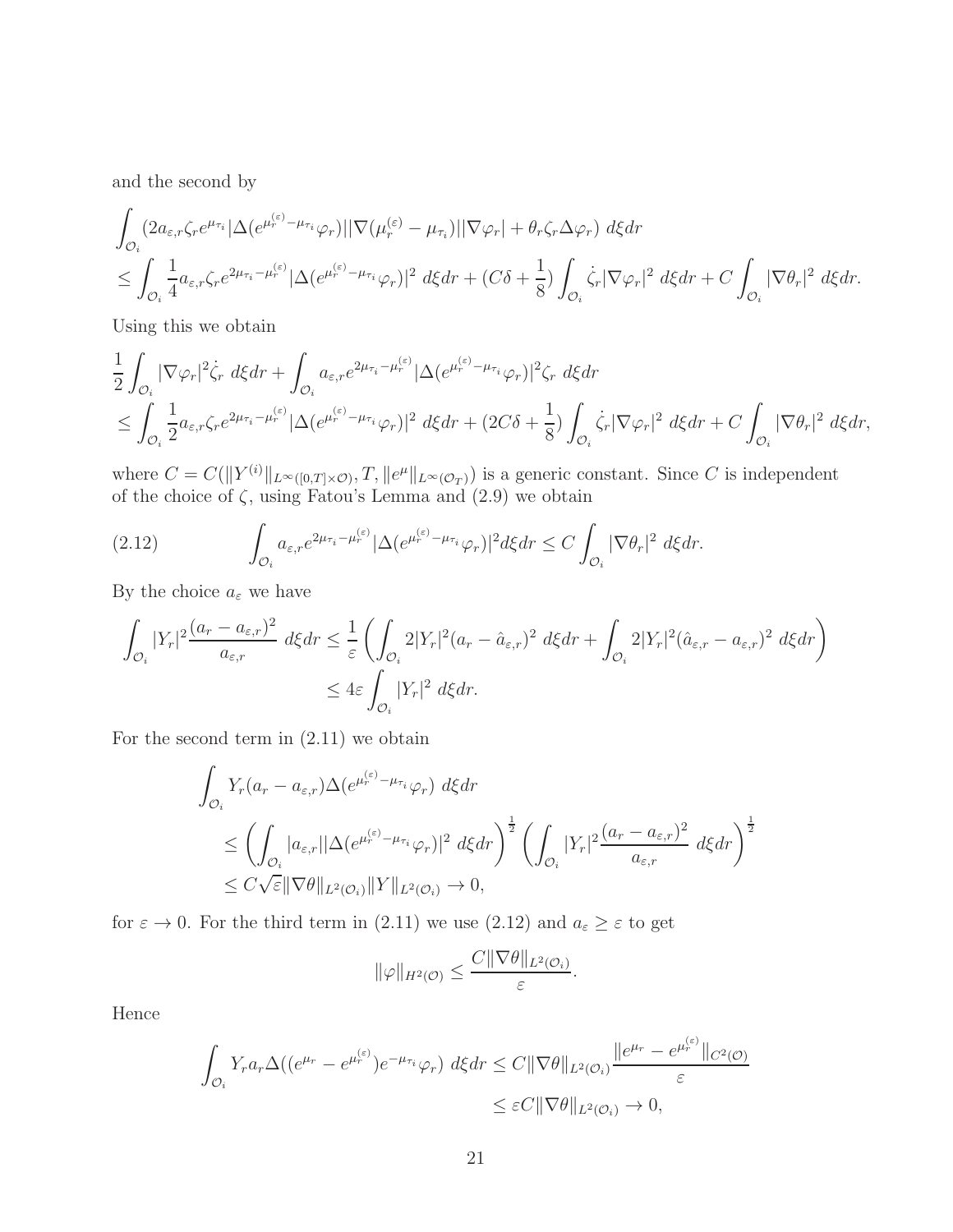and the second by

$$
\begin{aligned}
&\int_{\mathcal{O}_i} (2a_{\varepsilon,r}\zeta_r e^{\mu_{\tau_i}}|\Delta(e^{\mu_r^{(\varepsilon)}-\mu_{\tau_i}}\varphi_r)||\nabla(\mu_r^{(\varepsilon)}-\mu_{\tau_i})||\nabla\varphi_r| + \theta_r\zeta_r\Delta\varphi_r)\ d\xi dr \\
&\leq \int_{\mathcal{O}_i} \frac{1}{4} a_{\varepsilon,r}\zeta_r e^{2\mu_{\tau_i}-\mu_r^{(\varepsilon)}}|\Delta(e^{\mu_r^{(\varepsilon)}-\mu_{\tau_i}}\varphi_r)|^2\ d\xi dr + (C\delta+\frac{1}{8})\int_{\mathcal{O}_i}\dot{\zeta}_r|\nabla\varphi_r|^2\ d\xi dr + C\int_{\mathcal{O}_i}|\nabla\theta_r|^2\ d\xi dr.
\end{aligned}
$$

Using this we obtain

$$
\begin{aligned}
&\frac{1}{2}\int_{\mathcal{O}_i}|\nabla\varphi_r|^2\dot{\zeta}_r\ d\xi dr + \int_{\mathcal{O}_i} a_{\varepsilon,r}e^{2\mu_{\tau_i}-\mu_r^{(\varepsilon)}}|\Delta(e^{\mu_r^{(\varepsilon)}-\mu_{\tau_i}}\varphi_r)|^2\zeta_r\ d\xi dr \\
&\leq \int_{\mathcal{O}_i} \frac{1}{2} a_{\varepsilon,r}\zeta_r e^{2\mu_{\tau_i}-\mu_r^{(\varepsilon)}}|\Delta(e^{\mu_r^{(\varepsilon)}-\mu_{\tau_i}}\varphi_r)|^2\ d\xi dr + (2C\delta+\frac{1}{8})\int_{\mathcal{O}_i}\dot{\zeta}_r|\nabla\varphi_r|^2\ d\xi dr + C\int_{\mathcal{O}_i}|\nabla\theta_r|^2\ d\xi dr,
\end{aligned}
$$

where $C = C(\|Y^{(i)}\|_{L^\infty([0,T]\times\mathcal{O})}, T, \|e^\mu\|_{L^\infty(\mathcal{O}_T)})$ is a generic constant. Since $C$ is independent of the choice of $\zeta$, using Fatou's Lemma and (2.9) we obtain

$$
\int_{\mathcal{O}_i} a_{\varepsilon,r}e^{2\mu_{\tau_i}-\mu_r^{(\varepsilon)}}|\Delta(e^{\mu_r^{(\varepsilon)}-\mu_{\tau_i}}\varphi_r)|^2 d\xi dr \leq C\int_{\mathcal{O}_i}|\nabla\theta_r|^2\ d\xi dr. \tag{2.12}
$$

By the choice $a_\varepsilon$ we have

$$
\begin{aligned}
\int_{\mathcal{O}_i}|Y_r|^2\frac{(a_r-a_{\varepsilon,r})^2}{a_{\varepsilon,r}}\ d\xi dr &\leq \frac{1}{\varepsilon}\left(\int_{\mathcal{O}_i}2|Y_r|^2(a_r-\hat{a}_{\varepsilon,r})^2\ d\xi dr + \int_{\mathcal{O}_i}2|Y_r|^2(\hat{a}_{\varepsilon,r}-a_{\varepsilon,r})^2\ d\xi dr\right) \\
&\leq 4\varepsilon\int_{\mathcal{O}_i}|Y_r|^2\ d\xi dr.
\end{aligned}
$$

For the second term in (2.11) we obtain

$$
\begin{aligned}
&\int_{\mathcal{O}_i} Y_r(a_r-a_{\varepsilon,r})\Delta(e^{\mu_r^{(\varepsilon)}-\mu_{\tau_i}}\varphi_r)\ d\xi dr \\
&\leq \left(\int_{\mathcal{O}_i}|a_{\varepsilon,r}||\Delta(e^{\mu_r^{(\varepsilon)}-\mu_{\tau_i}}\varphi_r)|^2\ d\xi dr\right)^{\frac{1}{2}}\left(\int_{\mathcal{O}_i}|Y_r|^2\frac{(a_r-a_{\varepsilon,r})^2}{a_{\varepsilon,r}}\ d\xi dr\right)^{\frac{1}{2}} \\
&\leq C\sqrt{\varepsilon}\|\nabla\theta\|_{L^2(\mathcal{O}_i)}\|Y\|_{L^2(\mathcal{O}_i)} \to 0,
\end{aligned}
$$

for $\varepsilon \to 0$. For the third term in (2.11) we use (2.12) and $a_\varepsilon \geq \varepsilon$ to get

$$
\|\varphi\|_{H^2(\mathcal{O})} \leq \frac{C\|\nabla\theta\|_{L^2(\mathcal{O}_i)}}{\varepsilon}.
$$

Hence

$$
\begin{aligned}
\int_{\mathcal{O}_i} Y_r a_r\Delta((e^{\mu_r}-e^{\mu_r^{(\varepsilon)}})e^{-\mu_{\tau_i}}\varphi_r)\ d\xi dr &\leq C\|\nabla\theta\|_{L^2(\mathcal{O}_i)}\frac{\|e^{\mu_r}-e^{\mu_r^{(\varepsilon)}}\|_{C^2(\mathcal{O})}}{\varepsilon} \\
&\leq \varepsilon C\|\nabla\theta\|_{L^2(\mathcal{O}_i)} \to 0,
\end{aligned}
$$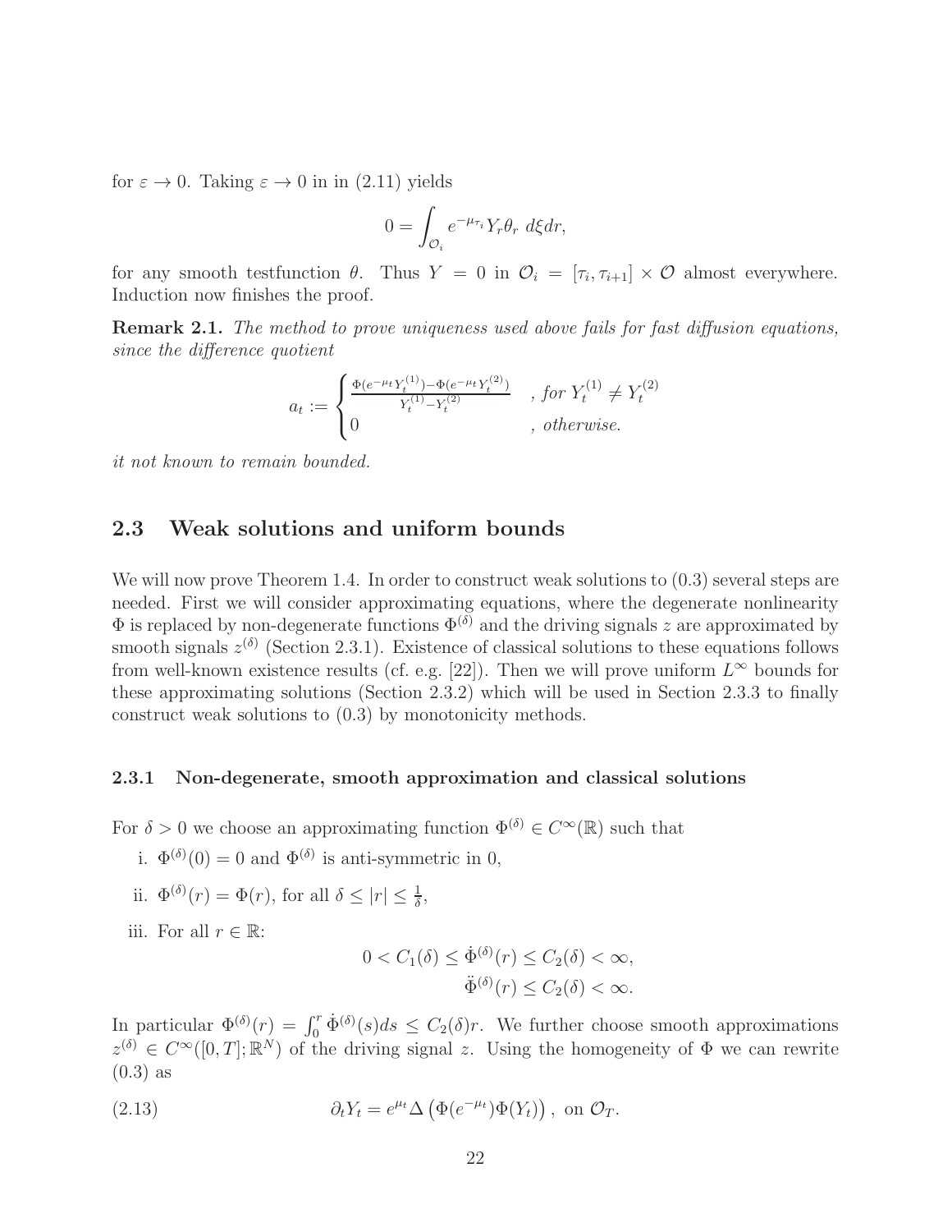for $\varepsilon \to 0$. Taking $\varepsilon \to 0$ in in (2.11) yields

$$0 = \int_{\mathcal{O}_i} e^{-\mu_{\tau_i}} Y_r \theta_r \ d\xi dr,$$

for any smooth testfunction $\theta$. Thus $Y = 0$ in $\mathcal{O}_i = [\tau_i, \tau_{i+1}] \times \mathcal{O}$ almost everywhere. Induction now finishes the proof.

**Remark 2.1.** *The method to prove uniqueness used above fails for fast diffusion equations, since the difference quotient*

$$a_t := \begin{cases} \frac{\Phi(e^{-\mu_t} Y_t^{(1)}) - \Phi(e^{-\mu_t} Y_t^{(2)})}{Y_t^{(1)} - Y_t^{(2)}} & , \text{for } Y_t^{(1)} \neq Y_t^{(2)} \\ 0 & , \text{otherwise.} \end{cases}$$

*it not known to remain bounded.*

## 2.3 Weak solutions and uniform bounds

We will now prove Theorem 1.4. In order to construct weak solutions to (0.3) several steps are needed. First we will consider approximating equations, where the degenerate nonlinearity $\Phi$ is replaced by non-degenerate functions $\Phi^{(\delta)}$ and the driving signals $z$ are approximated by smooth signals $z^{(\delta)}$ (Section 2.3.1). Existence of classical solutions to these equations follows from well-known existence results (cf. e.g. [22]). Then we will prove uniform $L^\infty$ bounds for these approximating solutions (Section 2.3.2) which will be used in Section 2.3.3 to finally construct weak solutions to (0.3) by monotonicity methods.

### 2.3.1 Non-degenerate, smooth approximation and classical solutions

For $\delta > 0$ we choose an approximating function $\Phi^{(\delta)} \in C^\infty(\mathbb{R})$ such that

i. $\Phi^{(\delta)}(0) = 0$ and $\Phi^{(\delta)}$ is anti-symmetric in 0,

ii. $\Phi^{(\delta)}(r) = \Phi(r)$, for all $\delta \leq |r| \leq \frac{1}{\delta}$,

iii. For all $r \in \mathbb{R}$:

$$0 < C_1(\delta) \leq \dot{\Phi}^{(\delta)}(r) \leq C_2(\delta) < \infty,$$
$$\ddot{\Phi}^{(\delta)}(r) \leq C_2(\delta) < \infty.$$

In particular $\Phi^{(\delta)}(r) = \int_0^r \dot{\Phi}^{(\delta)}(s) ds \leq C_2(\delta) r$. We further choose smooth approximations $z^{(\delta)} \in C^\infty([0,T]; \mathbb{R}^N)$ of the driving signal $z$. Using the homogeneity of $\Phi$ we can rewrite (0.3) as

$$\partial_t Y_t = e^{\mu_t} \Delta \left( \Phi(e^{-\mu_t}) \Phi(Y_t) \right), \text{ on } \mathcal{O}_T. \tag{2.13}$$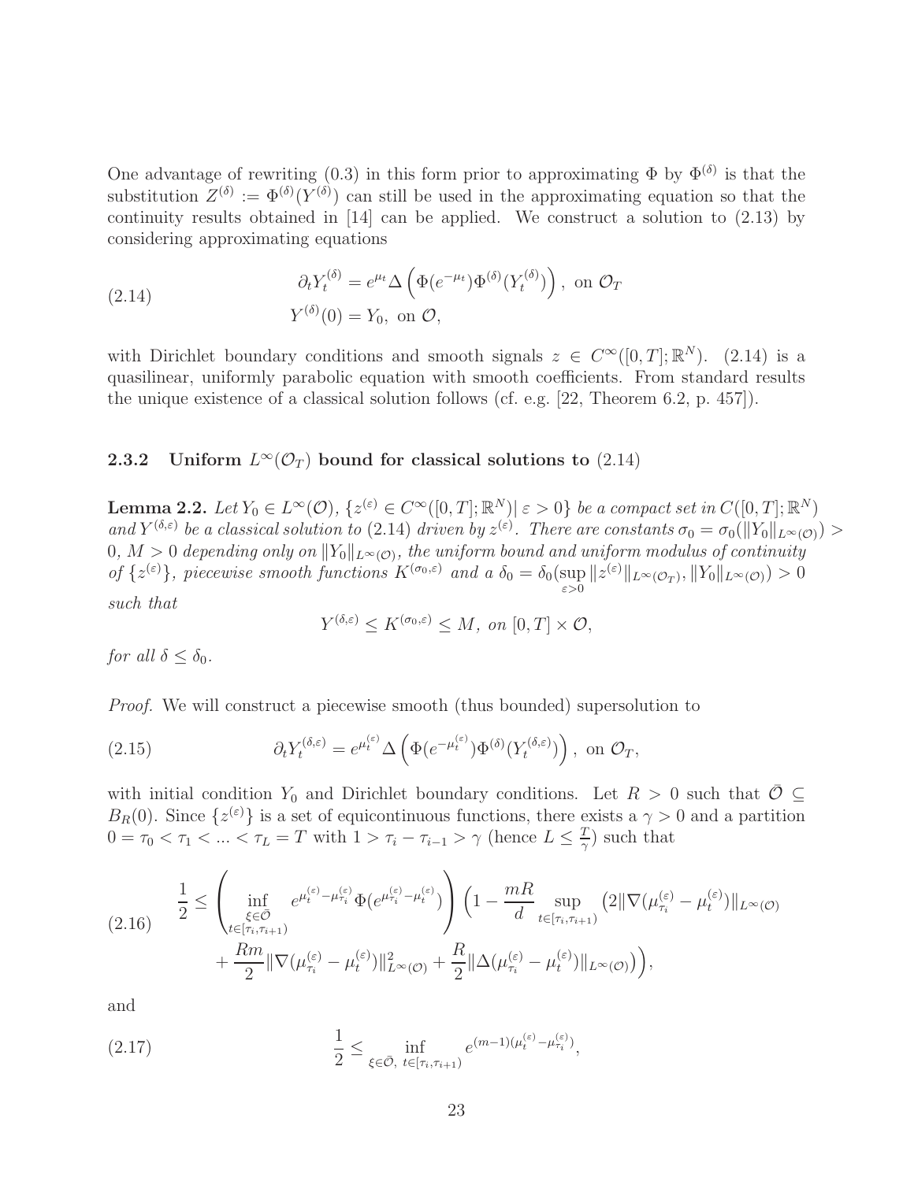One advantage of rewriting (0.3) in this form prior to approximating $\Phi$ by $\Phi^{(\delta)}$ is that the substitution $Z^{(\delta)} := \Phi^{(\delta)}(Y^{(\delta)})$ can still be used in the approximating equation so that the continuity results obtained in [14] can be applied. We construct a solution to (2.13) by considering approximating equations

$$
\begin{aligned}
&\partial_t Y_t^{(\delta)} = e^{\mu_t} \Delta \left( \Phi(e^{-\mu_t}) \Phi^{(\delta)}(Y_t^{(\delta)}) \right), \text{ on } \mathcal{O}_T \\
&Y^{(\delta)}(0) = Y_0, \text{ on } \mathcal{O},
\end{aligned}
\tag{2.14}
$$

with Dirichlet boundary conditions and smooth signals $z \in C^\infty([0,T];\mathbb{R}^N)$. (2.14) is a quasilinear, uniformly parabolic equation with smooth coefficients. From standard results the unique existence of a classical solution follows (cf. e.g. [22, Theorem 6.2, p. 457]).

### 2.3.2 Uniform $L^\infty(\mathcal{O}_T)$ bound for classical solutions to (2.14)

**Lemma 2.2.** *Let $Y_0 \in L^\infty(\mathcal{O})$, $\{z^{(\varepsilon)} \in C^\infty([0,T];\mathbb{R}^N) | \, \varepsilon > 0\}$ be a compact set in $C([0,T];\mathbb{R}^N)$ and $Y^{(\delta,\varepsilon)}$ be a classical solution to (2.14) driven by $z^{(\varepsilon)}$. There are constants $\sigma_0 = \sigma_0(\|Y_0\|_{L^\infty(\mathcal{O})}) > 0$, $M > 0$ depending only on $\|Y_0\|_{L^\infty(\mathcal{O})}$, the uniform bound and uniform modulus of continuity of $\{z^{(\varepsilon)}\}$, piecewise smooth functions $K^{(\sigma_0,\varepsilon)}$ and a $\delta_0 = \delta_0(\sup_{\varepsilon>0} \|z^{(\varepsilon)}\|_{L^\infty(\mathcal{O}_T)}, \|Y_0\|_{L^\infty(\mathcal{O})}) > 0$ such that*

$$
Y^{(\delta,\varepsilon)} \le K^{(\sigma_0,\varepsilon)} \le M, \text{ on } [0,T] \times \mathcal{O},
$$

*for all $\delta \le \delta_0$.*

*Proof.* We will construct a piecewise smooth (thus bounded) supersolution to

$$
\partial_t Y_t^{(\delta,\varepsilon)} = e^{\mu_t^{(\varepsilon)}} \Delta \left( \Phi(e^{-\mu_t^{(\varepsilon)}}) \Phi^{(\delta)}(Y_t^{(\delta,\varepsilon)}) \right), \text{ on } \mathcal{O}_T,
\tag{2.15}
$$

with initial condition $Y_0$ and Dirichlet boundary conditions. Let $R > 0$ such that $\bar{\mathcal{O}} \subseteq B_R(0)$. Since $\{z^{(\varepsilon)}\}$ is a set of equicontinuous functions, there exists a $\gamma > 0$ and a partition $0 = \tau_0 < \tau_1 < \dots < \tau_L = T$ with $1 > \tau_i - \tau_{i-1} > \gamma$ (hence $L \le \frac{T}{\gamma}$) such that

$$
\begin{aligned}
\frac{1}{2} \le \left( \inf_{\substack{\xi \in \bar{\mathcal{O}} \\ t \in [\tau_i, \tau_{i+1})}} e^{\mu_t^{(\varepsilon)} - \mu_{\tau_i}^{(\varepsilon)}} \Phi(e^{\mu_{\tau_i}^{(\varepsilon)} - \mu_t^{(\varepsilon)}}) \right) \Big( 1 - \frac{mR}{d} \sup_{t \in [\tau_i, \tau_{i+1})} \big( 2 \|\nabla(\mu_{\tau_i}^{(\varepsilon)} - \mu_t^{(\varepsilon)})\|_{L^\infty(\mathcal{O})} \\
+ \frac{Rm}{2} \|\nabla(\mu_{\tau_i}^{(\varepsilon)} - \mu_t^{(\varepsilon)})\|_{L^\infty(\mathcal{O})}^2 + \frac{R}{2} \|\Delta(\mu_{\tau_i}^{(\varepsilon)} - \mu_t^{(\varepsilon)})\|_{L^\infty(\mathcal{O})} \big) \Big),
\end{aligned}
\tag{2.16}
$$

and

$$
\frac{1}{2} \le \inf_{\xi \in \bar{\mathcal{O}}, \; t \in [\tau_i, \tau_{i+1})} e^{(m-1)(\mu_t^{(\varepsilon)} - \mu_{\tau_i}^{(\varepsilon)})},
\tag{2.17}
$$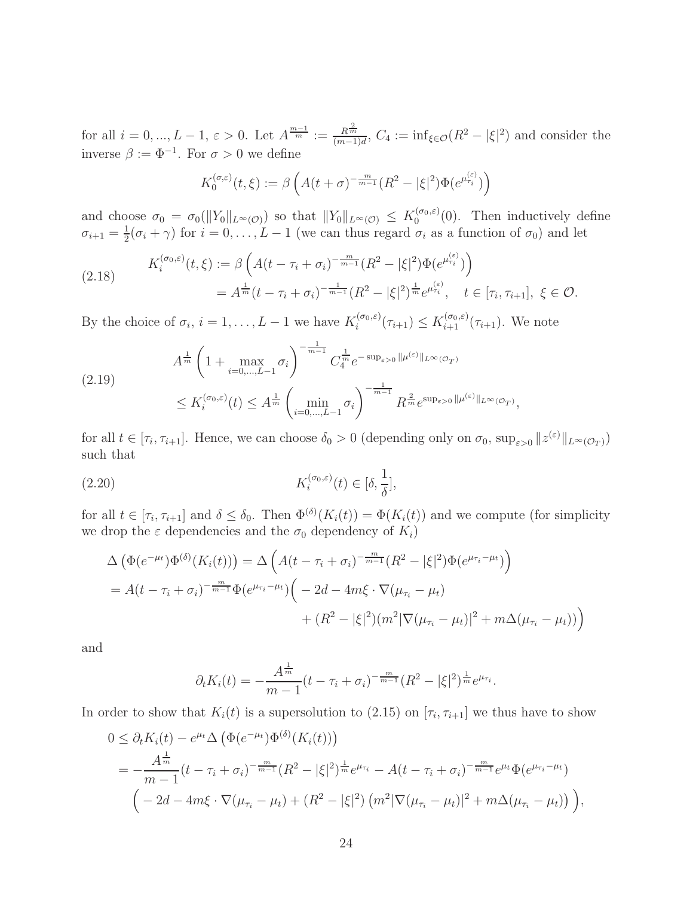for all $i = 0, ..., L-1$, $\varepsilon > 0$. Let $A^{\frac{m-1}{m}} := \frac{R^{\frac{2}{m}}}{(m-1)d}$, $C_4 := \inf_{\xi \in \mathcal{O}}(R^2 - |\xi|^2)$ and consider the inverse $\beta := \Phi^{-1}$. For $\sigma > 0$ we define

$$K_0^{(\sigma,\varepsilon)}(t,\xi) := \beta\left(A(t+\sigma)^{-\frac{m}{m-1}}(R^2 - |\xi|^2)\Phi(e^{\mu_{\tau_i}^{(\varepsilon)}})\right)$$

and choose $\sigma_0 = \sigma_0(\|Y_0\|_{L^\infty(\mathcal{O})})$ so that $\|Y_0\|_{L^\infty(\mathcal{O})} \leq K_0^{(\sigma_0,\varepsilon)}(0)$. Then inductively define $\sigma_{i+1} = \frac{1}{2}(\sigma_i + \gamma)$ for $i = 0, \ldots, L-1$ (we can thus regard $\sigma_i$ as a function of $\sigma_0$) and let

$$\begin{aligned} K_i^{(\sigma_0,\varepsilon)}(t,\xi) &:= \beta\left(A(t - \tau_i + \sigma_i)^{-\frac{m}{m-1}}(R^2 - |\xi|^2)\Phi(e^{\mu_{\tau_i}^{(\varepsilon)}})\right) \\ &= A^{\frac{1}{m}}(t - \tau_i + \sigma_i)^{-\frac{1}{m-1}}(R^2 - |\xi|^2)^{\frac{1}{m}}e^{\mu_{\tau_i}^{(\varepsilon)}}, \quad t \in [\tau_i, \tau_{i+1}],\ \xi \in \mathcal{O}. \end{aligned} \tag{2.18}$$

By the choice of $\sigma_i$, $i = 1, \ldots, L-1$ we have $K_i^{(\sigma_0,\varepsilon)}(\tau_{i+1}) \leq K_{i+1}^{(\sigma_0,\varepsilon)}(\tau_{i+1})$. We note

$$\begin{aligned} &A^{\frac{1}{m}}\left(1 + \max_{i=0,\ldots,L-1}\sigma_i\right)^{-\frac{1}{m-1}} C_4^{\frac{1}{m}} e^{-\sup_{\varepsilon>0}\|\mu^{(\varepsilon)}\|_{L^\infty(\mathcal{O}_T)}} \\ &\leq K_i^{(\sigma_0,\varepsilon)}(t) \leq A^{\frac{1}{m}}\left(\min_{i=0,\ldots,L-1}\sigma_i\right)^{-\frac{1}{m-1}} R^{\frac{2}{m}} e^{\sup_{\varepsilon>0}\|\mu^{(\varepsilon)}\|_{L^\infty(\mathcal{O}_T)}}, \end{aligned} \tag{2.19}$$

for all $t \in [\tau_i, \tau_{i+1}]$. Hence, we can choose $\delta_0 > 0$ (depending only on $\sigma_0$, $\sup_{\varepsilon>0}\|z^{(\varepsilon)}\|_{L^\infty(\mathcal{O}_T)}$) such that

$$K_i^{(\sigma_0,\varepsilon)}(t) \in [\delta, \frac{1}{\delta}], \tag{2.20}$$

for all $t \in [\tau_i, \tau_{i+1}]$ and $\delta \leq \delta_0$. Then $\Phi^{(\delta)}(K_i(t)) = \Phi(K_i(t))$ and we compute (for simplicity we drop the $\varepsilon$ dependencies and the $\sigma_0$ dependency of $K_i$)

$$\begin{aligned} &\Delta\left(\Phi(e^{-\mu_t})\Phi^{(\delta)}(K_i(t))\right) = \Delta\left(A(t - \tau_i + \sigma_i)^{-\frac{m}{m-1}}(R^2 - |\xi|^2)\Phi(e^{\mu_{\tau_i} - \mu_t})\right) \\ &= A(t - \tau_i + \sigma_i)^{-\frac{m}{m-1}}\Phi(e^{\mu_{\tau_i} - \mu_t})\Big(-2d - 4m\xi \cdot \nabla(\mu_{\tau_i} - \mu_t) \\ &\qquad + (R^2 - |\xi|^2)(m^2|\nabla(\mu_{\tau_i} - \mu_t)|^2 + m\Delta(\mu_{\tau_i} - \mu_t))\Big) \end{aligned}$$

and

$$\partial_t K_i(t) = -\frac{A^{\frac{1}{m}}}{m-1}(t - \tau_i + \sigma_i)^{-\frac{m}{m-1}}(R^2 - |\xi|^2)^{\frac{1}{m}}e^{\mu_{\tau_i}}.$$

In order to show that $K_i(t)$ is a supersolution to (2.15) on $[\tau_i, \tau_{i+1}]$ we thus have to show

$$\begin{aligned} 0 &\leq \partial_t K_i(t) - e^{\mu_t}\Delta\left(\Phi(e^{-\mu_t})\Phi^{(\delta)}(K_i(t))\right) \\ &= -\frac{A^{\frac{1}{m}}}{m-1}(t - \tau_i + \sigma_i)^{-\frac{m}{m-1}}(R^2 - |\xi|^2)^{\frac{1}{m}}e^{\mu_{\tau_i}} - A(t - \tau_i + \sigma_i)^{-\frac{m}{m-1}}e^{\mu_t}\Phi(e^{\mu_{\tau_i} - \mu_t}) \\ &\quad \Big(-2d - 4m\xi \cdot \nabla(\mu_{\tau_i} - \mu_t) + (R^2 - |\xi|^2)\left(m^2|\nabla(\mu_{\tau_i} - \mu_t)|^2 + m\Delta(\mu_{\tau_i} - \mu_t)\right)\Big), \end{aligned}$$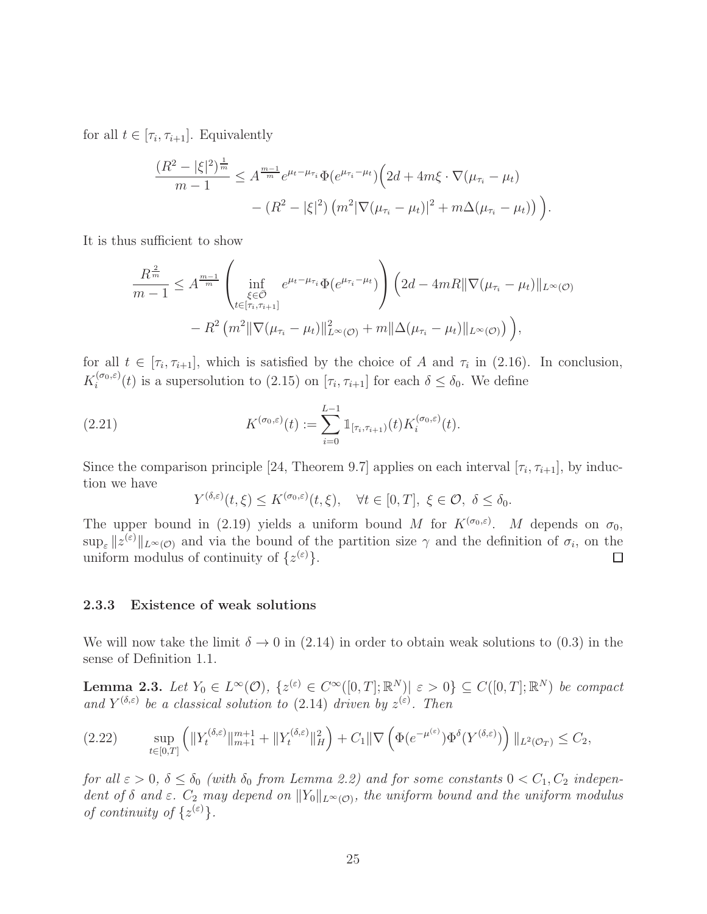for all $t \in [\tau_i, \tau_{i+1}]$. Equivalently

$$\frac{(R^2 - |\xi|^2)^{\frac{1}{m}}}{m-1} \leq A^{\frac{m-1}{m}} e^{\mu_t - \mu_{\tau_i}} \Phi(e^{\mu_{\tau_i} - \mu_t}) \Big( 2d + 4m\xi \cdot \nabla(\mu_{\tau_i} - \mu_t) - (R^2 - |\xi|^2) \left( m^2 |\nabla(\mu_{\tau_i} - \mu_t)|^2 + m\Delta(\mu_{\tau_i} - \mu_t) \right) \Big).$$

It is thus sufficient to show

$$\frac{R^{\frac{2}{m}}}{m-1} \leq A^{\frac{m-1}{m}} \left( \inf_{\substack{\xi \in \bar{\mathcal{O}} \\ t \in [\tau_i, \tau_{i+1}]}} e^{\mu_t - \mu_{\tau_i}} \Phi(e^{\mu_{\tau_i} - \mu_t}) \right) \Big( 2d - 4mR \|\nabla(\mu_{\tau_i} - \mu_t)\|_{L^\infty(\mathcal{O})} - R^2 \left( m^2 \|\nabla(\mu_{\tau_i} - \mu_t)\|^2_{L^\infty(\mathcal{O})} + m \|\Delta(\mu_{\tau_i} - \mu_t)\|_{L^\infty(\mathcal{O})} \right) \Big),$$

for all $t \in [\tau_i, \tau_{i+1}]$, which is satisfied by the choice of $A$ and $\tau_i$ in (2.16). In conclusion, $K_i^{(\sigma_0, \varepsilon)}(t)$ is a supersolution to (2.15) on $[\tau_i, \tau_{i+1}]$ for each $\delta \leq \delta_0$. We define

$$K^{(\sigma_0,\varepsilon)}(t) := \sum_{i=0}^{L-1} \mathbb{1}_{[\tau_i, \tau_{i+1})}(t) K_i^{(\sigma_0,\varepsilon)}(t). \tag{2.21}$$

Since the comparison principle [24, Theorem 9.7] applies on each interval $[\tau_i, \tau_{i+1}]$, by induction we have

$$Y^{(\delta,\varepsilon)}(t,\xi) \leq K^{(\sigma_0,\varepsilon)}(t,\xi), \quad \forall t \in [0,T],\ \xi \in \mathcal{O},\ \delta \leq \delta_0.$$

The upper bound in (2.19) yields a uniform bound $M$ for $K^{(\sigma_0,\varepsilon)}$. $M$ depends on $\sigma_0$, $\sup_\varepsilon \|z^{(\varepsilon)}\|_{L^\infty(\mathcal{O})}$ and via the bound of the partition size $\gamma$ and the definition of $\sigma_i$, on the uniform modulus of continuity of $\{z^{(\varepsilon)}\}$. □

### 2.3.3 Existence of weak solutions

We will now take the limit $\delta \to 0$ in (2.14) in order to obtain weak solutions to (0.3) in the sense of Definition 1.1.

**Lemma 2.3.** *Let $Y_0 \in L^\infty(\mathcal{O})$, $\{z^{(\varepsilon)} \in C^\infty([0,T];\mathbb{R}^N) |\ \varepsilon > 0\} \subseteq C([0,T];\mathbb{R}^N)$ be compact and $Y^{(\delta,\varepsilon)}$ be a classical solution to (2.14) driven by $z^{(\varepsilon)}$. Then*

$$\sup_{t \in [0,T]} \left( \|Y_t^{(\delta,\varepsilon)}\|_{m+1}^{m+1} + \|Y_t^{(\delta,\varepsilon)}\|_H^2 \right) + C_1 \|\nabla \left( \Phi(e^{-\mu^{(\varepsilon)}}) \Phi^\delta(Y^{(\delta,\varepsilon)}) \right) \|_{L^2(\mathcal{O}_T)} \leq C_2, \tag{2.22}$$

*for all $\varepsilon > 0$, $\delta \leq \delta_0$ (with $\delta_0$ from Lemma 2.2) and for some constants $0 < C_1, C_2$ independent of $\delta$ and $\varepsilon$. $C_2$ may depend on $\|Y_0\|_{L^\infty(\mathcal{O})}$, the uniform bound and the uniform modulus of continuity of $\{z^{(\varepsilon)}\}$.*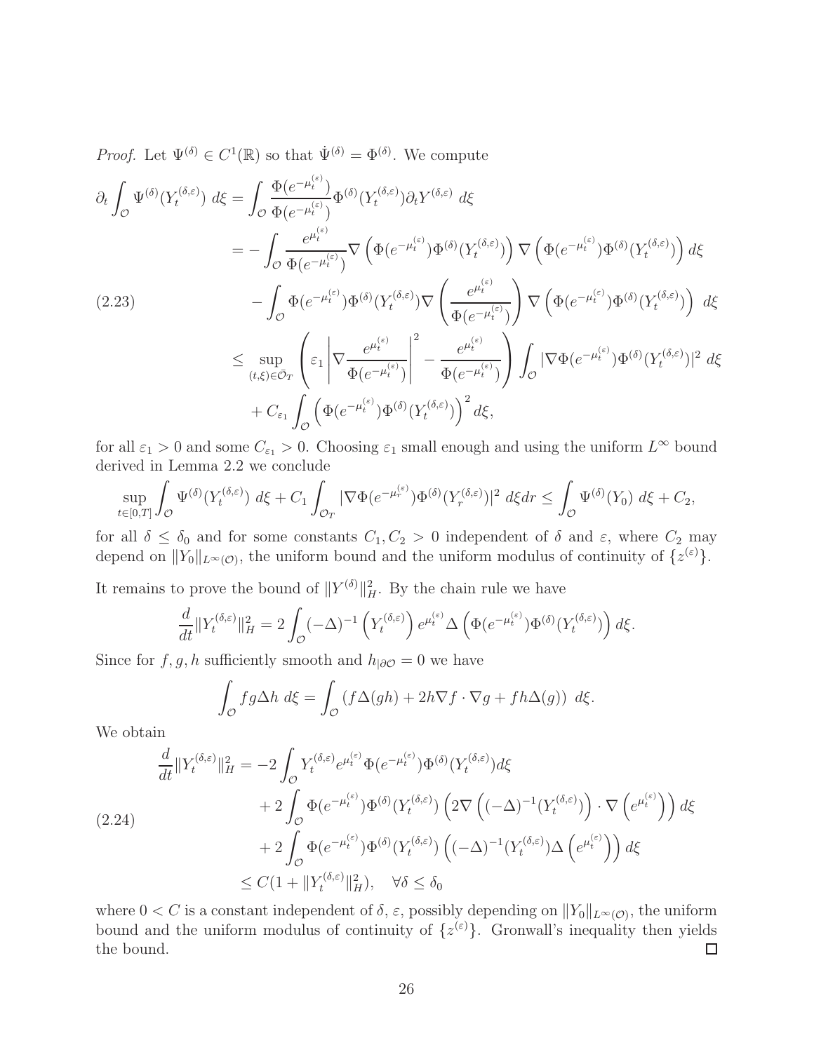*Proof.* Let $\Psi^{(\delta)} \in C^1(\mathbb{R})$ so that $\dot{\Psi}^{(\delta)} = \Phi^{(\delta)}$. We compute

$$
\begin{aligned}
\partial_t \int_{\mathcal{O}} \Psi^{(\delta)}(Y_t^{(\delta,\varepsilon)})\ d\xi &= \int_{\mathcal{O}} \frac{\Phi(e^{-\mu_t^{(\varepsilon)}})}{\Phi(e^{-\mu_t^{(\varepsilon)}})} \Phi^{(\delta)}(Y_t^{(\delta,\varepsilon)}) \partial_t Y^{(\delta,\varepsilon)}\ d\xi \\
&= -\int_{\mathcal{O}} \frac{e^{\mu_t^{(\varepsilon)}}}{\Phi(e^{-\mu_t^{(\varepsilon)}})} \nabla\left(\Phi(e^{-\mu_t^{(\varepsilon)}})\Phi^{(\delta)}(Y_t^{(\delta,\varepsilon)})\right) \nabla\left(\Phi(e^{-\mu_t^{(\varepsilon)}})\Phi^{(\delta)}(Y_t^{(\delta,\varepsilon)})\right) d\xi \\
&\quad - \int_{\mathcal{O}} \Phi(e^{-\mu_t^{(\varepsilon)}})\Phi^{(\delta)}(Y_t^{(\delta,\varepsilon)}) \nabla\left(\frac{e^{\mu_t^{(\varepsilon)}}}{\Phi(e^{-\mu_t^{(\varepsilon)}})}\right) \nabla\left(\Phi(e^{-\mu_t^{(\varepsilon)}})\Phi^{(\delta)}(Y_t^{(\delta,\varepsilon)})\right)\ d\xi \\
&\le \sup_{(t,\xi)\in\bar{\mathcal{O}}_T} \left(\varepsilon_1 \left|\nabla \frac{e^{\mu_t^{(\varepsilon)}}}{\Phi(e^{-\mu_t^{(\varepsilon)}})}\right|^2 - \frac{e^{\mu_t^{(\varepsilon)}}}{\Phi(e^{-\mu_t^{(\varepsilon)}})}\right) \int_{\mathcal{O}} |\nabla \Phi(e^{-\mu_t^{(\varepsilon)}})\Phi^{(\delta)}(Y_t^{(\delta,\varepsilon)})|^2\ d\xi \\
&\quad + C_{\varepsilon_1} \int_{\mathcal{O}} \left(\Phi(e^{-\mu_t^{(\varepsilon)}})\Phi^{(\delta)}(Y_t^{(\delta,\varepsilon)})\right)^2 d\xi,
\end{aligned}
\tag{2.23}
$$

for all $\varepsilon_1 > 0$ and some $C_{\varepsilon_1} > 0$. Choosing $\varepsilon_1$ small enough and using the uniform $L^\infty$ bound derived in Lemma 2.2 we conclude

$$
\sup_{t\in[0,T]} \int_{\mathcal{O}} \Psi^{(\delta)}(Y_t^{(\delta,\varepsilon)})\ d\xi + C_1 \int_{\mathcal{O}_T} |\nabla \Phi(e^{-\mu_r^{(\varepsilon)}})\Phi^{(\delta)}(Y_r^{(\delta,\varepsilon)})|^2\ d\xi dr \le \int_{\mathcal{O}} \Psi^{(\delta)}(Y_0)\ d\xi + C_2,
$$

for all $\delta \le \delta_0$ and for some constants $C_1, C_2 > 0$ independent of $\delta$ and $\varepsilon$, where $C_2$ may depend on $\|Y_0\|_{L^\infty(\mathcal{O})}$, the uniform bound and the uniform modulus of continuity of $\{z^{(\varepsilon)}\}$.

It remains to prove the bound of $\|Y^{(\delta)}\|_H^2$. By the chain rule we have

$$
\frac{d}{dt}\|Y_t^{(\delta,\varepsilon)}\|_H^2 = 2\int_{\mathcal{O}} (-\Delta)^{-1}\left(Y_t^{(\delta,\varepsilon)}\right) e^{\mu_t^{(\varepsilon)}} \Delta\left(\Phi(e^{-\mu_t^{(\varepsilon)}})\Phi^{(\delta)}(Y_t^{(\delta,\varepsilon)})\right) d\xi.
$$

Since for $f, g, h$ sufficiently smooth and $h_{|\partial\mathcal{O}} = 0$ we have

$$
\int_{\mathcal{O}} fg\Delta h\ d\xi = \int_{\mathcal{O}} \left(f\Delta(gh) + 2h\nabla f \cdot \nabla g + fh\Delta(g)\right)\ d\xi.
$$

We obtain

$$
\begin{aligned}
\frac{d}{dt}\|Y_t^{(\delta,\varepsilon)}\|_H^2 &= -2\int_{\mathcal{O}} Y_t^{(\delta,\varepsilon)} e^{\mu_t^{(\varepsilon)}} \Phi(e^{-\mu_t^{(\varepsilon)}})\Phi^{(\delta)}(Y_t^{(\delta,\varepsilon)}) d\xi \\
&\quad + 2\int_{\mathcal{O}} \Phi(e^{-\mu_t^{(\varepsilon)}})\Phi^{(\delta)}(Y_t^{(\delta,\varepsilon)}) \left(2\nabla\left((-\Delta)^{-1}(Y_t^{(\delta,\varepsilon)})\right) \cdot \nabla\left(e^{\mu_t^{(\varepsilon)}}\right)\right) d\xi \\
&\quad + 2\int_{\mathcal{O}} \Phi(e^{-\mu_t^{(\varepsilon)}})\Phi^{(\delta)}(Y_t^{(\delta,\varepsilon)}) \left((-\Delta)^{-1}(Y_t^{(\delta,\varepsilon)})\Delta\left(e^{\mu_t^{(\varepsilon)}}\right)\right) d\xi \\
&\le C(1 + \|Y_t^{(\delta,\varepsilon)}\|_H^2), \quad \forall \delta \le \delta_0
\end{aligned}
\tag{2.24}
$$

where $0 < C$ is a constant independent of $\delta$, $\varepsilon$, possibly depending on $\|Y_0\|_{L^\infty(\mathcal{O})}$, the uniform bound and the uniform modulus of continuity of $\{z^{(\varepsilon)}\}$. Gronwall's inequality then yields the bound. □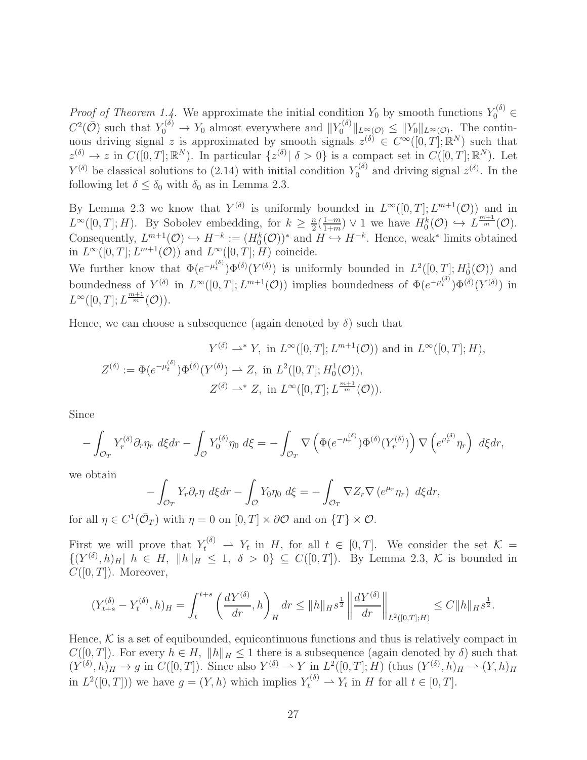*Proof of Theorem 1.4.* We approximate the initial condition $Y_0$ by smooth functions $Y_0^{(\delta)} \in C^2(\bar{\mathcal{O}})$ such that $Y_0^{(\delta)} \to Y_0$ almost everywhere and $\|Y_0^{(\delta)}\|_{L^\infty(\mathcal{O})} \le \|Y_0\|_{L^\infty(\mathcal{O})}$. The continuous driving signal $z$ is approximated by smooth signals $z^{(\delta)} \in C^\infty([0,T];\mathbb{R}^N)$ such that $z^{(\delta)} \to z$ in $C([0,T];\mathbb{R}^N)$. In particular $\{z^{(\delta)} | \ \delta > 0\}$ is a compact set in $C([0,T];\mathbb{R}^N)$. Let $Y^{(\delta)}$ be classical solutions to (2.14) with initial condition $Y_0^{(\delta)}$ and driving signal $z^{(\delta)}$. In the following let $\delta \le \delta_0$ with $\delta_0$ as in Lemma 2.3.

By Lemma 2.3 we know that $Y^{(\delta)}$ is uniformly bounded in $L^\infty([0,T];L^{m+1}(\mathcal{O}))$ and in $L^\infty([0,T];H)$. By Sobolev embedding, for $k \ge \frac{n}{2}(\frac{1-m}{1+m}) \vee 1$ we have $H_0^k(\mathcal{O}) \hookrightarrow L^{\frac{m+1}{m}}(\mathcal{O})$. Consequently, $L^{m+1}(\mathcal{O}) \hookrightarrow H^{-k} := (H_0^k(\mathcal{O}))^*$ and $H \hookrightarrow H^{-k}$. Hence, weak$^*$ limits obtained in $L^\infty([0,T];L^{m+1}(\mathcal{O}))$ and $L^\infty([0,T];H)$ coincide.
We further know that $\Phi(e^{-\mu_t^{(\delta)}})\Phi^{(\delta)}(Y^{(\delta)})$ is uniformly bounded in $L^2([0,T];H_0^1(\mathcal{O}))$ and boundedness of $Y^{(\delta)}$ in $L^\infty([0,T];L^{m+1}(\mathcal{O}))$ implies boundedness of $\Phi(e^{-\mu_t^{(\delta)}})\Phi^{(\delta)}(Y^{(\delta)})$ in $L^\infty([0,T];L^{\frac{m+1}{m}}(\mathcal{O}))$.

Hence, we can choose a subsequence (again denoted by $\delta$) such that

$$
\begin{aligned}
Y^{(\delta)} &\rightharpoonup^* Y, \text{ in } L^\infty([0,T];L^{m+1}(\mathcal{O})) \text{ and in } L^\infty([0,T];H),\\
Z^{(\delta)} := \Phi(e^{-\mu_t^{(\delta)}})\Phi^{(\delta)}(Y^{(\delta)}) &\rightharpoonup Z, \text{ in } L^2([0,T];H_0^1(\mathcal{O})),\\
Z^{(\delta)} &\rightharpoonup^* Z, \text{ in } L^\infty([0,T];L^{\frac{m+1}{m}}(\mathcal{O})).
\end{aligned}
$$

Since

$$
-\int_{\mathcal{O}_T} Y_r^{(\delta)} \partial_r \eta_r \ d\xi dr - \int_{\mathcal{O}} Y_0^{(\delta)} \eta_0 \ d\xi = -\int_{\mathcal{O}_T} \nabla \left( \Phi(e^{-\mu_r^{(\delta)}})\Phi^{(\delta)}(Y_r^{(\delta)}) \right) \nabla \left( e^{\mu_r^{(\delta)}} \eta_r \right) \ d\xi dr,
$$

we obtain

$$
-\int_{\mathcal{O}_T} Y_r \partial_r \eta \ d\xi dr - \int_{\mathcal{O}} Y_0 \eta_0 \ d\xi = -\int_{\mathcal{O}_T} \nabla Z_r \nabla \left( e^{\mu_r} \eta_r \right) \ d\xi dr,
$$

for all $\eta \in C^1(\bar{\mathcal{O}}_T)$ with $\eta = 0$ on $[0,T] \times \partial\mathcal{O}$ and on $\{T\} \times \mathcal{O}$.

First we will prove that $Y_t^{(\delta)} \rightharpoonup Y_t$ in $H$, for all $t \in [0,T]$. We consider the set $\mathcal{K} = \{(Y^{(\delta)}, h)_H | \ h \in H, \ \|h\|_H \le 1, \ \delta > 0\} \subseteq C([0,T])$. By Lemma 2.3, $\mathcal{K}$ is bounded in $C([0,T])$. Moreover,

$$
(Y_{t+s}^{(\delta)} - Y_t^{(\delta)}, h)_H = \int_t^{t+s} \left( \frac{dY^{(\delta)}}{dr}, h \right)_H dr \le \|h\|_H s^{\frac{1}{2}} \left\| \frac{dY^{(\delta)}}{dr} \right\|_{L^2([0,T];H)} \le C\|h\|_H s^{\frac{1}{2}}.
$$

Hence, $\mathcal{K}$ is a set of equibounded, equicontinuous functions and thus is relatively compact in $C([0,T])$. For every $h \in H$, $\|h\|_H \le 1$ there is a subsequence (again denoted by $\delta$) such that $(Y^{(\delta)}, h)_H \to g$ in $C([0,T])$. Since also $Y^{(\delta)} \rightharpoonup Y$ in $L^2([0,T];H)$ (thus $(Y^{(\delta)}, h)_H \rightharpoonup (Y,h)_H$ in $L^2([0,T])$) we have $g = (Y,h)$ which implies $Y_t^{(\delta)} \rightharpoonup Y_t$ in $H$ for all $t \in [0,T]$.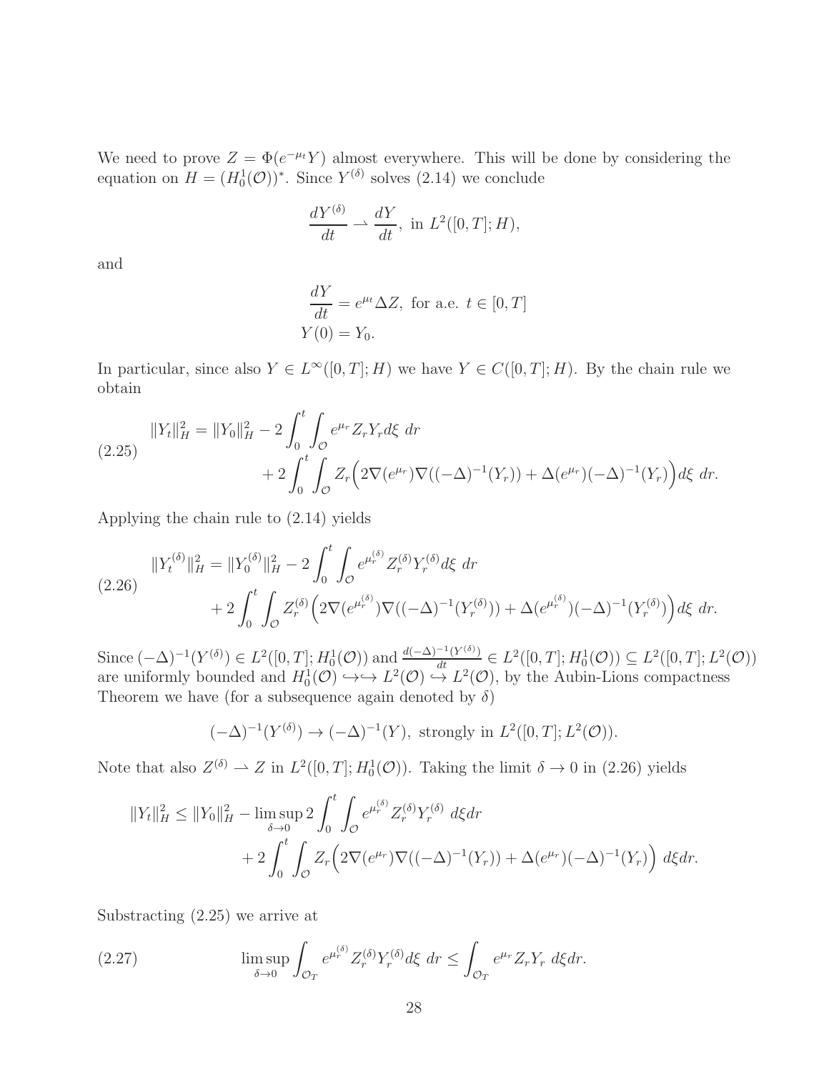We need to prove $Z = \Phi(e^{-\mu_t}Y)$ almost everywhere. This will be done by considering the equation on $H = (H_0^1(\mathcal{O}))^*$. Since $Y^{(\delta)}$ solves (2.14) we conclude

$$\frac{dY^{(\delta)}}{dt} \rightharpoonup \frac{dY}{dt}, \text{ in } L^2([0,T];H),$$

and

$$\begin{aligned}
\frac{dY}{dt} &= e^{\mu_t}\Delta Z, \text{ for a.e. } t \in [0,T] \\
Y(0) &= Y_0.
\end{aligned}$$

In particular, since also $Y \in L^\infty([0,T];H)$ we have $Y \in C([0,T];H)$. By the chain rule we obtain

$$\begin{aligned}
\|Y_t\|_H^2 = \|Y_0\|_H^2 &- 2\int_0^t \int_{\mathcal{O}} e^{\mu_r} Z_r Y_r d\xi \; dr \\
&+ 2\int_0^t \int_{\mathcal{O}} Z_r \Big( 2\nabla(e^{\mu_r})\nabla((-\Delta)^{-1}(Y_r)) + \Delta(e^{\mu_r})(-\Delta)^{-1}(Y_r)\Big) d\xi \; dr.
\end{aligned} \tag{2.25}$$

Applying the chain rule to (2.14) yields

$$\begin{aligned}
\|Y_t^{(\delta)}\|_H^2 = \|Y_0^{(\delta)}\|_H^2 &- 2\int_0^t \int_{\mathcal{O}} e^{\mu_r^{(\delta)}} Z_r^{(\delta)} Y_r^{(\delta)} d\xi \; dr \\
&+ 2\int_0^t \int_{\mathcal{O}} Z_r^{(\delta)} \Big( 2\nabla(e^{\mu_r^{(\delta)}})\nabla((-\Delta)^{-1}(Y_r^{(\delta)})) + \Delta(e^{\mu_r^{(\delta)}})(-\Delta)^{-1}(Y_r^{(\delta)})\Big) d\xi \; dr.
\end{aligned} \tag{2.26}$$

Since $(-\Delta)^{-1}(Y^{(\delta)}) \in L^2([0,T];H_0^1(\mathcal{O}))$ and $\frac{d(-\Delta)^{-1}(Y^{(\delta)})}{dt} \in L^2([0,T];H_0^1(\mathcal{O})) \subseteq L^2([0,T];L^2(\mathcal{O}))$ are uniformly bounded and $H_0^1(\mathcal{O}) \hookrightarrow\hookrightarrow L^2(\mathcal{O}) \hookrightarrow L^2(\mathcal{O})$, by the Aubin-Lions compactness Theorem we have (for a subsequence again denoted by $\delta$)

$$(-\Delta)^{-1}(Y^{(\delta)}) \to (-\Delta)^{-1}(Y), \text{ strongly in } L^2([0,T];L^2(\mathcal{O})).$$

Note that also $Z^{(\delta)} \rightharpoonup Z$ in $L^2([0,T];H_0^1(\mathcal{O}))$. Taking the limit $\delta \to 0$ in (2.26) yields

$$\begin{aligned}
\|Y_t\|_H^2 \le \|Y_0\|_H^2 &- \limsup_{\delta\to 0} 2\int_0^t \int_{\mathcal{O}} e^{\mu_r^{(\delta)}} Z_r^{(\delta)} Y_r^{(\delta)} \; d\xi dr \\
&+ 2\int_0^t \int_{\mathcal{O}} Z_r \Big( 2\nabla(e^{\mu_r})\nabla((-\Delta)^{-1}(Y_r)) + \Delta(e^{\mu_r})(-\Delta)^{-1}(Y_r)\Big) \; d\xi dr.
\end{aligned}$$

Substracting (2.25) we arrive at

$$\limsup_{\delta\to 0} \int_{\mathcal{O}_T} e^{\mu_r^{(\delta)}} Z_r^{(\delta)} Y_r^{(\delta)} d\xi \; dr \le \int_{\mathcal{O}_T} e^{\mu_r} Z_r Y_r \; d\xi dr. \tag{2.27}$$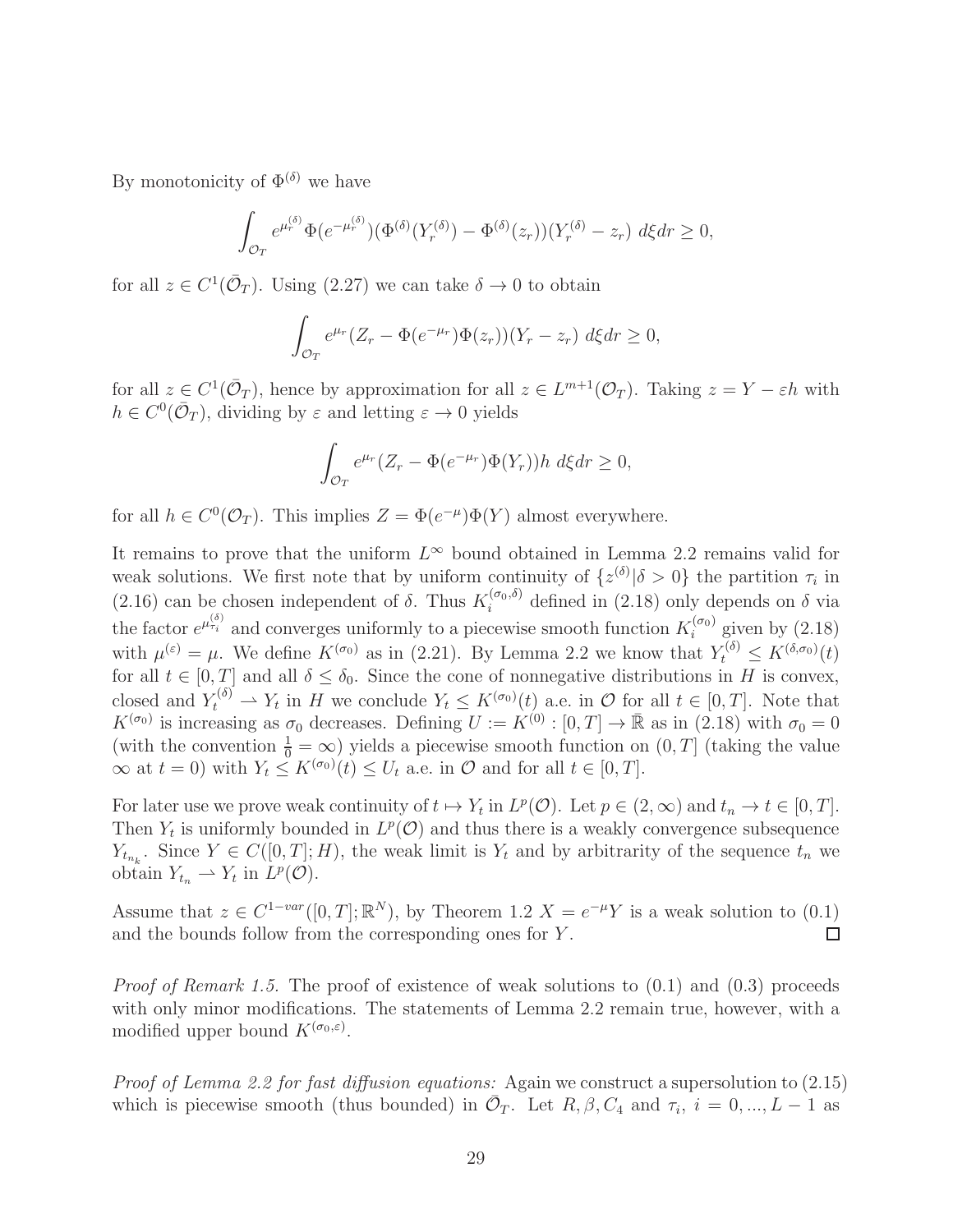By monotonicity of $\Phi^{(\delta)}$ we have

$$\int_{\mathcal{O}_T} e^{\mu_r^{(\delta)}}\Phi(e^{-\mu_r^{(\delta)}})(\Phi^{(\delta)}(Y_r^{(\delta)}) - \Phi^{(\delta)}(z_r))(Y_r^{(\delta)} - z_r)\ d\xi dr \geq 0,$$

for all $z \in C^1(\bar{\mathcal{O}}_T)$. Using (2.27) we can take $\delta \to 0$ to obtain

$$\int_{\mathcal{O}_T} e^{\mu_r}(Z_r - \Phi(e^{-\mu_r})\Phi(z_r))(Y_r - z_r)\ d\xi dr \geq 0,$$

for all $z \in C^1(\bar{\mathcal{O}}_T)$, hence by approximation for all $z \in L^{m+1}(\mathcal{O}_T)$. Taking $z = Y - \varepsilon h$ with $h \in C^0(\bar{\mathcal{O}}_T)$, dividing by $\varepsilon$ and letting $\varepsilon \to 0$ yields

$$\int_{\mathcal{O}_T} e^{\mu_r}(Z_r - \Phi(e^{-\mu_r})\Phi(Y_r))h\ d\xi dr \geq 0,$$

for all $h \in C^0(\mathcal{O}_T)$. This implies $Z = \Phi(e^{-\mu})\Phi(Y)$ almost everywhere.

It remains to prove that the uniform $L^\infty$ bound obtained in Lemma 2.2 remains valid for weak solutions. We first note that by uniform continuity of $\{z^{(\delta)}|\delta > 0\}$ the partition $\tau_i$ in (2.16) can be chosen independent of $\delta$. Thus $K_i^{(\sigma_0,\delta)}$ defined in (2.18) only depends on $\delta$ via the factor $e^{\mu_{\tau_i}^{(\delta)}}$ and converges uniformly to a piecewise smooth function $K_i^{(\sigma_0)}$ given by (2.18) with $\mu^{(\varepsilon)} = \mu$. We define $K^{(\sigma_0)}$ as in (2.21). By Lemma 2.2 we know that $Y_t^{(\delta)} \leq K^{(\delta,\sigma_0)}(t)$ for all $t \in [0,T]$ and all $\delta \leq \delta_0$. Since the cone of nonnegative distributions in $H$ is convex, closed and $Y_t^{(\delta)} \rightharpoonup Y_t$ in $H$ we conclude $Y_t \leq K^{(\sigma_0)}(t)$ a.e. in $\mathcal{O}$ for all $t \in [0,T]$. Note that $K^{(\sigma_0)}$ is increasing as $\sigma_0$ decreases. Defining $U := K^{(0)} : [0,T] \to \bar{\mathbb{R}}$ as in (2.18) with $\sigma_0 = 0$ (with the convention $\frac{1}{0} = \infty$) yields a piecewise smooth function on $(0,T]$ (taking the value $\infty$ at $t = 0$) with $Y_t \leq K^{(\sigma_0)}(t) \leq U_t$ a.e. in $\mathcal{O}$ and for all $t \in [0,T]$.

For later use we prove weak continuity of $t \mapsto Y_t$ in $L^p(\mathcal{O})$. Let $p \in (2,\infty)$ and $t_n \to t \in [0,T]$. Then $Y_t$ is uniformly bounded in $L^p(\mathcal{O})$ and thus there is a weakly convergence subsequence $Y_{t_{n_k}}$. Since $Y \in C([0,T];H)$, the weak limit is $Y_t$ and by arbitrarity of the sequence $t_n$ we obtain $Y_{t_n} \rightharpoonup Y_t$ in $L^p(\mathcal{O})$.

Assume that $z \in C^{1-var}([0,T];\mathbb{R}^N)$, by Theorem 1.2 $X = e^{-\mu}Y$ is a weak solution to (0.1) and the bounds follow from the corresponding ones for $Y$. □

*Proof of Remark 1.5.* The proof of existence of weak solutions to (0.1) and (0.3) proceeds with only minor modifications. The statements of Lemma 2.2 remain true, however, with a modified upper bound $K^{(\sigma_0,\varepsilon)}$.

*Proof of Lemma 2.2 for fast diffusion equations:* Again we construct a supersolution to (2.15) which is piecewise smooth (thus bounded) in $\bar{\mathcal{O}}_T$. Let $R, \beta, C_4$ and $\tau_i,\ i = 0, ..., L-1$ as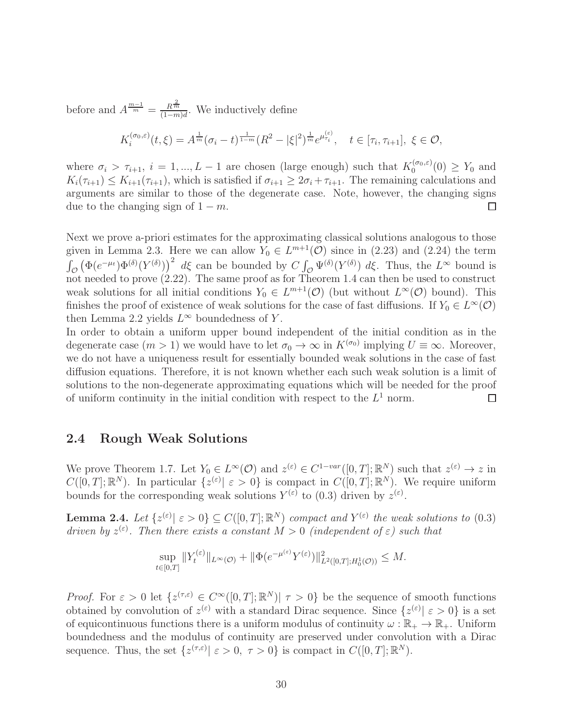before and $A^{\frac{m-1}{m}} = \frac{R^{\frac{2}{m}}}{(1-m)d}$. We inductively define

$$K_i^{(\sigma_0,\varepsilon)}(t,\xi) = A^{\frac{1}{m}}(\sigma_i - t)^{\frac{1}{1-m}}(R^2 - |\xi|^2)^{\frac{1}{m}} e^{\mu_{\tau_i}^{(\varepsilon)}}, \quad t \in [\tau_i, \tau_{i+1}],\ \xi \in \mathcal{O},$$

where $\sigma_i > \tau_{i+1}$, $i = 1, ..., L-1$ are chosen (large enough) such that $K_0^{(\sigma_0,\varepsilon)}(0) \geq Y_0$ and $K_i(\tau_{i+1}) \leq K_{i+1}(\tau_{i+1})$, which is satisfied if $\sigma_{i+1} \geq 2\sigma_i + \tau_{i+1}$. The remaining calculations and arguments are similar to those of the degenerate case. Note, however, the changing signs due to the changing sign of $1-m$. □

Next we prove a-priori estimates for the approximating classical solutions analogous to those given in Lemma 2.3. Here we can allow $Y_0 \in L^{m+1}(\mathcal{O})$ since in (2.23) and (2.24) the term $\int_{\mathcal{O}} \left(\Phi(e^{-\mu_t})\Phi^{(\delta)}(Y^{(\delta)})\right)^2 \, d\xi$ can be bounded by $C \int_{\mathcal{O}} \Psi^{(\delta)}(Y^{(\delta)}) \, d\xi$. Thus, the $L^\infty$ bound is not needed to prove (2.22). The same proof as for Theorem 1.4 can then be used to construct weak solutions for all initial conditions $Y_0 \in L^{m+1}(\mathcal{O})$ (but without $L^\infty(\mathcal{O})$ bound). This finishes the proof of existence of weak solutions for the case of fast diffusions. If $Y_0 \in L^\infty(\mathcal{O})$ then Lemma 2.2 yields $L^\infty$ boundedness of $Y$.

In order to obtain a uniform upper bound independent of the initial condition as in the degenerate case ($m > 1$) we would have to let $\sigma_0 \to \infty$ in $K^{(\sigma_0)}$ implying $U \equiv \infty$. Moreover, we do not have a uniqueness result for essentially bounded weak solutions in the case of fast diffusion equations. Therefore, it is not known whether each such weak solution is a limit of solutions to the non-degenerate approximating equations which will be needed for the proof of uniform continuity in the initial condition with respect to the $L^1$ norm. □

## 2.4 Rough Weak Solutions

We prove Theorem 1.7. Let $Y_0 \in L^\infty(\mathcal{O})$ and $z^{(\varepsilon)} \in C^{1-var}([0,T];\mathbb{R}^N)$ such that $z^{(\varepsilon)} \to z$ in $C([0,T];\mathbb{R}^N)$. In particular $\{z^{(\varepsilon)} |\ \varepsilon > 0\}$ is compact in $C([0,T];\mathbb{R}^N)$. We require uniform bounds for the corresponding weak solutions $Y^{(\varepsilon)}$ to (0.3) driven by $z^{(\varepsilon)}$.

**Lemma 2.4.** *Let $\{z^{(\varepsilon)} |\ \varepsilon > 0\} \subseteq C([0,T];\mathbb{R}^N)$ compact and $Y^{(\varepsilon)}$ the weak solutions to (0.3) driven by $z^{(\varepsilon)}$. Then there exists a constant $M > 0$ (independent of $\varepsilon$) such that*

$$\sup_{t\in[0,T]} \|Y_t^{(\varepsilon)}\|_{L^\infty(\mathcal{O})} + \|\Phi(e^{-\mu^{(\varepsilon)}}Y^{(\varepsilon)})\|^2_{L^2([0,T];H_0^1(\mathcal{O}))} \leq M.$$

*Proof.* For $\varepsilon > 0$ let $\{z^{(\tau,\varepsilon)} \in C^\infty([0,T];\mathbb{R}^N) |\ \tau > 0\}$ be the sequence of smooth functions obtained by convolution of $z^{(\varepsilon)}$ with a standard Dirac sequence. Since $\{z^{(\varepsilon)} |\ \varepsilon > 0\}$ is a set of equicontinuous functions there is a uniform modulus of continuity $\omega : \mathbb{R}_+ \to \mathbb{R}_+$. Uniform boundedness and the modulus of continuity are preserved under convolution with a Dirac sequence. Thus, the set $\{z^{(\tau,\varepsilon)} |\ \varepsilon > 0,\ \tau > 0\}$ is compact in $C([0,T];\mathbb{R}^N)$.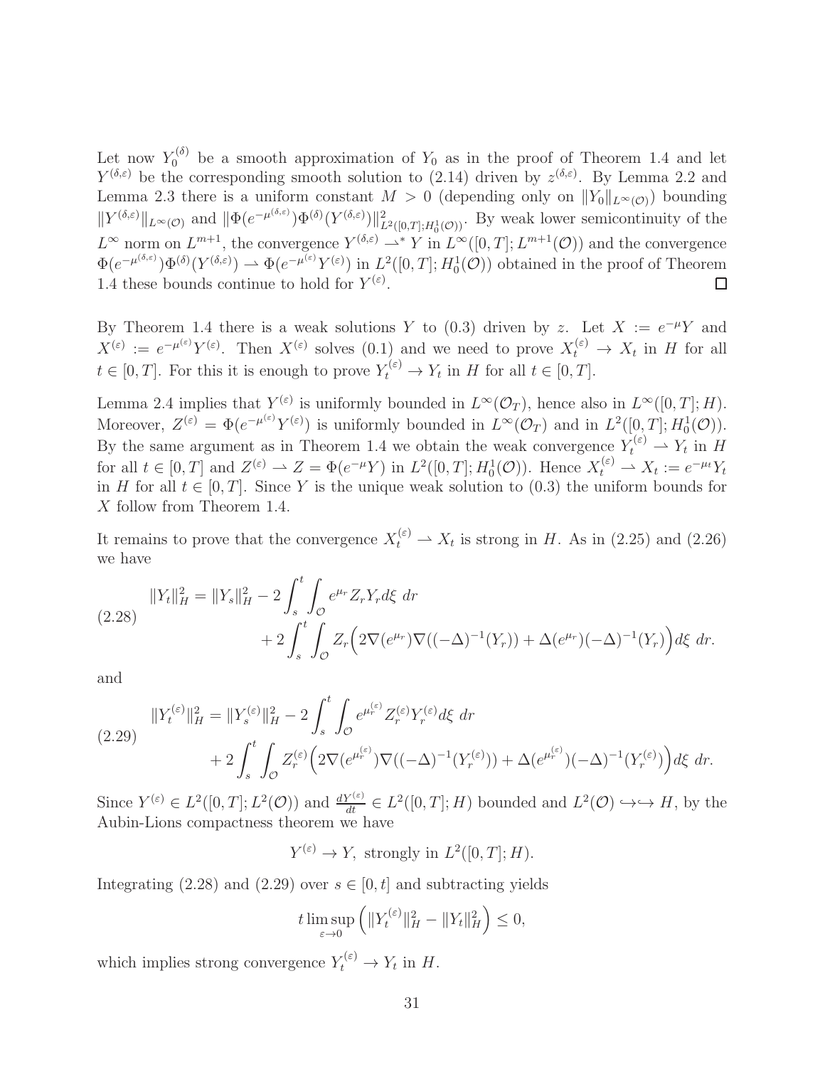Let now $Y_0^{(\delta)}$ be a smooth approximation of $Y_0$ as in the proof of Theorem 1.4 and let $Y^{(\delta,\varepsilon)}$ be the corresponding smooth solution to (2.14) driven by $z^{(\delta,\varepsilon)}$. By Lemma 2.2 and Lemma 2.3 there is a uniform constant $M > 0$ (depending only on $\|Y_0\|_{L^\infty(\mathcal{O})}$) bounding $\|Y^{(\delta,\varepsilon)}\|_{L^\infty(\mathcal{O})}$ and $\|\Phi(e^{-\mu^{(\delta,\varepsilon)}})\Phi^{(\delta)}(Y^{(\delta,\varepsilon)})\|^2_{L^2([0,T];H_0^1(\mathcal{O}))}$. By weak lower semicontinuity of the $L^\infty$ norm on $L^{m+1}$, the convergence $Y^{(\delta,\varepsilon)} \rightharpoonup^* Y$ in $L^\infty([0,T];L^{m+1}(\mathcal{O}))$ and the convergence $\Phi(e^{-\mu^{(\delta,\varepsilon)}})\Phi^{(\delta)}(Y^{(\delta,\varepsilon)}) \rightharpoonup \Phi(e^{-\mu^{(\varepsilon)}}Y^{(\varepsilon)})$ in $L^2([0,T];H_0^1(\mathcal{O}))$ obtained in the proof of Theorem 1.4 these bounds continue to hold for $Y^{(\varepsilon)}$. □

By Theorem 1.4 there is a weak solutions $Y$ to (0.3) driven by $z$. Let $X := e^{-\mu}Y$ and $X^{(\varepsilon)} := e^{-\mu^{(\varepsilon)}}Y^{(\varepsilon)}$. Then $X^{(\varepsilon)}$ solves (0.1) and we need to prove $X_t^{(\varepsilon)} \to X_t$ in $H$ for all $t \in [0,T]$. For this it is enough to prove $Y_t^{(\varepsilon)} \to Y_t$ in $H$ for all $t \in [0,T]$.

Lemma 2.4 implies that $Y^{(\varepsilon)}$ is uniformly bounded in $L^\infty(\mathcal{O}_T)$, hence also in $L^\infty([0,T];H)$. Moreover, $Z^{(\varepsilon)} = \Phi(e^{-\mu^{(\varepsilon)}}Y^{(\varepsilon)})$ is uniformly bounded in $L^\infty(\mathcal{O}_T)$ and in $L^2([0,T];H_0^1(\mathcal{O}))$. By the same argument as in Theorem 1.4 we obtain the weak convergence $Y_t^{(\varepsilon)} \rightharpoonup Y_t$ in $H$ for all $t \in [0,T]$ and $Z^{(\varepsilon)} \rightharpoonup Z = \Phi(e^{-\mu}Y)$ in $L^2([0,T];H_0^1(\mathcal{O}))$. Hence $X_t^{(\varepsilon)} \rightharpoonup X_t := e^{-\mu_t}Y_t$ in $H$ for all $t \in [0,T]$. Since $Y$ is the unique weak solution to (0.3) the uniform bounds for $X$ follow from Theorem 1.4.

It remains to prove that the convergence $X_t^{(\varepsilon)} \rightharpoonup X_t$ is strong in $H$. As in (2.25) and (2.26) we have

$$
\begin{aligned}
\|Y_t\|_H^2 = \|Y_s\|_H^2 &- 2\int_s^t \int_{\mathcal{O}} e^{\mu_r} Z_r Y_r d\xi\ dr \\
&+ 2\int_s^t \int_{\mathcal{O}} Z_r\Big(2\nabla(e^{\mu_r})\nabla((-\Delta)^{-1}(Y_r)) + \Delta(e^{\mu_r})(-\Delta)^{-1}(Y_r)\Big) d\xi\ dr.
\end{aligned}
\tag{2.28}
$$

and

$$
\begin{aligned}
\|Y_t^{(\varepsilon)}\|_H^2 = \|Y_s^{(\varepsilon)}\|_H^2 &- 2\int_s^t \int_{\mathcal{O}} e^{\mu_r^{(\varepsilon)}} Z_r^{(\varepsilon)} Y_r^{(\varepsilon)} d\xi\ dr \\
&+ 2\int_s^t \int_{\mathcal{O}} Z_r^{(\varepsilon)}\Big(2\nabla(e^{\mu_r^{(\varepsilon)}})\nabla((-\Delta)^{-1}(Y_r^{(\varepsilon)})) + \Delta(e^{\mu_r^{(\varepsilon)}})(-\Delta)^{-1}(Y_r^{(\varepsilon)})\Big) d\xi\ dr.
\end{aligned}
\tag{2.29}
$$

Since $Y^{(\varepsilon)} \in L^2([0,T];L^2(\mathcal{O}))$ and $\frac{dY^{(\varepsilon)}}{dt} \in L^2([0,T];H)$ bounded and $L^2(\mathcal{O}) \hookrightarrow\hookrightarrow H$, by the Aubin-Lions compactness theorem we have

$$
Y^{(\varepsilon)} \to Y, \text{ strongly in } L^2([0,T];H).
$$

Integrating (2.28) and (2.29) over $s \in [0,t]$ and subtracting yields

$$
t \limsup_{\varepsilon \to 0} \Big( \|Y_t^{(\varepsilon)}\|_H^2 - \|Y_t\|_H^2 \Big) \le 0,
$$

which implies strong convergence $Y_t^{(\varepsilon)} \to Y_t$ in $H$.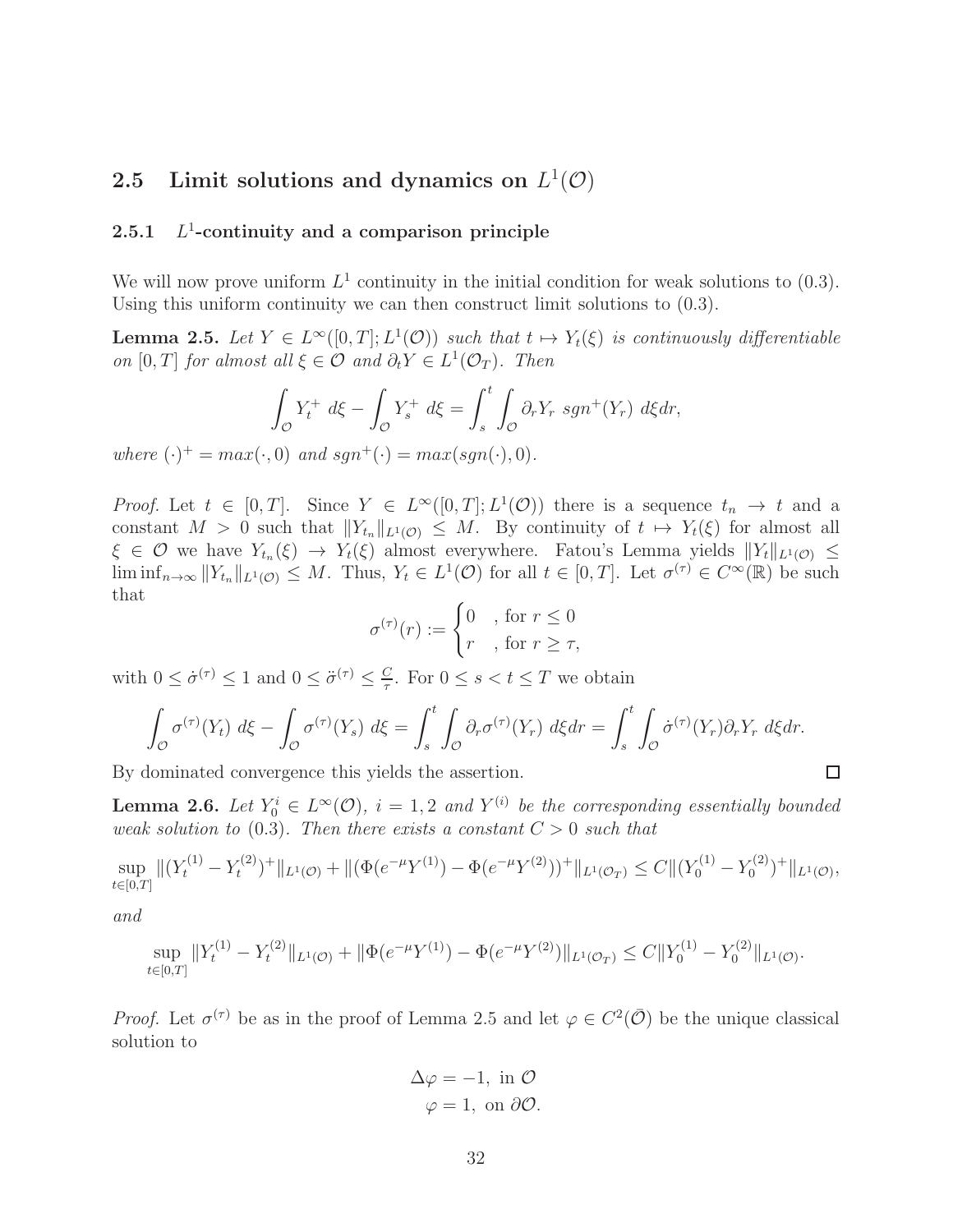## 2.5 Limit solutions and dynamics on $L^1(\mathcal{O})$

### 2.5.1 $L^1$-continuity and a comparison principle

We will now prove uniform $L^1$ continuity in the initial condition for weak solutions to (0.3). Using this uniform continuity we can then construct limit solutions to (0.3).

**Lemma 2.5.** *Let $Y \in L^\infty([0,T]; L^1(\mathcal{O}))$ such that $t \mapsto Y_t(\xi)$ is continuously differentiable on $[0,T]$ for almost all $\xi \in \mathcal{O}$ and $\partial_t Y \in L^1(\mathcal{O}_T)$. Then*

$$\int_{\mathcal{O}} Y_t^+ \, d\xi - \int_{\mathcal{O}} Y_s^+ \, d\xi = \int_s^t \int_{\mathcal{O}} \partial_r Y_r \; sgn^+(Y_r) \; d\xi dr,$$

*where $(\cdot)^+ = max(\cdot, 0)$ and $sgn^+(\cdot) = max(sgn(\cdot), 0)$.*

*Proof.* Let $t \in [0,T]$. Since $Y \in L^\infty([0,T]; L^1(\mathcal{O}))$ there is a sequence $t_n \to t$ and a constant $M > 0$ such that $\|Y_{t_n}\|_{L^1(\mathcal{O})} \le M$. By continuity of $t \mapsto Y_t(\xi)$ for almost all $\xi \in \mathcal{O}$ we have $Y_{t_n}(\xi) \to Y_t(\xi)$ almost everywhere. Fatou's Lemma yields $\|Y_t\|_{L^1(\mathcal{O})} \le \liminf_{n\to\infty} \|Y_{t_n}\|_{L^1(\mathcal{O})} \le M$. Thus, $Y_t \in L^1(\mathcal{O})$ for all $t \in [0,T]$. Let $\sigma^{(\tau)} \in C^\infty(\mathbb{R})$ be such that

$$\sigma^{(\tau)}(r) := \begin{cases} 0 & \text{, for } r \le 0 \\ r & \text{, for } r \ge \tau, \end{cases}$$

with $0 \le \dot{\sigma}^{(\tau)} \le 1$ and $0 \le \ddot{\sigma}^{(\tau)} \le \frac{C}{\tau}$. For $0 \le s < t \le T$ we obtain

$$\int_{\mathcal{O}} \sigma^{(\tau)}(Y_t) \, d\xi - \int_{\mathcal{O}} \sigma^{(\tau)}(Y_s) \, d\xi = \int_s^t \int_{\mathcal{O}} \partial_r \sigma^{(\tau)}(Y_r) \, d\xi dr = \int_s^t \int_{\mathcal{O}} \dot{\sigma}^{(\tau)}(Y_r) \partial_r Y_r \, d\xi dr.$$

By dominated convergence this yields the assertion. $\square$

**Lemma 2.6.** *Let $Y_0^i \in L^\infty(\mathcal{O})$, $i = 1, 2$ and $Y^{(i)}$ be the corresponding essentially bounded weak solution to (0.3). Then there exists a constant $C > 0$ such that*

$$\sup_{t\in[0,T]} \|(Y_t^{(1)} - Y_t^{(2)})^+\|_{L^1(\mathcal{O})} + \|(\Phi(e^{-\mu}Y^{(1)}) - \Phi(e^{-\mu}Y^{(2)}))^+\|_{L^1(\mathcal{O}_T)} \le C\|(Y_0^{(1)} - Y_0^{(2)})^+\|_{L^1(\mathcal{O})},$$

*and*

$$\sup_{t\in[0,T]} \|Y_t^{(1)} - Y_t^{(2)}\|_{L^1(\mathcal{O})} + \|\Phi(e^{-\mu}Y^{(1)}) - \Phi(e^{-\mu}Y^{(2)})\|_{L^1(\mathcal{O}_T)} \le C\|Y_0^{(1)} - Y_0^{(2)}\|_{L^1(\mathcal{O})}.$$

*Proof.* Let $\sigma^{(\tau)}$ be as in the proof of Lemma 2.5 and let $\varphi \in C^2(\bar{\mathcal{O}})$ be the unique classical solution to

$$\begin{aligned} \Delta\varphi &= -1, \text{ in } \mathcal{O} \\ \varphi &= 1, \text{ on } \partial\mathcal{O}. \end{aligned}$$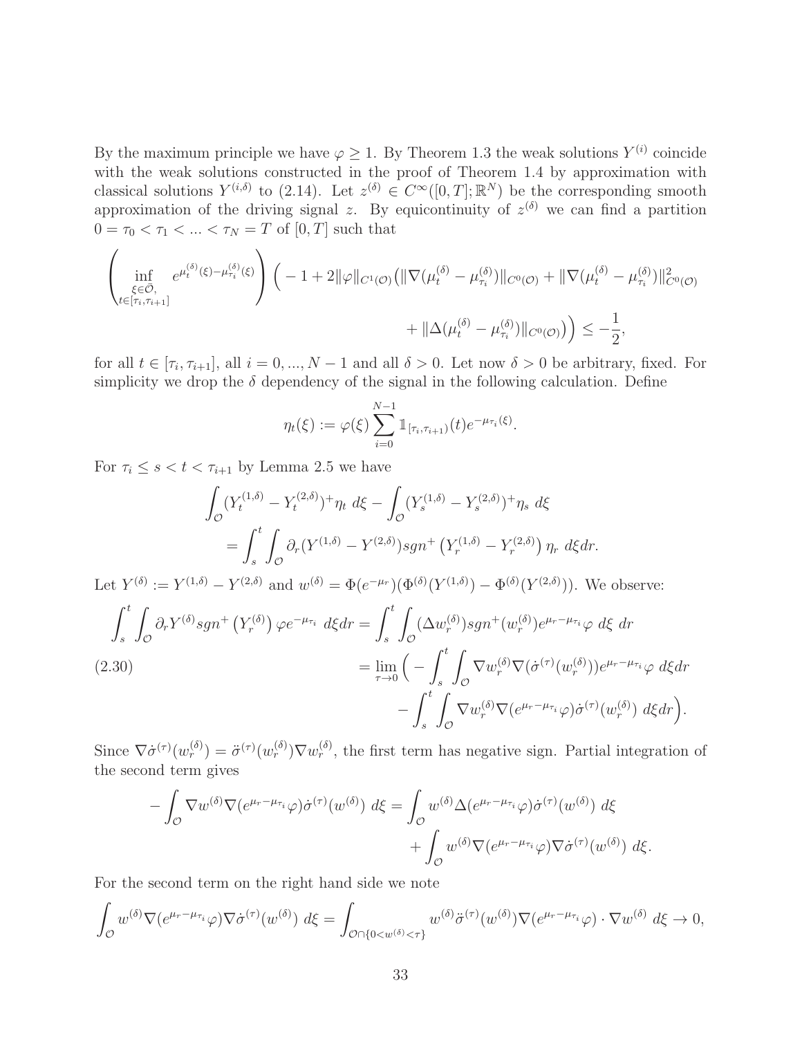By the maximum principle we have $\varphi \geq 1$. By Theorem 1.3 the weak solutions $Y^{(i)}$ coincide with the weak solutions constructed in the proof of Theorem 1.4 by approximation with classical solutions $Y^{(i,\delta)}$ to (2.14). Let $z^{(\delta)} \in C^\infty([0,T];\mathbb{R}^N)$ be the corresponding smooth approximation of the driving signal $z$. By equicontinuity of $z^{(\delta)}$ we can find a partition $0 = \tau_0 < \tau_1 < ... < \tau_N = T$ of $[0,T]$ such that

$$
\left( \inf_{\substack{\xi \in \bar{\mathcal{O}}, \\ t \in [\tau_i, \tau_{i+1}]}} e^{\mu_t^{(\delta)}(\xi) - \mu_{\tau_i}^{(\delta)}(\xi)} \right) \Big( -1 + 2\|\varphi\|_{C^1(\mathcal{O})} \big( \|\nabla(\mu_t^{(\delta)} - \mu_{\tau_i}^{(\delta)})\|_{C^0(\mathcal{O})} + \|\nabla(\mu_t^{(\delta)} - \mu_{\tau_i}^{(\delta)})\|_{C^0(\mathcal{O})}^2 + \|\Delta(\mu_t^{(\delta)} - \mu_{\tau_i}^{(\delta)})\|_{C^0(\mathcal{O})} \big) \Big) \leq -\frac{1}{2},
$$

for all $t \in [\tau_i, \tau_{i+1}]$, all $i = 0, ..., N-1$ and all $\delta > 0$. Let now $\delta > 0$ be arbitrary, fixed. For simplicity we drop the $\delta$ dependency of the signal in the following calculation. Define

$$
\eta_t(\xi) := \varphi(\xi) \sum_{i=0}^{N-1} \mathbb{1}_{[\tau_i, \tau_{i+1})}(t) e^{-\mu_{\tau_i}(\xi)}.
$$

For $\tau_i \leq s < t < \tau_{i+1}$ by Lemma 2.5 we have

$$
\begin{aligned}
&\int_{\mathcal{O}} (Y_t^{(1,\delta)} - Y_t^{(2,\delta)})^+ \eta_t \, d\xi - \int_{\mathcal{O}} (Y_s^{(1,\delta)} - Y_s^{(2,\delta)})^+ \eta_s \, d\xi \\
&= \int_s^t \int_{\mathcal{O}} \partial_r (Y^{(1,\delta)} - Y^{(2,\delta)}) sgn^+ \left( Y_r^{(1,\delta)} - Y_r^{(2,\delta)} \right) \eta_r \, d\xi dr.
\end{aligned}
$$

Let $Y^{(\delta)} := Y^{(1,\delta)} - Y^{(2,\delta)}$ and $w^{(\delta)} = \Phi(e^{-\mu_r})(\Phi^{(\delta)}(Y^{(1,\delta)}) - \Phi^{(\delta)}(Y^{(2,\delta)}))$. We observe:

$$
\begin{aligned}
\int_s^t \int_{\mathcal{O}} \partial_r Y^{(\delta)} sgn^+ \left( Y_r^{(\delta)} \right) \varphi e^{-\mu_{\tau_i}} \, d\xi dr &= \int_s^t \int_{\mathcal{O}} (\Delta w_r^{(\delta)}) sgn^+(w_r^{(\delta)}) e^{\mu_r - \mu_{\tau_i}} \varphi \, d\xi \, dr \\
&= \lim_{\tau \to 0} \Big( - \int_s^t \int_{\mathcal{O}} \nabla w_r^{(\delta)} \nabla (\dot{\sigma}^{(\tau)}(w_r^{(\delta)})) e^{\mu_r - \mu_{\tau_i}} \varphi \, d\xi dr \\
&\quad - \int_s^t \int_{\mathcal{O}} \nabla w_r^{(\delta)} \nabla (e^{\mu_r - \mu_{\tau_i}} \varphi) \dot{\sigma}^{(\tau)}(w_r^{(\delta)}) \, d\xi dr \Big).
\end{aligned} \tag{2.30}
$$

Since $\nabla \dot{\sigma}^{(\tau)}(w_r^{(\delta)}) = \ddot{\sigma}^{(\tau)}(w_r^{(\delta)}) \nabla w_r^{(\delta)}$, the first term has negative sign. Partial integration of the second term gives

$$
\begin{aligned}
- \int_{\mathcal{O}} \nabla w^{(\delta)} \nabla (e^{\mu_r - \mu_{\tau_i}} \varphi) \dot{\sigma}^{(\tau)}(w^{(\delta)}) \, d\xi &= \int_{\mathcal{O}} w^{(\delta)} \Delta (e^{\mu_r - \mu_{\tau_i}} \varphi) \dot{\sigma}^{(\tau)}(w^{(\delta)}) \, d\xi \\
&\quad + \int_{\mathcal{O}} w^{(\delta)} \nabla (e^{\mu_r - \mu_{\tau_i}} \varphi) \nabla \dot{\sigma}^{(\tau)}(w^{(\delta)}) \, d\xi.
\end{aligned}
$$

For the second term on the right hand side we note

$$
\int_{\mathcal{O}} w^{(\delta)} \nabla (e^{\mu_r - \mu_{\tau_i}} \varphi) \nabla \dot{\sigma}^{(\tau)}(w^{(\delta)}) \, d\xi = \int_{\mathcal{O} \cap \{0 < w^{(\delta)} < \tau\}} w^{(\delta)} \ddot{\sigma}^{(\tau)}(w^{(\delta)}) \nabla (e^{\mu_r - \mu_{\tau_i}} \varphi) \cdot \nabla w^{(\delta)} \, d\xi \to 0,
$$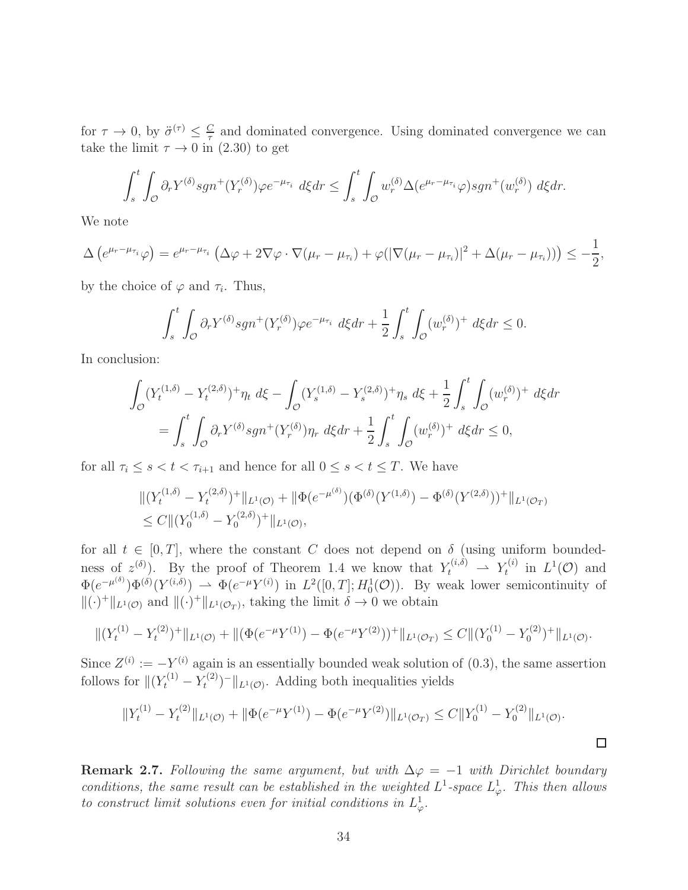for $\tau \to 0$, by $\ddot{\sigma}^{(\tau)} \le \frac{C}{\tau}$ and dominated convergence. Using dominated convergence we can take the limit $\tau \to 0$ in (2.30) to get

$$\int_s^t \int_{\mathcal{O}} \partial_r Y^{(\delta)} sgn^+(Y_r^{(\delta)}) \varphi e^{-\mu_{\tau_i}} \, d\xi dr \le \int_s^t \int_{\mathcal{O}} w_r^{(\delta)} \Delta(e^{\mu_r - \mu_{\tau_i}} \varphi) sgn^+(w_r^{(\delta)}) \, d\xi dr.$$

We note

$$\Delta\left(e^{\mu_r - \mu_{\tau_i}} \varphi\right) = e^{\mu_r - \mu_{\tau_i}} \left(\Delta\varphi + 2\nabla\varphi \cdot \nabla(\mu_r - \mu_{\tau_i}) + \varphi(|\nabla(\mu_r - \mu_{\tau_i})|^2 + \Delta(\mu_r - \mu_{\tau_i}))\right) \le -\frac{1}{2},$$

by the choice of $\varphi$ and $\tau_i$. Thus,

$$\int_s^t \int_{\mathcal{O}} \partial_r Y^{(\delta)} sgn^+(Y_r^{(\delta)}) \varphi e^{-\mu_{\tau_i}} \, d\xi dr + \frac{1}{2} \int_s^t \int_{\mathcal{O}} (w_r^{(\delta)})^+ \, d\xi dr \le 0.$$

In conclusion:

$$\begin{aligned}
\int_{\mathcal{O}} (Y_t^{(1,\delta)} - Y_t^{(2,\delta)})^+ \eta_t \, d\xi - \int_{\mathcal{O}} (Y_s^{(1,\delta)} - Y_s^{(2,\delta)})^+ \eta_s \, d\xi + \frac{1}{2} \int_s^t \int_{\mathcal{O}} (w_r^{(\delta)})^+ \, d\xi dr \\
= \int_s^t \int_{\mathcal{O}} \partial_r Y^{(\delta)} sgn^+(Y_r^{(\delta)}) \eta_r \, d\xi dr + \frac{1}{2} \int_s^t \int_{\mathcal{O}} (w_r^{(\delta)})^+ \, d\xi dr \le 0,
\end{aligned}$$

for all $\tau_i \le s < t < \tau_{i+1}$ and hence for all $0 \le s < t \le T$. We have

$$\begin{aligned}
&\|(Y_t^{(1,\delta)} - Y_t^{(2,\delta)})^+\|_{L^1(\mathcal{O})} + \|\Phi(e^{-\mu^{(\delta)}})(\Phi^{(\delta)}(Y^{(1,\delta)}) - \Phi^{(\delta)}(Y^{(2,\delta)}))^+\|_{L^1(\mathcal{O}_T)} \\
&\le C\|(Y_0^{(1,\delta)} - Y_0^{(2,\delta)})^+\|_{L^1(\mathcal{O})},
\end{aligned}$$

for all $t \in [0,T]$, where the constant $C$ does not depend on $\delta$ (using uniform boundedness of $z^{(\delta)}$). By the proof of Theorem 1.4 we know that $Y_t^{(i,\delta)} \rightharpoonup Y_t^{(i)}$ in $L^1(\mathcal{O})$ and $\Phi(e^{-\mu^{(\delta)}})\Phi^{(\delta)}(Y^{(i,\delta)}) \rightharpoonup \Phi(e^{-\mu}Y^{(i)})$ in $L^2([0,T]; H_0^1(\mathcal{O}))$. By weak lower semicontinuity of $\|(\cdot)^+\|_{L^1(\mathcal{O})}$ and $\|(\cdot)^+\|_{L^1(\mathcal{O}_T)}$, taking the limit $\delta \to 0$ we obtain

$$\|(Y_t^{(1)} - Y_t^{(2)})^+\|_{L^1(\mathcal{O})} + \|(\Phi(e^{-\mu}Y^{(1)}) - \Phi(e^{-\mu}Y^{(2)}))^+\|_{L^1(\mathcal{O}_T)} \le C\|(Y_0^{(1)} - Y_0^{(2)})^+\|_{L^1(\mathcal{O})}.$$

Since $Z^{(i)} := -Y^{(i)}$ again is an essentially bounded weak solution of (0.3), the same assertion follows for $\|(Y_t^{(1)} - Y_t^{(2)})^-\|_{L^1(\mathcal{O})}$. Adding both inequalities yields

$$\|Y_t^{(1)} - Y_t^{(2)}\|_{L^1(\mathcal{O})} + \|\Phi(e^{-\mu}Y^{(1)}) - \Phi(e^{-\mu}Y^{(2)})\|_{L^1(\mathcal{O}_T)} \le C\|Y_0^{(1)} - Y_0^{(2)}\|_{L^1(\mathcal{O})}.$$

□

**Remark 2.7.** *Following the same argument, but with $\Delta\varphi = -1$ with Dirichlet boundary conditions, the same result can be established in the weighted $L^1$-space $L^1_\varphi$. This then allows to construct limit solutions even for initial conditions in $L^1_\varphi$.*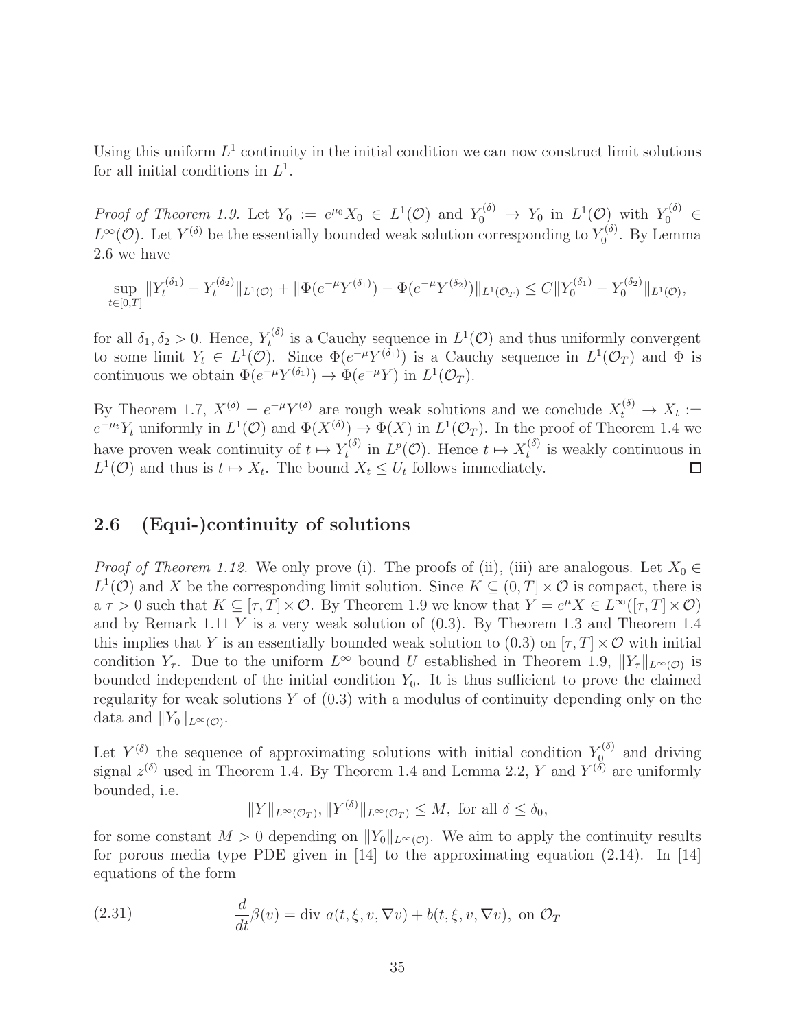Using this uniform $L^1$ continuity in the initial condition we can now construct limit solutions for all initial conditions in $L^1$.

*Proof of Theorem 1.9.* Let $Y_0 := e^{\mu_0} X_0 \in L^1(\mathcal{O})$ and $Y_0^{(\delta)} \to Y_0$ in $L^1(\mathcal{O})$ with $Y_0^{(\delta)} \in L^\infty(\mathcal{O})$. Let $Y^{(\delta)}$ be the essentially bounded weak solution corresponding to $Y_0^{(\delta)}$. By Lemma 2.6 we have

$$\sup_{t\in[0,T]} \|Y_t^{(\delta_1)} - Y_t^{(\delta_2)}\|_{L^1(\mathcal{O})} + \|\Phi(e^{-\mu}Y^{(\delta_1)}) - \Phi(e^{-\mu}Y^{(\delta_2)})\|_{L^1(\mathcal{O}_T)} \le C\|Y_0^{(\delta_1)} - Y_0^{(\delta_2)}\|_{L^1(\mathcal{O})},$$

for all $\delta_1, \delta_2 > 0$. Hence, $Y_t^{(\delta)}$ is a Cauchy sequence in $L^1(\mathcal{O})$ and thus uniformly convergent to some limit $Y_t \in L^1(\mathcal{O})$. Since $\Phi(e^{-\mu}Y^{(\delta_1)})$ is a Cauchy sequence in $L^1(\mathcal{O}_T)$ and $\Phi$ is continuous we obtain $\Phi(e^{-\mu}Y^{(\delta_1)}) \to \Phi(e^{-\mu}Y)$ in $L^1(\mathcal{O}_T)$.

By Theorem 1.7, $X^{(\delta)} = e^{-\mu}Y^{(\delta)}$ are rough weak solutions and we conclude $X_t^{(\delta)} \to X_t := e^{-\mu_t}Y_t$ uniformly in $L^1(\mathcal{O})$ and $\Phi(X^{(\delta)}) \to \Phi(X)$ in $L^1(\mathcal{O}_T)$. In the proof of Theorem 1.4 we have proven weak continuity of $t \mapsto Y_t^{(\delta)}$ in $L^p(\mathcal{O})$. Hence $t \mapsto X_t^{(\delta)}$ is weakly continuous in $L^1(\mathcal{O})$ and thus is $t \mapsto X_t$. The bound $X_t \le U_t$ follows immediately. $\square$

## 2.6 (Equi-)continuity of solutions

*Proof of Theorem 1.12.* We only prove (i). The proofs of (ii), (iii) are analogous. Let $X_0 \in L^1(\mathcal{O})$ and $X$ be the corresponding limit solution. Since $K \subseteq (0,T] \times \mathcal{O}$ is compact, there is a $\tau > 0$ such that $K \subseteq [\tau, T] \times \mathcal{O}$. By Theorem 1.9 we know that $Y = e^{\mu}X \in L^\infty([\tau, T] \times \mathcal{O})$ and by Remark 1.11 $Y$ is a very weak solution of (0.3). By Theorem 1.3 and Theorem 1.4 this implies that $Y$ is an essentially bounded weak solution to (0.3) on $[\tau, T] \times \mathcal{O}$ with initial condition $Y_\tau$. Due to the uniform $L^\infty$ bound $U$ established in Theorem 1.9, $\|Y_\tau\|_{L^\infty(\mathcal{O})}$ is bounded independent of the initial condition $Y_0$. It is thus sufficient to prove the claimed regularity for weak solutions $Y$ of (0.3) with a modulus of continuity depending only on the data and $\|Y_0\|_{L^\infty(\mathcal{O})}$.

Let $Y^{(\delta)}$ the sequence of approximating solutions with initial condition $Y_0^{(\delta)}$ and driving signal $z^{(\delta)}$ used in Theorem 1.4. By Theorem 1.4 and Lemma 2.2, $Y$ and $Y^{(\delta)}$ are uniformly bounded, i.e.

$$\|Y\|_{L^\infty(\mathcal{O}_T)}, \|Y^{(\delta)}\|_{L^\infty(\mathcal{O}_T)} \le M, \text{ for all } \delta \le \delta_0,$$

for some constant $M > 0$ depending on $\|Y_0\|_{L^\infty(\mathcal{O})}$. We aim to apply the continuity results for porous media type PDE given in [14] to the approximating equation (2.14). In [14] equations of the form

$$\frac{d}{dt}\beta(v) = \operatorname{div}\, a(t, \xi, v, \nabla v) + b(t, \xi, v, \nabla v), \text{ on } \mathcal{O}_T \tag{2.31}$$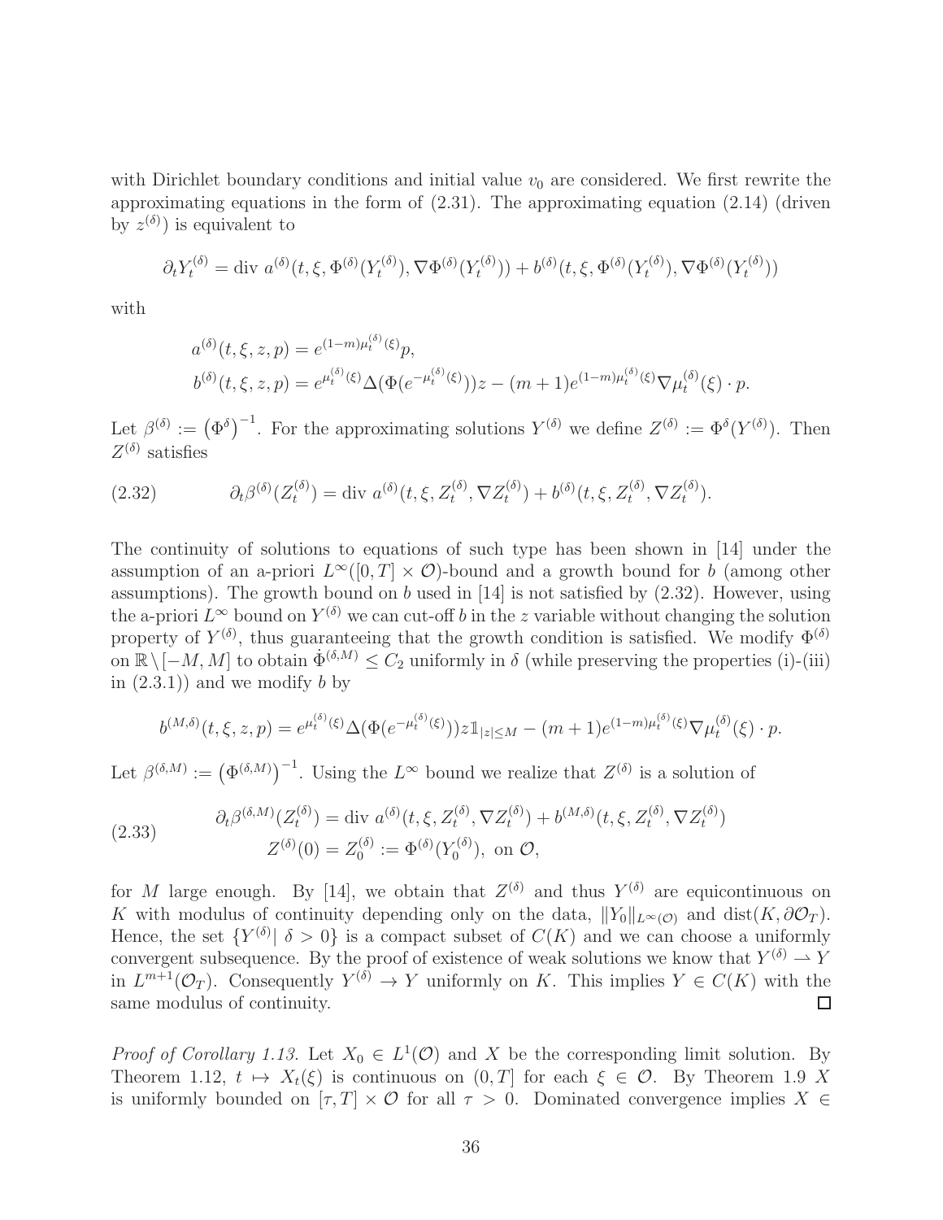with Dirichlet boundary conditions and initial value $v_0$ are considered. We first rewrite the approximating equations in the form of (2.31). The approximating equation (2.14) (driven by $z^{(\delta)}$) is equivalent to

$$\partial_t Y_t^{(\delta)} = \operatorname{div} a^{(\delta)}(t,\xi,\Phi^{(\delta)}(Y_t^{(\delta)}),\nabla\Phi^{(\delta)}(Y_t^{(\delta)})) + b^{(\delta)}(t,\xi,\Phi^{(\delta)}(Y_t^{(\delta)}),\nabla\Phi^{(\delta)}(Y_t^{(\delta)}))$$

with

$$\begin{aligned}
a^{(\delta)}(t,\xi,z,p) &= e^{(1-m)\mu_t^{(\delta)}(\xi)}p,\\
b^{(\delta)}(t,\xi,z,p) &= e^{\mu_t^{(\delta)}(\xi)}\Delta(\Phi(e^{-\mu_t^{(\delta)}(\xi)}))z - (m+1)e^{(1-m)\mu_t^{(\delta)}(\xi)}\nabla\mu_t^{(\delta)}(\xi)\cdot p.
\end{aligned}$$

Let $\beta^{(\delta)} := \left(\Phi^{\delta}\right)^{-1}$. For the approximating solutions $Y^{(\delta)}$ we define $Z^{(\delta)} := \Phi^{\delta}(Y^{(\delta)})$. Then $Z^{(\delta)}$ satisfies

$$\partial_t\beta^{(\delta)}(Z_t^{(\delta)}) = \operatorname{div} a^{(\delta)}(t,\xi,Z_t^{(\delta)},\nabla Z_t^{(\delta)}) + b^{(\delta)}(t,\xi,Z_t^{(\delta)},\nabla Z_t^{(\delta)}). \tag{2.32}$$

The continuity of solutions to equations of such type has been shown in [14] under the assumption of an a-priori $L^\infty([0,T]\times\mathcal{O})$-bound and a growth bound for $b$ (among other assumptions). The growth bound on $b$ used in [14] is not satisfied by (2.32). However, using the a-priori $L^\infty$ bound on $Y^{(\delta)}$ we can cut-off $b$ in the $z$ variable without changing the solution property of $Y^{(\delta)}$, thus guaranteeing that the growth condition is satisfied. We modify $\Phi^{(\delta)}$ on $\mathbb{R}\setminus[-M,M]$ to obtain $\dot{\Phi}^{(\delta,M)} \le C_2$ uniformly in $\delta$ (while preserving the properties (i)-(iii) in (2.3.1)) and we modify $b$ by

$$b^{(M,\delta)}(t,\xi,z,p) = e^{\mu_t^{(\delta)}(\xi)}\Delta(\Phi(e^{-\mu_t^{(\delta)}(\xi)}))z\mathbb{1}_{|z|\le M} - (m+1)e^{(1-m)\mu_t^{(\delta)}(\xi)}\nabla\mu_t^{(\delta)}(\xi)\cdot p.$$

Let $\beta^{(\delta,M)} := \left(\Phi^{(\delta,M)}\right)^{-1}$. Using the $L^\infty$ bound we realize that $Z^{(\delta)}$ is a solution of

$$\begin{aligned}
\partial_t\beta^{(\delta,M)}(Z_t^{(\delta)}) &= \operatorname{div} a^{(\delta)}(t,\xi,Z_t^{(\delta)},\nabla Z_t^{(\delta)}) + b^{(M,\delta)}(t,\xi,Z_t^{(\delta)},\nabla Z_t^{(\delta)})\\
Z^{(\delta)}(0) &= Z_0^{(\delta)} := \Phi^{(\delta)}(Y_0^{(\delta)}),\ \text{on } \mathcal{O},
\end{aligned} \tag{2.33}$$

for $M$ large enough. By [14], we obtain that $Z^{(\delta)}$ and thus $Y^{(\delta)}$ are equicontinuous on $K$ with modulus of continuity depending only on the data, $\|Y_0\|_{L^\infty(\mathcal{O})}$ and $\operatorname{dist}(K,\partial\mathcal{O}_T)$. Hence, the set $\{Y^{(\delta)}|\ \delta>0\}$ is a compact subset of $C(K)$ and we can choose a uniformly convergent subsequence. By the proof of existence of weak solutions we know that $Y^{(\delta)} \rightharpoonup Y$ in $L^{m+1}(\mathcal{O}_T)$. Consequently $Y^{(\delta)} \to Y$ uniformly on $K$. This implies $Y \in C(K)$ with the same modulus of continuity. ∎

*Proof of Corollary 1.13.* Let $X_0 \in L^1(\mathcal{O})$ and $X$ be the corresponding limit solution. By Theorem 1.12, $t \mapsto X_t(\xi)$ is continuous on $(0,T]$ for each $\xi \in \mathcal{O}$. By Theorem 1.9 $X$ is uniformly bounded on $[\tau,T]\times\mathcal{O}$ for all $\tau>0$. Dominated convergence implies $X \in$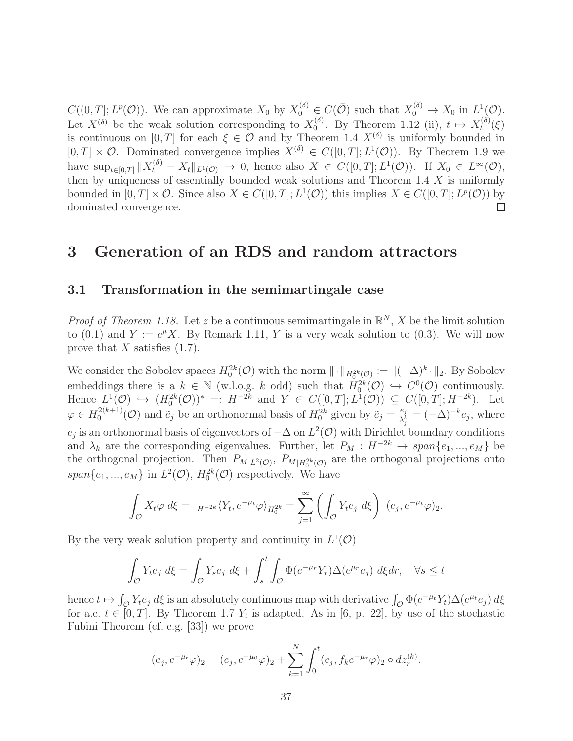$C((0,T];L^p(\mathcal{O}))$. We can approximate $X_0$ by $X_0^{(\delta)} \in C(\bar{\mathcal{O}})$ such that $X_0^{(\delta)} \to X_0$ in $L^1(\mathcal{O})$. Let $X^{(\delta)}$ be the weak solution corresponding to $X_0^{(\delta)}$. By Theorem 1.12 (ii), $t \mapsto X_t^{(\delta)}(\xi)$ is continuous on $[0,T]$ for each $\xi \in \mathcal{O}$ and by Theorem 1.4 $X^{(\delta)}$ is uniformly bounded in $[0,T] \times \mathcal{O}$. Dominated convergence implies $X^{(\delta)} \in C([0,T];L^1(\mathcal{O}))$. By Theorem 1.9 we have $\sup_{t\in[0,T]} \|X_t^{(\delta)} - X_t\|_{L^1(\mathcal{O})} \to 0$, hence also $X \in C([0,T];L^1(\mathcal{O}))$. If $X_0 \in L^\infty(\mathcal{O})$, then by uniqueness of essentially bounded weak solutions and Theorem 1.4 $X$ is uniformly bounded in $[0,T] \times \mathcal{O}$. Since also $X \in C([0,T];L^1(\mathcal{O}))$ this implies $X \in C([0,T];L^p(\mathcal{O}))$ by dominated convergence. □

# 3 Generation of an RDS and random attractors

## 3.1 Transformation in the semimartingale case

*Proof of Theorem 1.18.* Let $z$ be a continuous semimartingale in $\mathbb{R}^N$, $X$ be the limit solution to (0.1) and $Y := e^{\mu}X$. By Remark 1.11, $Y$ is a very weak solution to (0.3). We will now prove that $X$ satisfies (1.7).

We consider the Sobolev spaces $H_0^{2k}(\mathcal{O})$ with the norm $\|\cdot\|_{H_0^{2k}(\mathcal{O})} := \|(-\Delta)^k \cdot\|_2$. By Sobolev embeddings there is a $k \in \mathbb{N}$ (w.l.o.g. $k$ odd) such that $H_0^{2k}(\mathcal{O}) \hookrightarrow C^0(\mathcal{O})$ continuously. Hence $L^1(\mathcal{O}) \hookrightarrow (H_0^{2k}(\mathcal{O}))^* =: H^{-2k}$ and $Y \in C([0,T];L^1(\mathcal{O})) \subseteq C([0,T];H^{-2k})$. Let $\varphi \in H_0^{2(k+1)}(\mathcal{O})$ and $\tilde{e}_j$ be an orthonormal basis of $H_0^{2k}$ given by $\tilde{e}_j = \frac{e_j}{\lambda_j^k} = (-\Delta)^{-k}e_j$, where $e_j$ is an orthonormal basis of eigenvectors of $-\Delta$ on $L^2(\mathcal{O})$ with Dirichlet boundary conditions and $\lambda_k$ are the corresponding eigenvalues. Further, let $P_M : H^{-2k} \to span\{e_1,...,e_M\}$ be the orthogonal projection. Then $P_{M|L^2(\mathcal{O})}$, $P_{M|H_0^{2k}(\mathcal{O})}$ are the orthogonal projections onto $span\{e_1,...,e_M\}$ in $L^2(\mathcal{O})$, $H_0^{2k}(\mathcal{O})$ respectively. We have

$$\int_{\mathcal{O}} X_t\varphi \, d\xi = {}_{H^{-2k}}\langle Y_t, e^{-\mu_t}\varphi\rangle_{H_0^{2k}} = \sum_{j=1}^{\infty} \left(\int_{\mathcal{O}} Y_t e_j \, d\xi\right) \, (e_j, e^{-\mu_t}\varphi)_2.$$

By the very weak solution property and continuity in $L^1(\mathcal{O})$

$$\int_{\mathcal{O}} Y_t e_j \, d\xi = \int_{\mathcal{O}} Y_s e_j \, d\xi + \int_s^t \int_{\mathcal{O}} \Phi(e^{-\mu_r}Y_r)\Delta(e^{\mu_r}e_j) \, d\xi dr, \quad \forall s \leq t$$

hence $t \mapsto \int_{\mathcal{O}} Y_t e_j \, d\xi$ is an absolutely continuous map with derivative $\int_{\mathcal{O}} \Phi(e^{-\mu_t}Y_t)\Delta(e^{\mu_t}e_j) \, d\xi$ for a.e. $t \in [0,T]$. By Theorem 1.7 $Y_t$ is adapted. As in [6, p. 22], by use of the stochastic Fubini Theorem (cf. e.g. [33]) we prove

$$(e_j, e^{-\mu_t}\varphi)_2 = (e_j, e^{-\mu_0}\varphi)_2 + \sum_{k=1}^{N} \int_0^t (e_j, f_k e^{-\mu_r}\varphi)_2 \circ dz_r^{(k)}.$$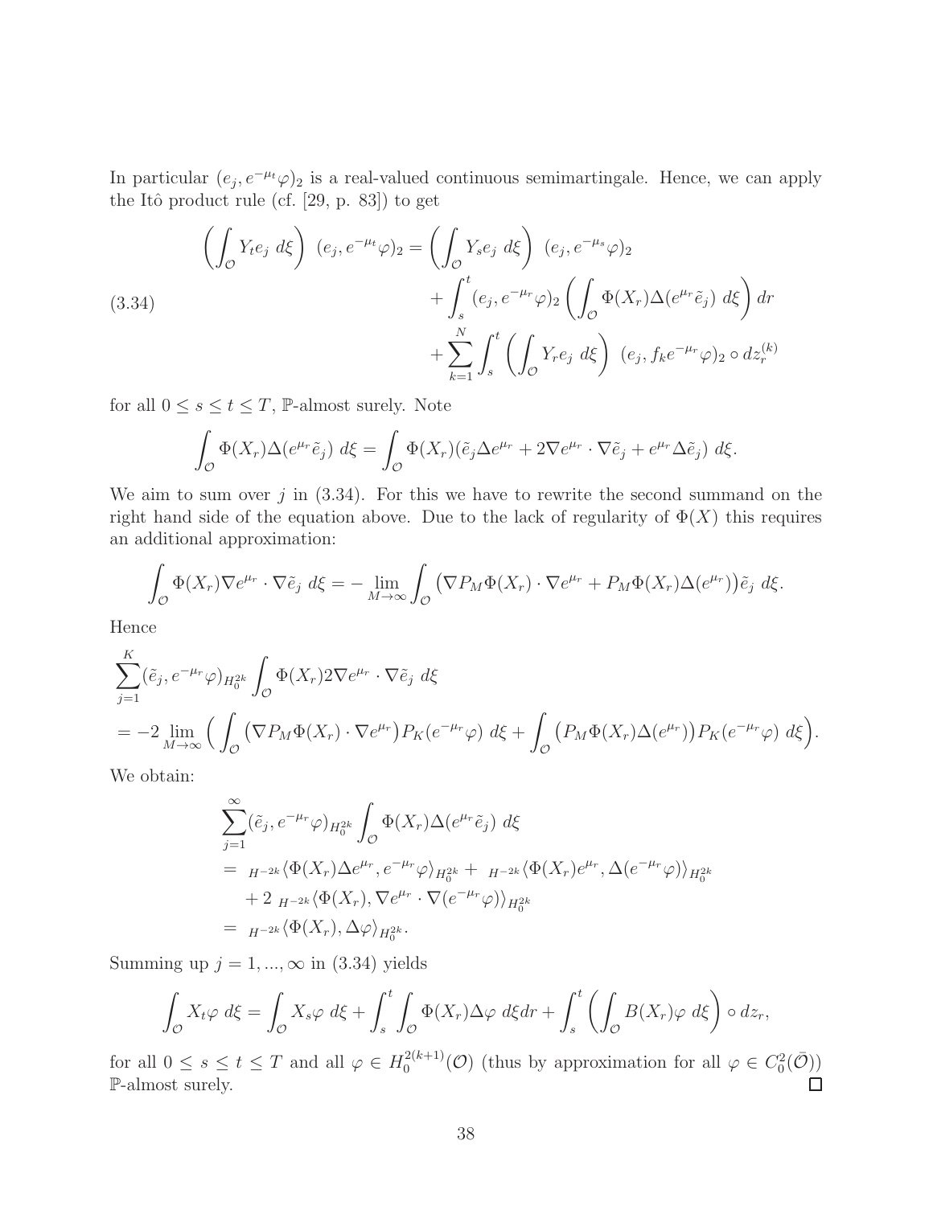In particular $(e_j, e^{-\mu_t}\varphi)_2$ is a real-valued continuous semimartingale. Hence, we can apply the Itô product rule (cf. [29, p. 83]) to get

$$
\begin{aligned}
\left(\int_{\mathcal{O}} Y_t e_j \, d\xi\right) \, (e_j, e^{-\mu_t}\varphi)_2 = &\left(\int_{\mathcal{O}} Y_s e_j \, d\xi\right) \, (e_j, e^{-\mu_s}\varphi)_2 \\
&+ \int_s^t (e_j, e^{-\mu_r}\varphi)_2 \left(\int_{\mathcal{O}} \Phi(X_r)\Delta(e^{\mu_r}\tilde{e}_j) \, d\xi\right) dr \\
&+ \sum_{k=1}^{N} \int_s^t \left(\int_{\mathcal{O}} Y_r e_j \, d\xi\right) \, (e_j, f_k e^{-\mu_r}\varphi)_2 \circ dz_r^{(k)}
\end{aligned} \tag{3.34}
$$

for all $0 \leq s \leq t \leq T$, $\mathbb{P}$-almost surely. Note

$$
\int_{\mathcal{O}} \Phi(X_r)\Delta(e^{\mu_r}\tilde{e}_j) \, d\xi = \int_{\mathcal{O}} \Phi(X_r)(\tilde{e}_j \Delta e^{\mu_r} + 2\nabla e^{\mu_r} \cdot \nabla \tilde{e}_j + e^{\mu_r}\Delta\tilde{e}_j) \, d\xi.
$$

We aim to sum over $j$ in (3.34). For this we have to rewrite the second summand on the right hand side of the equation above. Due to the lack of regularity of $\Phi(X)$ this requires an additional approximation:

$$
\int_{\mathcal{O}} \Phi(X_r)\nabla e^{\mu_r} \cdot \nabla\tilde{e}_j \, d\xi = -\lim_{M\to\infty} \int_{\mathcal{O}} \big(\nabla P_M \Phi(X_r) \cdot \nabla e^{\mu_r} + P_M\Phi(X_r)\Delta(e^{\mu_r})\big)\tilde{e}_j \, d\xi.
$$

Hence

$$
\begin{aligned}
&\sum_{j=1}^{K} (\tilde{e}_j, e^{-\mu_r}\varphi)_{H_0^{2k}} \int_{\mathcal{O}} \Phi(X_r) 2\nabla e^{\mu_r} \cdot \nabla\tilde{e}_j \, d\xi \\
&= -2 \lim_{M\to\infty} \Big( \int_{\mathcal{O}} \big(\nabla P_M\Phi(X_r) \cdot \nabla e^{\mu_r}\big) P_K(e^{-\mu_r}\varphi) \, d\xi + \int_{\mathcal{O}} \big(P_M\Phi(X_r)\Delta(e^{\mu_r})\big) P_K(e^{-\mu_r}\varphi) \, d\xi \Big).
\end{aligned}
$$

We obtain:

$$
\begin{aligned}
&\sum_{j=1}^{\infty} (\tilde{e}_j, e^{-\mu_r}\varphi)_{H_0^{2k}} \int_{\mathcal{O}} \Phi(X_r)\Delta(e^{\mu_r}\tilde{e}_j) \, d\xi \\
&= {}_{H^{-2k}}\langle \Phi(X_r)\Delta e^{\mu_r}, e^{-\mu_r}\varphi\rangle_{H_0^{2k}} + {}_{H^{-2k}}\langle \Phi(X_r)e^{\mu_r}, \Delta(e^{-\mu_r}\varphi)\rangle_{H_0^{2k}} \\
&\quad + 2 \, {}_{H^{-2k}}\langle \Phi(X_r), \nabla e^{\mu_r} \cdot \nabla(e^{-\mu_r}\varphi)\rangle_{H_0^{2k}} \\
&= {}_{H^{-2k}}\langle \Phi(X_r), \Delta\varphi\rangle_{H_0^{2k}}.
\end{aligned}
$$

Summing up $j = 1, ..., \infty$ in (3.34) yields

$$
\int_{\mathcal{O}} X_t\varphi \, d\xi = \int_{\mathcal{O}} X_s\varphi \, d\xi + \int_s^t \int_{\mathcal{O}} \Phi(X_r)\Delta\varphi \, d\xi dr + \int_s^t \left(\int_{\mathcal{O}} B(X_r)\varphi \, d\xi\right) \circ dz_r,
$$

for all $0 \leq s \leq t \leq T$ and all $\varphi \in H_0^{2(k+1)}(\mathcal{O})$ (thus by approximation for all $\varphi \in C_0^2(\bar{\mathcal{O}})$) $\mathbb{P}$-almost surely. □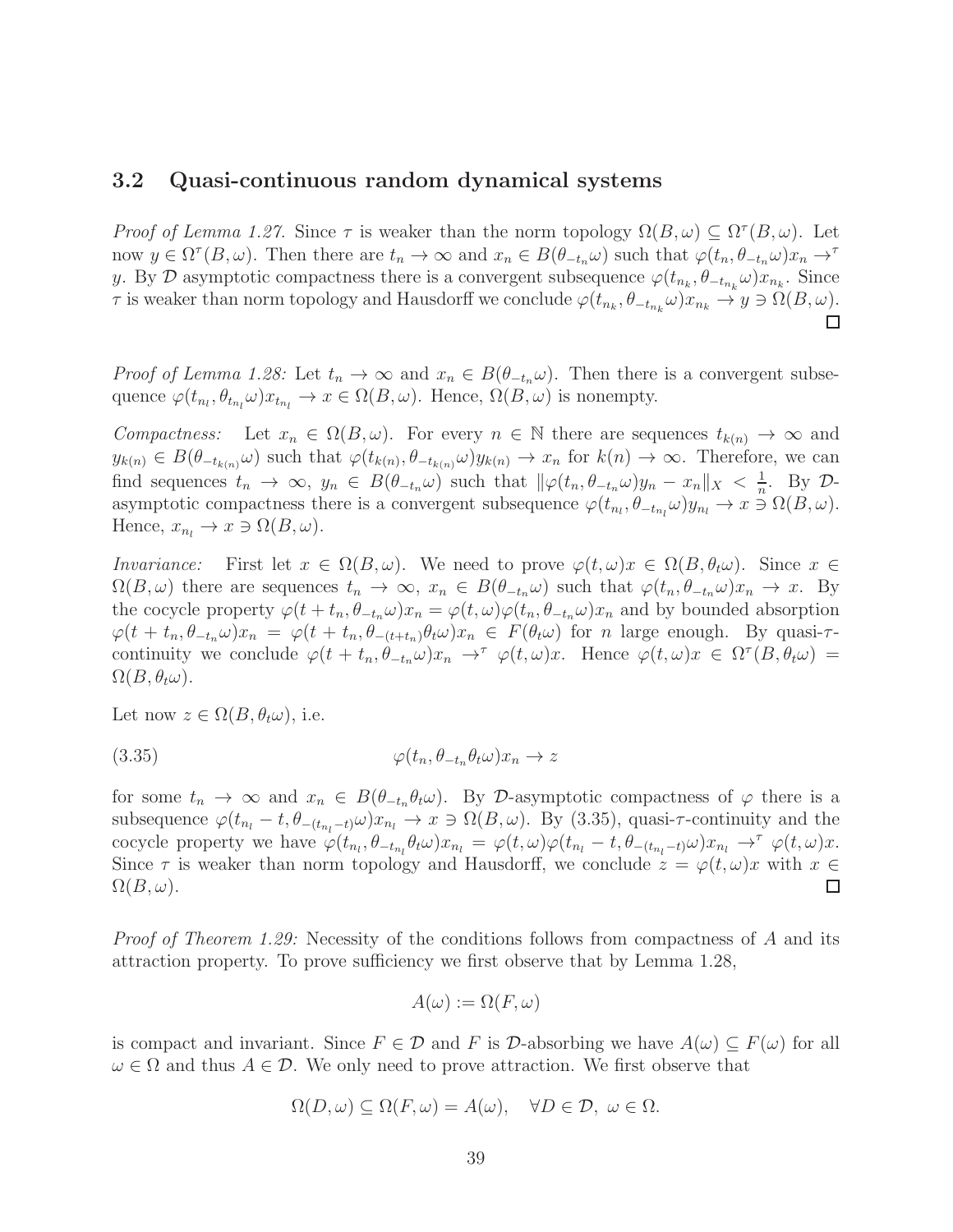### 3.2 Quasi-continuous random dynamical systems

*Proof of Lemma 1.27.* Since $\tau$ is weaker than the norm topology $\Omega(B,\omega) \subseteq \Omega^\tau(B,\omega)$. Let now $y \in \Omega^\tau(B,\omega)$. Then there are $t_n \to \infty$ and $x_n \in B(\theta_{-t_n}\omega)$ such that $\varphi(t_n, \theta_{-t_n}\omega)x_n \to^\tau y$. By $\mathcal{D}$ asymptotic compactness there is a convergent subsequence $\varphi(t_{n_k}, \theta_{-t_{n_k}}\omega)x_{n_k}$. Since $\tau$ is weaker than norm topology and Hausdorff we conclude $\varphi(t_{n_k}, \theta_{-t_{n_k}}\omega)x_{n_k} \to y \ni \Omega(B,\omega)$. □

*Proof of Lemma 1.28:* Let $t_n \to \infty$ and $x_n \in B(\theta_{-t_n}\omega)$. Then there is a convergent subsequence $\varphi(t_{n_l}, \theta_{t_{n_l}}\omega)x_{t_{n_l}} \to x \in \Omega(B,\omega)$. Hence, $\Omega(B,\omega)$ is nonempty.

*Compactness:* Let $x_n \in \Omega(B,\omega)$. For every $n \in \mathbb{N}$ there are sequences $t_{k(n)} \to \infty$ and $y_{k(n)} \in B(\theta_{-t_{k(n)}}\omega)$ such that $\varphi(t_{k(n)}, \theta_{-t_{k(n)}}\omega)y_{k(n)} \to x_n$ for $k(n) \to \infty$. Therefore, we can find sequences $t_n \to \infty$, $y_n \in B(\theta_{-t_n}\omega)$ such that $\|\varphi(t_n, \theta_{-t_n}\omega)y_n - x_n\|_X < \frac{1}{n}$. By $\mathcal{D}$-asymptotic compactness there is a convergent subsequence $\varphi(t_{n_l}, \theta_{-t_{n_l}}\omega)y_{n_l} \to x \ni \Omega(B,\omega)$. Hence, $x_{n_l} \to x \ni \Omega(B,\omega)$.

*Invariance:* First let $x \in \Omega(B,\omega)$. We need to prove $\varphi(t,\omega)x \in \Omega(B,\theta_t\omega)$. Since $x \in \Omega(B,\omega)$ there are sequences $t_n \to \infty$, $x_n \in B(\theta_{-t_n}\omega)$ such that $\varphi(t_n, \theta_{-t_n}\omega)x_n \to x$. By the cocycle property $\varphi(t+t_n, \theta_{-t_n}\omega)x_n = \varphi(t,\omega)\varphi(t_n,\theta_{-t_n}\omega)x_n$ and by bounded absorption $\varphi(t+t_n, \theta_{-t_n}\omega)x_n = \varphi(t+t_n, \theta_{-(t+t_n)}\theta_t\omega)x_n \in F(\theta_t\omega)$ for $n$ large enough. By quasi-$\tau$-continuity we conclude $\varphi(t+t_n, \theta_{-t_n}\omega)x_n \to^\tau \varphi(t,\omega)x$. Hence $\varphi(t,\omega)x \in \Omega^\tau(B,\theta_t\omega) = \Omega(B,\theta_t\omega)$.

Let now $z \in \Omega(B,\theta_t\omega)$, i.e.

$$\varphi(t_n, \theta_{-t_n}\theta_t\omega)x_n \to z \tag{3.35}$$

for some $t_n \to \infty$ and $x_n \in B(\theta_{-t_n}\theta_t\omega)$. By $\mathcal{D}$-asymptotic compactness of $\varphi$ there is a subsequence $\varphi(t_{n_l} - t, \theta_{-(t_{n_l}-t)}\omega)x_{n_l} \to x \ni \Omega(B,\omega)$. By (3.35), quasi-$\tau$-continuity and the cocycle property we have $\varphi(t_{n_l}, \theta_{-t_{n_l}}\theta_t\omega)x_{n_l} = \varphi(t,\omega)\varphi(t_{n_l}-t, \theta_{-(t_{n_l}-t)}\omega)x_{n_l} \to^\tau \varphi(t,\omega)x$. Since $\tau$ is weaker than norm topology and Hausdorff, we conclude $z = \varphi(t,\omega)x$ with $x \in \Omega(B,\omega)$. □

*Proof of Theorem 1.29:* Necessity of the conditions follows from compactness of $A$ and its attraction property. To prove sufficiency we first observe that by Lemma 1.28,

$$A(\omega) := \Omega(F,\omega)$$

is compact and invariant. Since $F \in \mathcal{D}$ and $F$ is $\mathcal{D}$-absorbing we have $A(\omega) \subseteq F(\omega)$ for all $\omega \in \Omega$ and thus $A \in \mathcal{D}$. We only need to prove attraction. We first observe that

$$\Omega(D,\omega) \subseteq \Omega(F,\omega) = A(\omega), \quad \forall D \in \mathcal{D},\ \omega \in \Omega.$$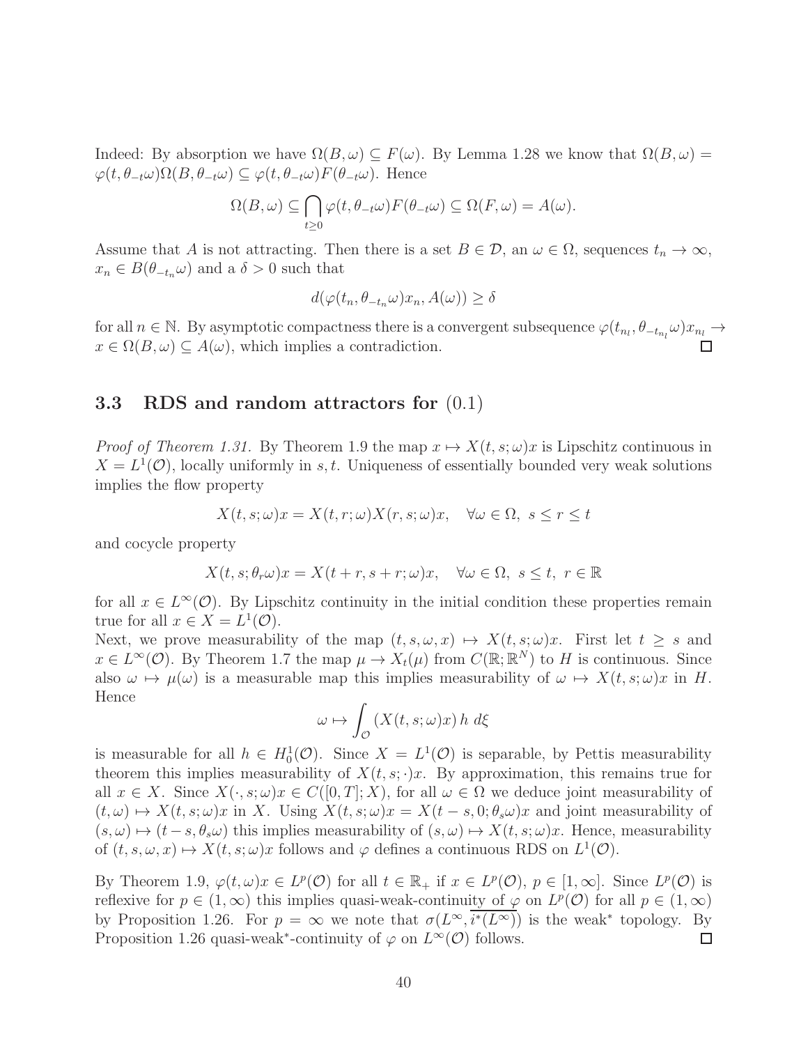Indeed: By absorption we have $\Omega(B,\omega) \subseteq F(\omega)$. By Lemma 1.28 we know that $\Omega(B,\omega) = \varphi(t,\theta_{-t}\omega)\Omega(B,\theta_{-t}\omega) \subseteq \varphi(t,\theta_{-t}\omega)F(\theta_{-t}\omega)$. Hence

$$\Omega(B,\omega) \subseteq \bigcap_{t\geq 0} \varphi(t,\theta_{-t}\omega)F(\theta_{-t}\omega) \subseteq \Omega(F,\omega) = A(\omega).$$

Assume that $A$ is not attracting. Then there is a set $B \in \mathcal{D}$, an $\omega \in \Omega$, sequences $t_n \to \infty$, $x_n \in B(\theta_{-t_n}\omega)$ and a $\delta > 0$ such that

$$d(\varphi(t_n,\theta_{-t_n}\omega)x_n, A(\omega)) \geq \delta$$

for all $n \in \mathbb{N}$. By asymptotic compactness there is a convergent subsequence $\varphi(t_{n_l},\theta_{-t_{n_l}}\omega)x_{n_l} \to x \in \Omega(B,\omega) \subseteq A(\omega)$, which implies a contradiction. □

### 3.3 RDS and random attractors for (0.1)

*Proof of Theorem 1.31.* By Theorem 1.9 the map $x \mapsto X(t,s;\omega)x$ is Lipschitz continuous in $X = L^1(\mathcal{O})$, locally uniformly in $s,t$. Uniqueness of essentially bounded very weak solutions implies the flow property

$$X(t,s;\omega)x = X(t,r;\omega)X(r,s;\omega)x, \quad \forall \omega \in \Omega,\ s \leq r \leq t$$

and cocycle property

$$X(t,s;\theta_r\omega)x = X(t+r,s+r;\omega)x, \quad \forall \omega \in \Omega,\ s \leq t,\ r \in \mathbb{R}$$

for all $x \in L^\infty(\mathcal{O})$. By Lipschitz continuity in the initial condition these properties remain true for all $x \in X = L^1(\mathcal{O})$.

Next, we prove measurability of the map $(t,s,\omega,x) \mapsto X(t,s;\omega)x$. First let $t \geq s$ and $x \in L^\infty(\mathcal{O})$. By Theorem 1.7 the map $\mu \to X_t(\mu)$ from $C(\mathbb{R};\mathbb{R}^N)$ to $H$ is continuous. Since also $\omega \mapsto \mu(\omega)$ is a measurable map this implies measurability of $\omega \mapsto X(t,s;\omega)x$ in $H$. Hence

$$\omega \mapsto \int_{\mathcal{O}} (X(t,s;\omega)x)\, h \; d\xi$$

is measurable for all $h \in H_0^1(\mathcal{O})$. Since $X = L^1(\mathcal{O})$ is separable, by Pettis measurability theorem this implies measurability of $X(t,s;\cdot)x$. By approximation, this remains true for all $x \in X$. Since $X(\cdot,s;\omega)x \in C([0,T];X)$, for all $\omega \in \Omega$ we deduce joint measurability of $(t,\omega) \mapsto X(t,s;\omega)x$ in $X$. Using $X(t,s;\omega)x = X(t-s,0;\theta_s\omega)x$ and joint measurability of $(s,\omega) \mapsto (t-s,\theta_s\omega)$ this implies measurability of $(s,\omega) \mapsto X(t,s;\omega)x$. Hence, measurability of $(t,s,\omega,x) \mapsto X(t,s;\omega)x$ follows and $\varphi$ defines a continuous RDS on $L^1(\mathcal{O})$.

By Theorem 1.9, $\varphi(t,\omega)x \in L^p(\mathcal{O})$ for all $t \in \mathbb{R}_+$ if $x \in L^p(\mathcal{O})$, $p \in [1,\infty]$. Since $L^p(\mathcal{O})$ is reflexive for $p \in (1,\infty)$ this implies quasi-weak-continuity of $\varphi$ on $L^p(\mathcal{O})$ for all $p \in (1,\infty)$ by Proposition 1.26. For $p = \infty$ we note that $\sigma(L^\infty, \overline{i^*(L^\infty)})$ is the weak$^*$ topology. By Proposition 1.26 quasi-weak$^*$-continuity of $\varphi$ on $L^\infty(\mathcal{O})$ follows. □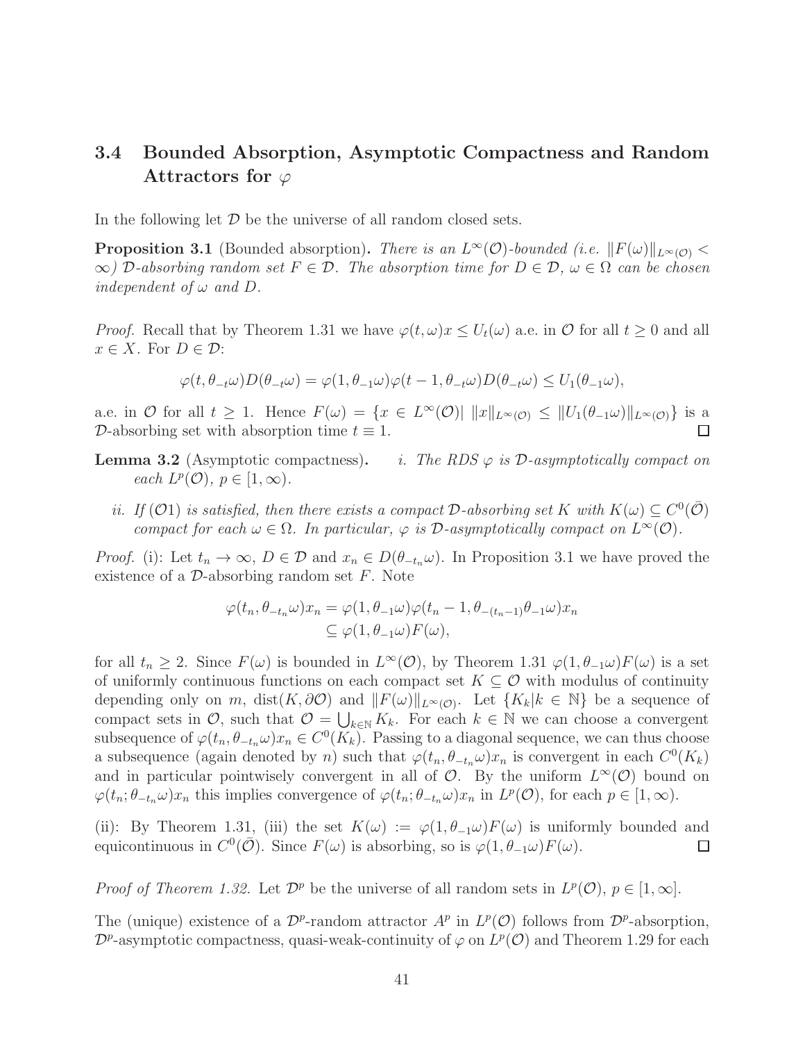## 3.4 Bounded Absorption, Asymptotic Compactness and Random Attractors for $\varphi$

In the following let $\mathcal{D}$ be the universe of all random closed sets.

**Proposition 3.1** (Bounded absorption)**.** *There is an $L^\infty(\mathcal{O})$-bounded (i.e. $\|F(\omega)\|_{L^\infty(\mathcal{O})} < \infty$) $\mathcal{D}$-absorbing random set $F \in \mathcal{D}$. The absorption time for $D \in \mathcal{D}$, $\omega \in \Omega$ can be chosen independent of $\omega$ and $D$.*

*Proof.* Recall that by Theorem 1.31 we have $\varphi(t,\omega)x \le U_t(\omega)$ a.e. in $\mathcal{O}$ for all $t \ge 0$ and all $x \in X$. For $D \in \mathcal{D}$:

$$\varphi(t, \theta_{-t}\omega)D(\theta_{-t}\omega) = \varphi(1, \theta_{-1}\omega)\varphi(t-1, \theta_{-t}\omega)D(\theta_{-t}\omega) \le U_1(\theta_{-1}\omega),$$

a.e. in $\mathcal{O}$ for all $t \ge 1$. Hence $F(\omega) = \{x \in L^\infty(\mathcal{O}) | \ \|x\|_{L^\infty(\mathcal{O})} \le \|U_1(\theta_{-1}\omega)\|_{L^\infty(\mathcal{O})}\}$ is a $\mathcal{D}$-absorbing set with absorption time $t \equiv 1$. □

**Lemma 3.2** (Asymptotic compactness)**.**

*i. The RDS $\varphi$ is $\mathcal{D}$-asymptotically compact on each $L^p(\mathcal{O})$, $p \in [1, \infty)$.*

*ii. If $(\mathcal{O}1)$ is satisfied, then there exists a compact $\mathcal{D}$-absorbing set $K$ with $K(\omega) \subseteq C^0(\bar{\mathcal{O}})$ compact for each $\omega \in \Omega$. In particular, $\varphi$ is $\mathcal{D}$-asymptotically compact on $L^\infty(\mathcal{O})$.*

*Proof.* (i): Let $t_n \to \infty$, $D \in \mathcal{D}$ and $x_n \in D(\theta_{-t_n}\omega)$. In Proposition 3.1 we have proved the existence of a $\mathcal{D}$-absorbing random set $F$. Note

$$\begin{aligned}\varphi(t_n, \theta_{-t_n}\omega)x_n &= \varphi(1, \theta_{-1}\omega)\varphi(t_n - 1, \theta_{-(t_n-1)}\theta_{-1}\omega)x_n \\ &\subseteq \varphi(1, \theta_{-1}\omega)F(\omega),\end{aligned}$$

for all $t_n \ge 2$. Since $F(\omega)$ is bounded in $L^\infty(\mathcal{O})$, by Theorem 1.31 $\varphi(1, \theta_{-1}\omega)F(\omega)$ is a set of uniformly continuous functions on each compact set $K \subseteq \mathcal{O}$ with modulus of continuity depending only on $m$, $\operatorname{dist}(K, \partial\mathcal{O})$ and $\|F(\omega)\|_{L^\infty(\mathcal{O})}$. Let $\{K_k | k \in \mathbb{N}\}$ be a sequence of compact sets in $\mathcal{O}$, such that $\mathcal{O} = \bigcup_{k\in\mathbb{N}} K_k$. For each $k \in \mathbb{N}$ we can choose a convergent subsequence of $\varphi(t_n, \theta_{-t_n}\omega)x_n \in C^0(K_k)$. Passing to a diagonal sequence, we can thus choose a subsequence (again denoted by $n$) such that $\varphi(t_n, \theta_{-t_n}\omega)x_n$ is convergent in each $C^0(K_k)$ and in particular pointwisely convergent in all of $\mathcal{O}$. By the uniform $L^\infty(\mathcal{O})$ bound on $\varphi(t_n; \theta_{-t_n}\omega)x_n$ this implies convergence of $\varphi(t_n; \theta_{-t_n}\omega)x_n$ in $L^p(\mathcal{O})$, for each $p \in [1, \infty)$.

(ii): By Theorem 1.31, (iii) the set $K(\omega) := \varphi(1, \theta_{-1}\omega)F(\omega)$ is uniformly bounded and equicontinuous in $C^0(\bar{\mathcal{O}})$. Since $F(\omega)$ is absorbing, so is $\varphi(1, \theta_{-1}\omega)F(\omega)$. □

*Proof of Theorem 1.32.* Let $\mathcal{D}^p$ be the universe of all random sets in $L^p(\mathcal{O})$, $p \in [1, \infty]$.

The (unique) existence of a $\mathcal{D}^p$-random attractor $A^p$ in $L^p(\mathcal{O})$ follows from $\mathcal{D}^p$-absorption, $\mathcal{D}^p$-asymptotic compactness, quasi-weak-continuity of $\varphi$ on $L^p(\mathcal{O})$ and Theorem 1.29 for each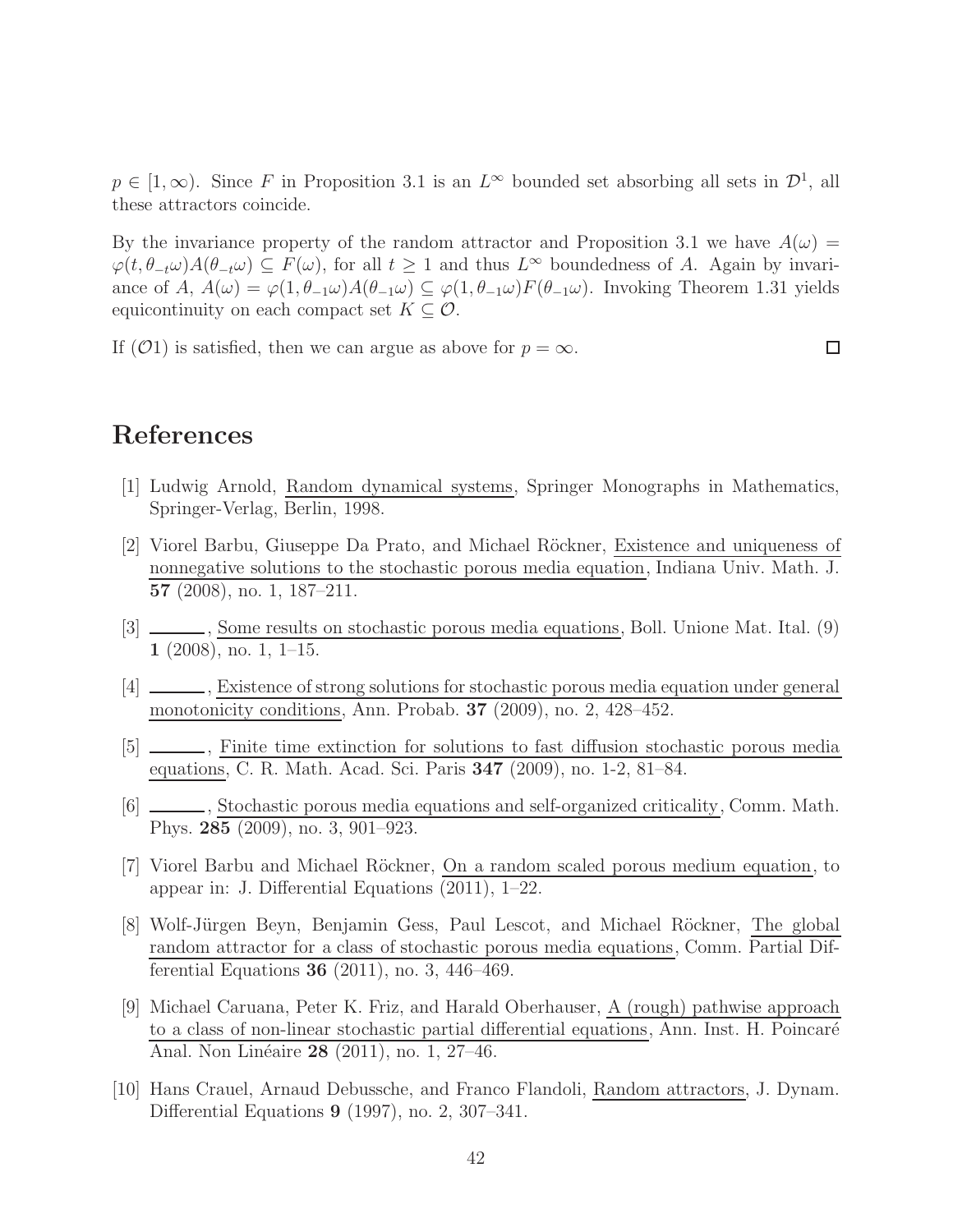$p \in [1, \infty)$. Since $F$ in Proposition 3.1 is an $L^\infty$ bounded set absorbing all sets in $\mathcal{D}^1$, all these attractors coincide.

By the invariance property of the random attractor and Proposition 3.1 we have $A(\omega) = \varphi(t, \theta_{-t}\omega)A(\theta_{-t}\omega) \subseteq F(\omega)$, for all $t \geq 1$ and thus $L^\infty$ boundedness of $A$. Again by invariance of $A$, $A(\omega) = \varphi(1, \theta_{-1}\omega)A(\theta_{-1}\omega) \subseteq \varphi(1, \theta_{-1}\omega)F(\theta_{-1}\omega)$. Invoking Theorem 1.31 yields equicontinuity on each compact set $K \subseteq \mathcal{O}$.

If $(\mathcal{O}1)$ is satisfied, then we can argue as above for $p = \infty$. $\square$

# References

[1] Ludwig Arnold, Random dynamical systems, Springer Monographs in Mathematics, Springer-Verlag, Berlin, 1998.

[2] Viorel Barbu, Giuseppe Da Prato, and Michael Röckner, Existence and uniqueness of nonnegative solutions to the stochastic porous media equation, Indiana Univ. Math. J. **57** (2008), no. 1, 187–211.

[3] ______, Some results on stochastic porous media equations, Boll. Unione Mat. Ital. (9) **1** (2008), no. 1, 1–15.

[4] ______, Existence of strong solutions for stochastic porous media equation under general monotonicity conditions, Ann. Probab. **37** (2009), no. 2, 428–452.

[5] ______, Finite time extinction for solutions to fast diffusion stochastic porous media equations, C. R. Math. Acad. Sci. Paris **347** (2009), no. 1-2, 81–84.

[6] ______, Stochastic porous media equations and self-organized criticality, Comm. Math. Phys. **285** (2009), no. 3, 901–923.

[7] Viorel Barbu and Michael Röckner, On a random scaled porous medium equation, to appear in: J. Differential Equations (2011), 1–22.

[8] Wolf-Jürgen Beyn, Benjamin Gess, Paul Lescot, and Michael Röckner, The global random attractor for a class of stochastic porous media equations, Comm. Partial Differential Equations **36** (2011), no. 3, 446–469.

[9] Michael Caruana, Peter K. Friz, and Harald Oberhauser, A (rough) pathwise approach to a class of non-linear stochastic partial differential equations, Ann. Inst. H. Poincaré Anal. Non Linéaire **28** (2011), no. 1, 27–46.

[10] Hans Crauel, Arnaud Debussche, and Franco Flandoli, Random attractors, J. Dynam. Differential Equations **9** (1997), no. 2, 307–341.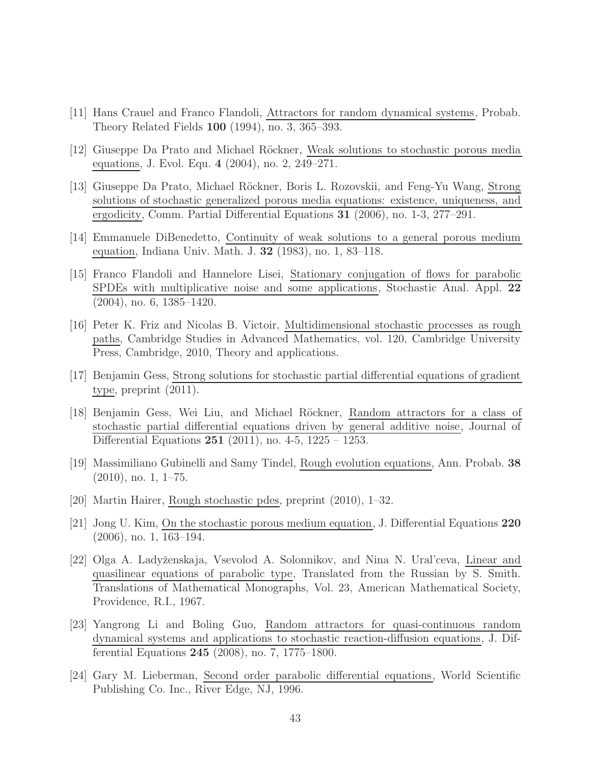[11] Hans Crauel and Franco Flandoli, Attractors for random dynamical systems, Probab. Theory Related Fields **100** (1994), no. 3, 365–393.

[12] Giuseppe Da Prato and Michael Röckner, Weak solutions to stochastic porous media equations, J. Evol. Equ. **4** (2004), no. 2, 249–271.

[13] Giuseppe Da Prato, Michael Röckner, Boris L. Rozovskii, and Feng-Yu Wang, Strong solutions of stochastic generalized porous media equations: existence, uniqueness, and ergodicity, Comm. Partial Differential Equations **31** (2006), no. 1-3, 277–291.

[14] Emmanuele DiBenedetto, Continuity of weak solutions to a general porous medium equation, Indiana Univ. Math. J. **32** (1983), no. 1, 83–118.

[15] Franco Flandoli and Hannelore Lisei, Stationary conjugation of flows for parabolic SPDEs with multiplicative noise and some applications, Stochastic Anal. Appl. **22** (2004), no. 6, 1385–1420.

[16] Peter K. Friz and Nicolas B. Victoir, Multidimensional stochastic processes as rough paths, Cambridge Studies in Advanced Mathematics, vol. 120, Cambridge University Press, Cambridge, 2010, Theory and applications.

[17] Benjamin Gess, Strong solutions for stochastic partial differential equations of gradient type, preprint (2011).

[18] Benjamin Gess, Wei Liu, and Michael Röckner, Random attractors for a class of stochastic partial differential equations driven by general additive noise, Journal of Differential Equations **251** (2011), no. 4-5, 1225 – 1253.

[19] Massimiliano Gubinelli and Samy Tindel, Rough evolution equations, Ann. Probab. **38** (2010), no. 1, 1–75.

[20] Martin Hairer, Rough stochastic pdes, preprint (2010), 1–32.

[21] Jong U. Kim, On the stochastic porous medium equation, J. Differential Equations **220** (2006), no. 1, 163–194.

[22] Olga A. Ladyženskaja, Vsevolod A. Solonnikov, and Nina N. Ural'ceva, Linear and quasilinear equations of parabolic type, Translated from the Russian by S. Smith. Translations of Mathematical Monographs, Vol. 23, American Mathematical Society, Providence, R.I., 1967.

[23] Yangrong Li and Boling Guo, Random attractors for quasi-continuous random dynamical systems and applications to stochastic reaction-diffusion equations, J. Differential Equations **245** (2008), no. 7, 1775–1800.

[24] Gary M. Lieberman, Second order parabolic differential equations, World Scientific Publishing Co. Inc., River Edge, NJ, 1996.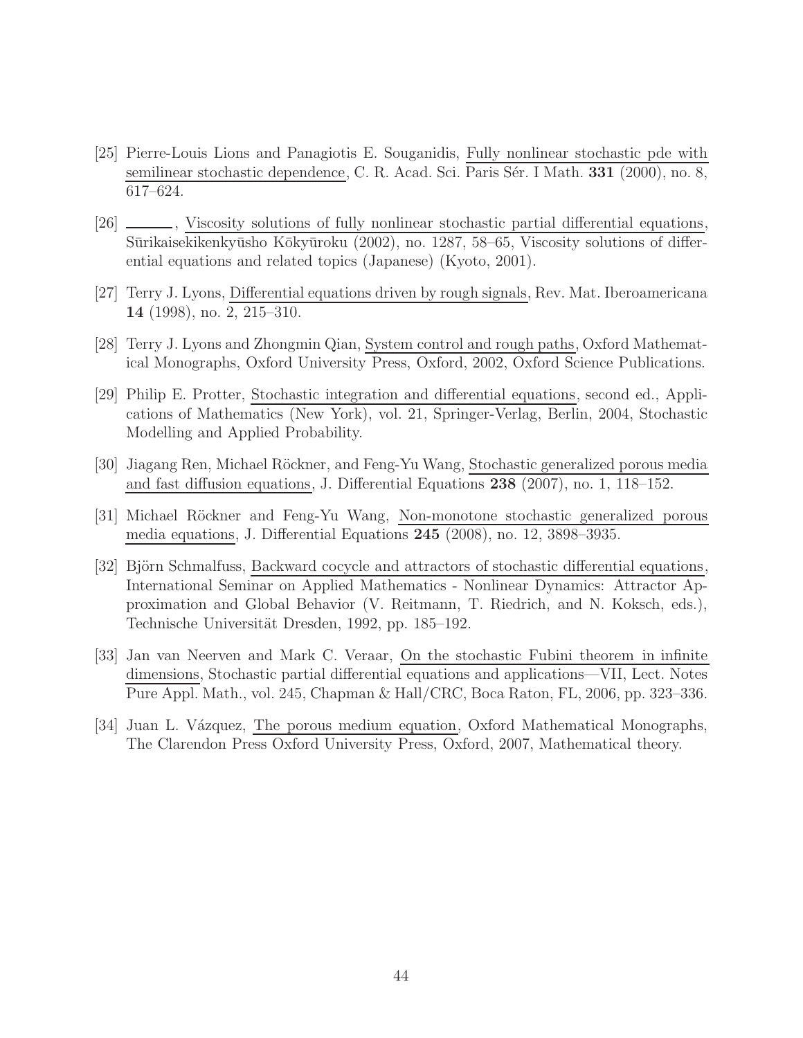[25] Pierre-Louis Lions and Panagiotis E. Souganidis, Fully nonlinear stochastic pde with semilinear stochastic dependence, C. R. Acad. Sci. Paris Sér. I Math. **331** (2000), no. 8, 617–624.

[26] ______, Viscosity solutions of fully nonlinear stochastic partial differential equations, Sūrikaisekikenkyūsho Kōkyūroku (2002), no. 1287, 58–65, Viscosity solutions of differential equations and related topics (Japanese) (Kyoto, 2001).

[27] Terry J. Lyons, Differential equations driven by rough signals, Rev. Mat. Iberoamericana **14** (1998), no. 2, 215–310.

[28] Terry J. Lyons and Zhongmin Qian, System control and rough paths, Oxford Mathematical Monographs, Oxford University Press, Oxford, 2002, Oxford Science Publications.

[29] Philip E. Protter, Stochastic integration and differential equations, second ed., Applications of Mathematics (New York), vol. 21, Springer-Verlag, Berlin, 2004, Stochastic Modelling and Applied Probability.

[30] Jiagang Ren, Michael Röckner, and Feng-Yu Wang, Stochastic generalized porous media and fast diffusion equations, J. Differential Equations **238** (2007), no. 1, 118–152.

[31] Michael Röckner and Feng-Yu Wang, Non-monotone stochastic generalized porous media equations, J. Differential Equations **245** (2008), no. 12, 3898–3935.

[32] Björn Schmalfuss, Backward cocycle and attractors of stochastic differential equations, International Seminar on Applied Mathematics - Nonlinear Dynamics: Attractor Approximation and Global Behavior (V. Reitmann, T. Riedrich, and N. Koksch, eds.), Technische Universität Dresden, 1992, pp. 185–192.

[33] Jan van Neerven and Mark C. Veraar, On the stochastic Fubini theorem in infinite dimensions, Stochastic partial differential equations and applications—VII, Lect. Notes Pure Appl. Math., vol. 245, Chapman & Hall/CRC, Boca Raton, FL, 2006, pp. 323–336.

[34] Juan L. Vázquez, The porous medium equation, Oxford Mathematical Monographs, The Clarendon Press Oxford University Press, Oxford, 2007, Mathematical theory.